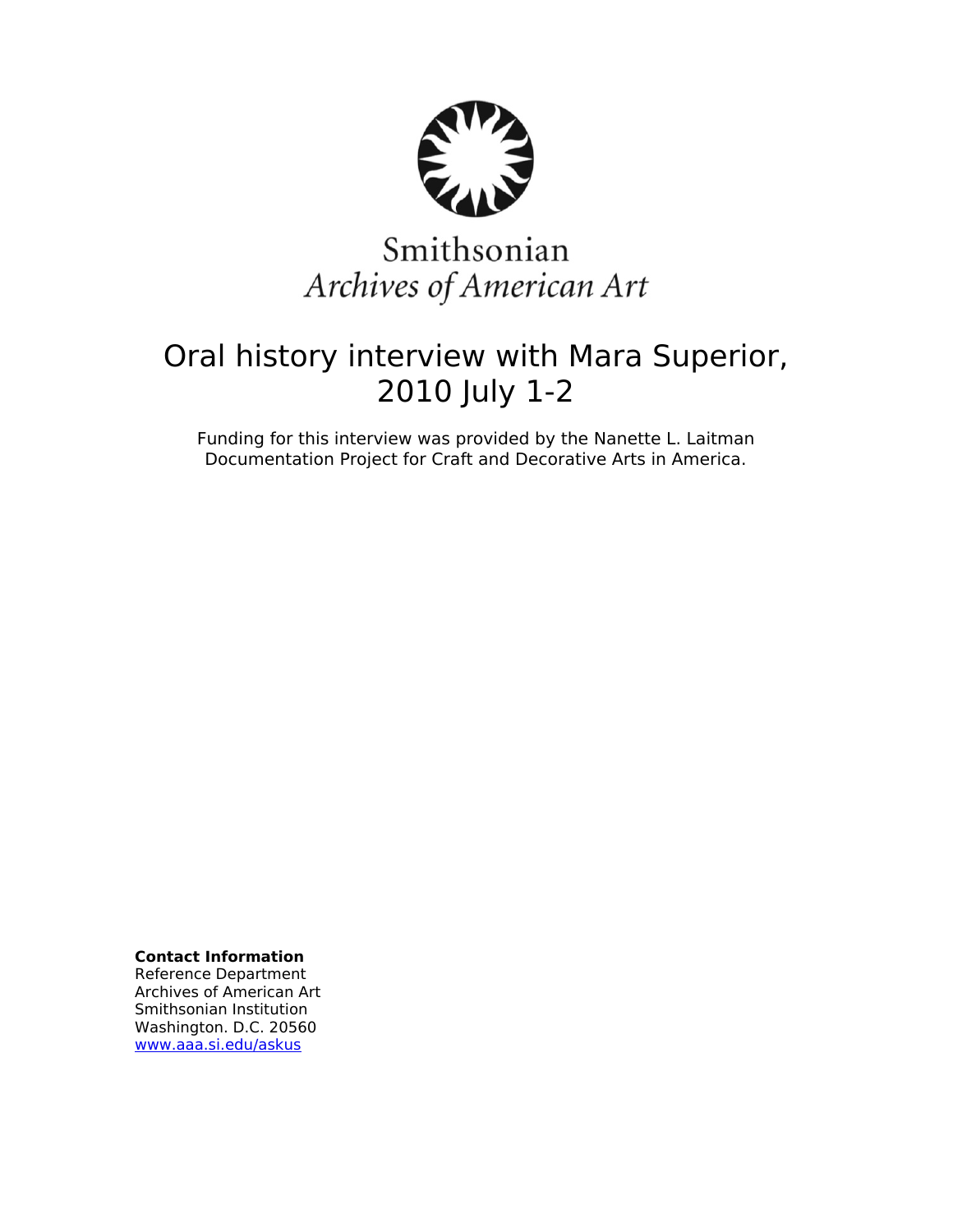Smithsonian
*Archives of American Art*

# Oral history interview with Mara Superior, 2010 July 1-2

Funding for this interview was provided by the Nanette L. Laitman Documentation Project for Craft and Decorative Arts in America.

**Contact Information**
Reference Department
Archives of American Art
Smithsonian Institution
Washington. D.C. 20560
www.aaa.si.edu/askus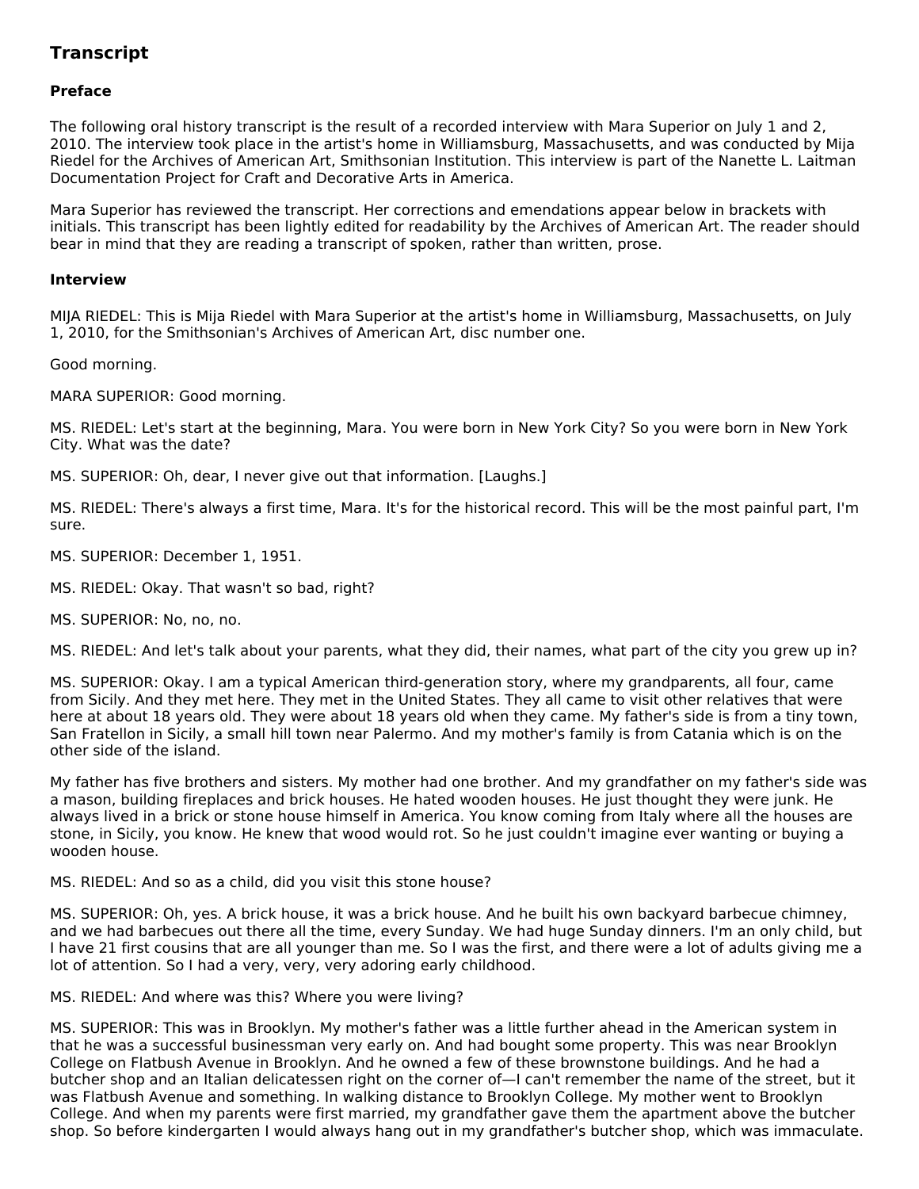## Transcript

### Preface

The following oral history transcript is the result of a recorded interview with Mara Superior on July 1 and 2, 2010. The interview took place in the artist's home in Williamsburg, Massachusetts, and was conducted by Mija Riedel for the Archives of American Art, Smithsonian Institution. This interview is part of the Nanette L. Laitman Documentation Project for Craft and Decorative Arts in America.

Mara Superior has reviewed the transcript. Her corrections and emendations appear below in brackets with initials. This transcript has been lightly edited for readability by the Archives of American Art. The reader should bear in mind that they are reading a transcript of spoken, rather than written, prose.

### Interview

MIJA RIEDEL: This is Mija Riedel with Mara Superior at the artist's home in Williamsburg, Massachusetts, on July 1, 2010, for the Smithsonian's Archives of American Art, disc number one.

Good morning.

MARA SUPERIOR: Good morning.

MS. RIEDEL: Let's start at the beginning, Mara. You were born in New York City? So you were born in New York City. What was the date?

MS. SUPERIOR: Oh, dear, I never give out that information. [Laughs.]

MS. RIEDEL: There's always a first time, Mara. It's for the historical record. This will be the most painful part, I'm sure.

MS. SUPERIOR: December 1, 1951.

MS. RIEDEL: Okay. That wasn't so bad, right?

MS. SUPERIOR: No, no, no.

MS. RIEDEL: And let's talk about your parents, what they did, their names, what part of the city you grew up in?

MS. SUPERIOR: Okay. I am a typical American third-generation story, where my grandparents, all four, came from Sicily. And they met here. They met in the United States. They all came to visit other relatives that were here at about 18 years old. They were about 18 years old when they came. My father's side is from a tiny town, San Fratellon in Sicily, a small hill town near Palermo. And my mother's family is from Catania which is on the other side of the island.

My father has five brothers and sisters. My mother had one brother. And my grandfather on my father's side was a mason, building fireplaces and brick houses. He hated wooden houses. He just thought they were junk. He always lived in a brick or stone house himself in America. You know coming from Italy where all the houses are stone, in Sicily, you know. He knew that wood would rot. So he just couldn't imagine ever wanting or buying a wooden house.

MS. RIEDEL: And so as a child, did you visit this stone house?

MS. SUPERIOR: Oh, yes. A brick house, it was a brick house. And he built his own backyard barbecue chimney, and we had barbecues out there all the time, every Sunday. We had huge Sunday dinners. I'm an only child, but I have 21 first cousins that are all younger than me. So I was the first, and there were a lot of adults giving me a lot of attention. So I had a very, very, very adoring early childhood.

MS. RIEDEL: And where was this? Where you were living?

MS. SUPERIOR: This was in Brooklyn. My mother's father was a little further ahead in the American system in that he was a successful businessman very early on. And had bought some property. This was near Brooklyn College on Flatbush Avenue in Brooklyn. And he owned a few of these brownstone buildings. And he had a butcher shop and an Italian delicatessen right on the corner of—I can't remember the name of the street, but it was Flatbush Avenue and something. In walking distance to Brooklyn College. My mother went to Brooklyn College. And when my parents were first married, my grandfather gave them the apartment above the butcher shop. So before kindergarten I would always hang out in my grandfather's butcher shop, which was immaculate.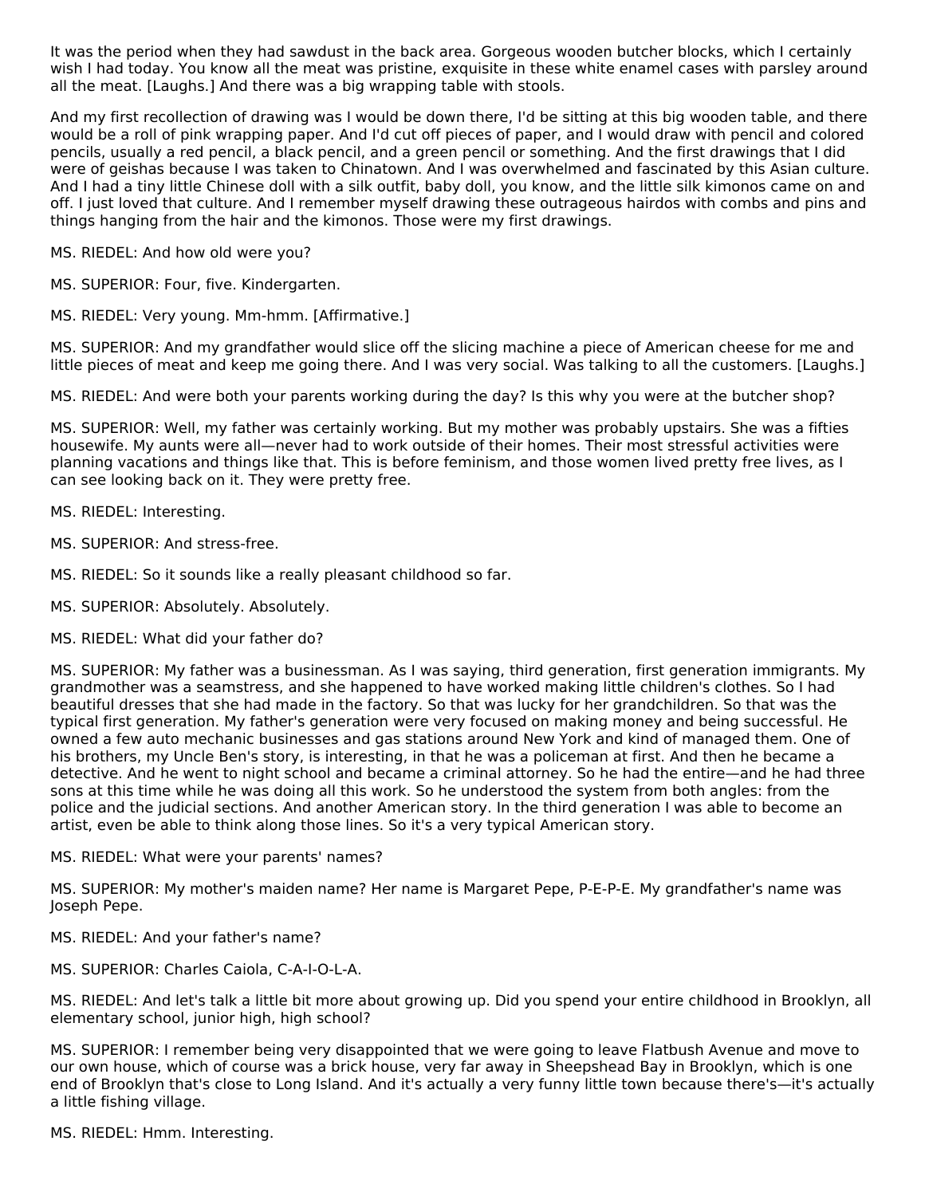It was the period when they had sawdust in the back area. Gorgeous wooden butcher blocks, which I certainly wish I had today. You know all the meat was pristine, exquisite in these white enamel cases with parsley around all the meat. [Laughs.] And there was a big wrapping table with stools.

And my first recollection of drawing was I would be down there, I'd be sitting at this big wooden table, and there would be a roll of pink wrapping paper. And I'd cut off pieces of paper, and I would draw with pencil and colored pencils, usually a red pencil, a black pencil, and a green pencil or something. And the first drawings that I did were of geishas because I was taken to Chinatown. And I was overwhelmed and fascinated by this Asian culture. And I had a tiny little Chinese doll with a silk outfit, baby doll, you know, and the little silk kimonos came on and off. I just loved that culture. And I remember myself drawing these outrageous hairdos with combs and pins and things hanging from the hair and the kimonos. Those were my first drawings.

MS. RIEDEL: And how old were you?

MS. SUPERIOR: Four, five. Kindergarten.

MS. RIEDEL: Very young. Mm-hmm. [Affirmative.]

MS. SUPERIOR: And my grandfather would slice off the slicing machine a piece of American cheese for me and little pieces of meat and keep me going there. And I was very social. Was talking to all the customers. [Laughs.]

MS. RIEDEL: And were both your parents working during the day? Is this why you were at the butcher shop?

MS. SUPERIOR: Well, my father was certainly working. But my mother was probably upstairs. She was a fifties housewife. My aunts were all—never had to work outside of their homes. Their most stressful activities were planning vacations and things like that. This is before feminism, and those women lived pretty free lives, as I can see looking back on it. They were pretty free.

MS. RIEDEL: Interesting.

MS. SUPERIOR: And stress-free.

MS. RIEDEL: So it sounds like a really pleasant childhood so far.

MS. SUPERIOR: Absolutely. Absolutely.

MS. RIEDEL: What did your father do?

MS. SUPERIOR: My father was a businessman. As I was saying, third generation, first generation immigrants. My grandmother was a seamstress, and she happened to have worked making little children's clothes. So I had beautiful dresses that she had made in the factory. So that was lucky for her grandchildren. So that was the typical first generation. My father's generation were very focused on making money and being successful. He owned a few auto mechanic businesses and gas stations around New York and kind of managed them. One of his brothers, my Uncle Ben's story, is interesting, in that he was a policeman at first. And then he became a detective. And he went to night school and became a criminal attorney. So he had the entire—and he had three sons at this time while he was doing all this work. So he understood the system from both angles: from the police and the judicial sections. And another American story. In the third generation I was able to become an artist, even be able to think along those lines. So it's a very typical American story.

MS. RIEDEL: What were your parents' names?

MS. SUPERIOR: My mother's maiden name? Her name is Margaret Pepe, P-E-P-E. My grandfather's name was Joseph Pepe.

MS. RIEDEL: And your father's name?

MS. SUPERIOR: Charles Caiola, C-A-I-O-L-A.

MS. RIEDEL: And let's talk a little bit more about growing up. Did you spend your entire childhood in Brooklyn, all elementary school, junior high, high school?

MS. SUPERIOR: I remember being very disappointed that we were going to leave Flatbush Avenue and move to our own house, which of course was a brick house, very far away in Sheepshead Bay in Brooklyn, which is one end of Brooklyn that's close to Long Island. And it's actually a very funny little town because there's—it's actually a little fishing village.

MS. RIEDEL: Hmm. Interesting.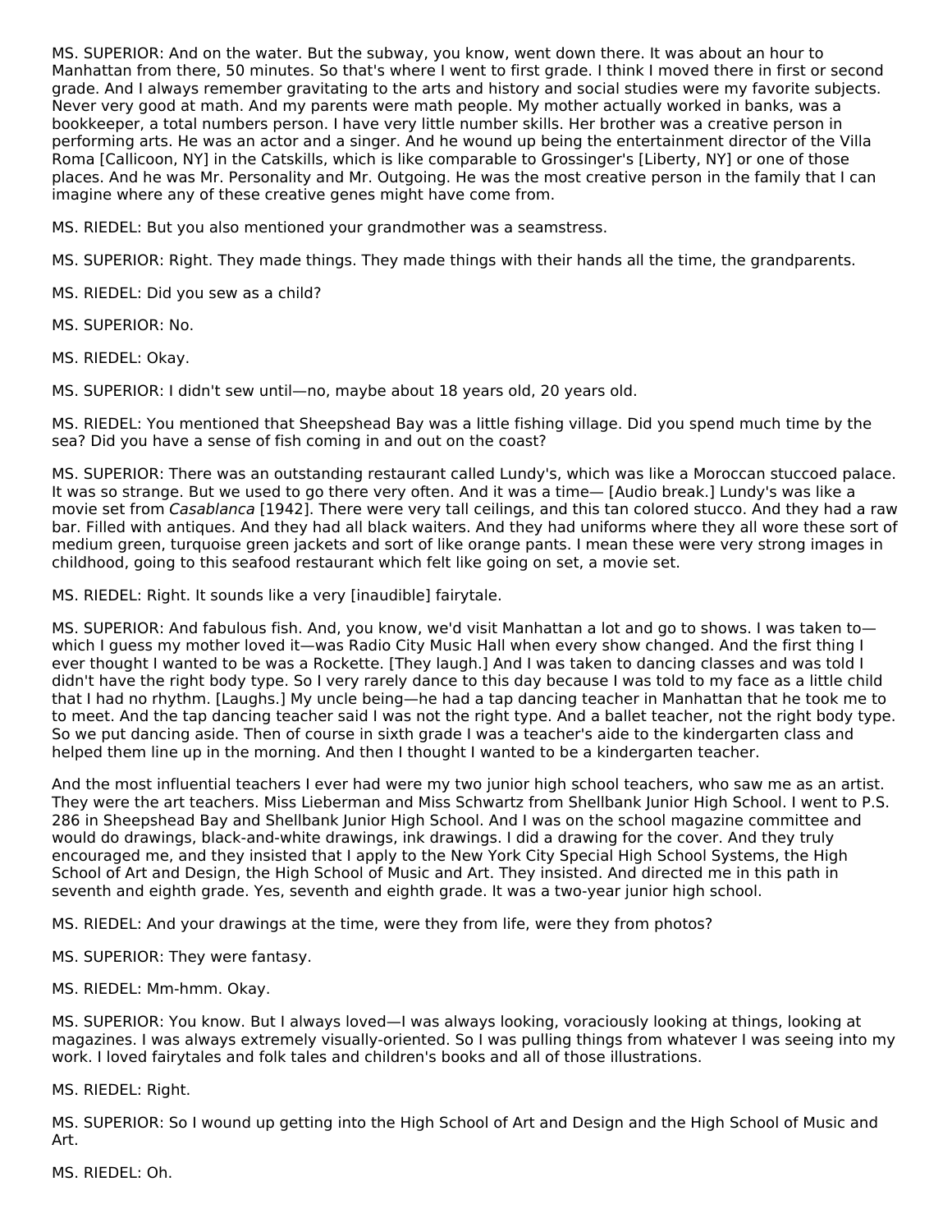MS. SUPERIOR: And on the water. But the subway, you know, went down there. It was about an hour to Manhattan from there, 50 minutes. So that's where I went to first grade. I think I moved there in first or second grade. And I always remember gravitating to the arts and history and social studies were my favorite subjects. Never very good at math. And my parents were math people. My mother actually worked in banks, was a bookkeeper, a total numbers person. I have very little number skills. Her brother was a creative person in performing arts. He was an actor and a singer. And he wound up being the entertainment director of the Villa Roma [Callicoon, NY] in the Catskills, which is like comparable to Grossinger's [Liberty, NY] or one of those places. And he was Mr. Personality and Mr. Outgoing. He was the most creative person in the family that I can imagine where any of these creative genes might have come from.

MS. RIEDEL: But you also mentioned your grandmother was a seamstress.

MS. SUPERIOR: Right. They made things. They made things with their hands all the time, the grandparents.

MS. RIEDEL: Did you sew as a child?

MS. SUPERIOR: No.

MS. RIEDEL: Okay.

MS. SUPERIOR: I didn't sew until—no, maybe about 18 years old, 20 years old.

MS. RIEDEL: You mentioned that Sheepshead Bay was a little fishing village. Did you spend much time by the sea? Did you have a sense of fish coming in and out on the coast?

MS. SUPERIOR: There was an outstanding restaurant called Lundy's, which was like a Moroccan stuccoed palace. It was so strange. But we used to go there very often. And it was a time— [Audio break.] Lundy's was like a movie set from *Casablanca* [1942]. There were very tall ceilings, and this tan colored stucco. And they had a raw bar. Filled with antiques. And they had all black waiters. And they had uniforms where they all wore these sort of medium green, turquoise green jackets and sort of like orange pants. I mean these were very strong images in childhood, going to this seafood restaurant which felt like going on set, a movie set.

MS. RIEDEL: Right. It sounds like a very [inaudible] fairytale.

MS. SUPERIOR: And fabulous fish. And, you know, we'd visit Manhattan a lot and go to shows. I was taken to—which I guess my mother loved it—was Radio City Music Hall when every show changed. And the first thing I ever thought I wanted to be was a Rockette. [They laugh.] And I was taken to dancing classes and was told I didn't have the right body type. So I very rarely dance to this day because I was told to my face as a little child that I had no rhythm. [Laughs.] My uncle being—he had a tap dancing teacher in Manhattan that he took me to to meet. And the tap dancing teacher said I was not the right type. And a ballet teacher, not the right body type. So we put dancing aside. Then of course in sixth grade I was a teacher's aide to the kindergarten class and helped them line up in the morning. And then I thought I wanted to be a kindergarten teacher.

And the most influential teachers I ever had were my two junior high school teachers, who saw me as an artist. They were the art teachers. Miss Lieberman and Miss Schwartz from Shellbank Junior High School. I went to P.S. 286 in Sheepshead Bay and Shellbank Junior High School. And I was on the school magazine committee and would do drawings, black-and-white drawings, ink drawings. I did a drawing for the cover. And they truly encouraged me, and they insisted that I apply to the New York City Special High School Systems, the High School of Art and Design, the High School of Music and Art. They insisted. And directed me in this path in seventh and eighth grade. Yes, seventh and eighth grade. It was a two-year junior high school.

MS. RIEDEL: And your drawings at the time, were they from life, were they from photos?

MS. SUPERIOR: They were fantasy.

MS. RIEDEL: Mm-hmm. Okay.

MS. SUPERIOR: You know. But I always loved—I was always looking, voraciously looking at things, looking at magazines. I was always extremely visually-oriented. So I was pulling things from whatever I was seeing into my work. I loved fairytales and folk tales and children's books and all of those illustrations.

MS. RIEDEL: Right.

MS. SUPERIOR: So I wound up getting into the High School of Art and Design and the High School of Music and Art.

MS. RIEDEL: Oh.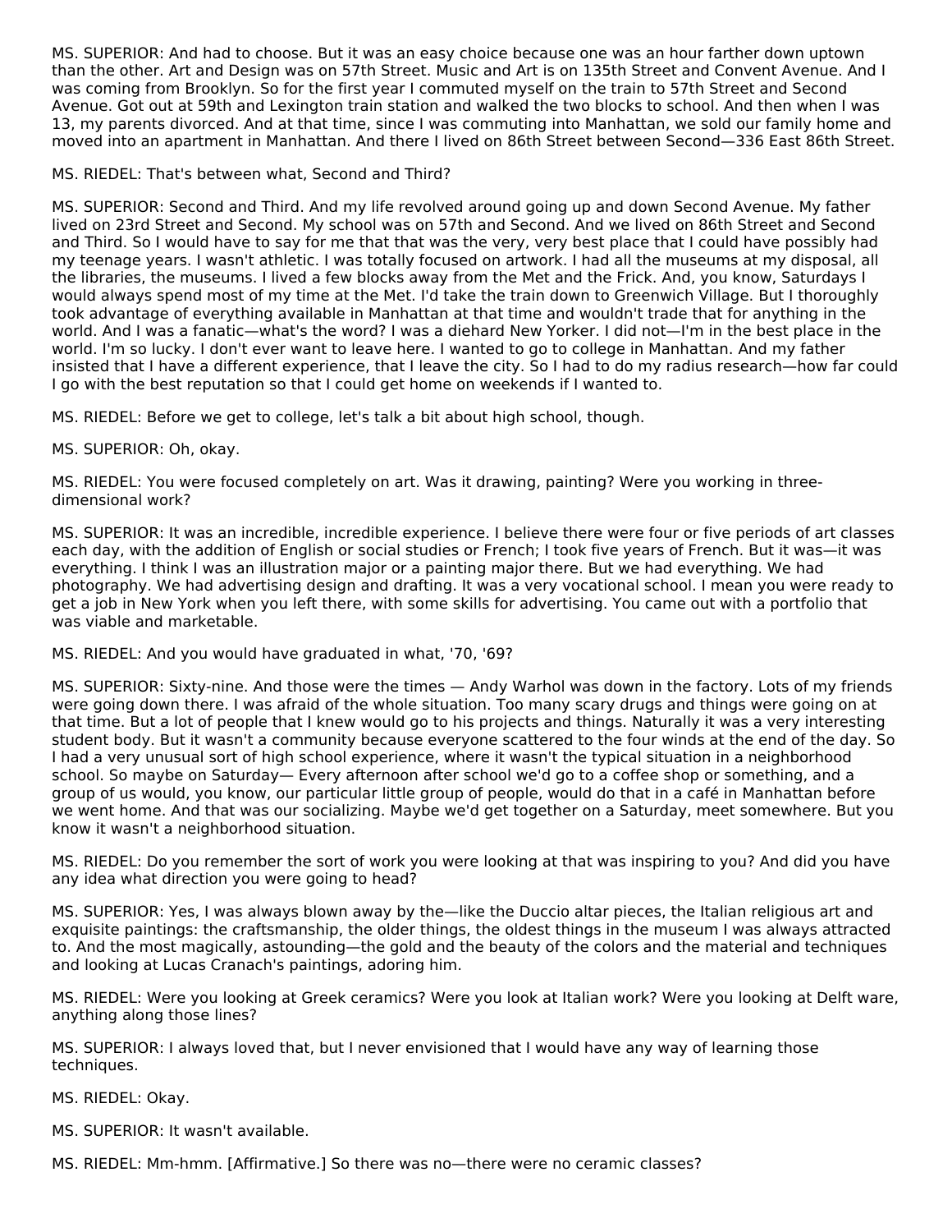MS. SUPERIOR: And had to choose. But it was an easy choice because one was an hour farther down uptown than the other. Art and Design was on 57th Street. Music and Art is on 135th Street and Convent Avenue. And I was coming from Brooklyn. So for the first year I commuted myself on the train to 57th Street and Second Avenue. Got out at 59th and Lexington train station and walked the two blocks to school. And then when I was 13, my parents divorced. And at that time, since I was commuting into Manhattan, we sold our family home and moved into an apartment in Manhattan. And there I lived on 86th Street between Second—336 East 86th Street.

MS. RIEDEL: That's between what, Second and Third?

MS. SUPERIOR: Second and Third. And my life revolved around going up and down Second Avenue. My father lived on 23rd Street and Second. My school was on 57th and Second. And we lived on 86th Street and Second and Third. So I would have to say for me that that was the very, very best place that I could have possibly had my teenage years. I wasn't athletic. I was totally focused on artwork. I had all the museums at my disposal, all the libraries, the museums. I lived a few blocks away from the Met and the Frick. And, you know, Saturdays I would always spend most of my time at the Met. I'd take the train down to Greenwich Village. But I thoroughly took advantage of everything available in Manhattan at that time and wouldn't trade that for anything in the world. And I was a fanatic—what's the word? I was a diehard New Yorker. I did not—I'm in the best place in the world. I'm so lucky. I don't ever want to leave here. I wanted to go to college in Manhattan. And my father insisted that I have a different experience, that I leave the city. So I had to do my radius research—how far could I go with the best reputation so that I could get home on weekends if I wanted to.

MS. RIEDEL: Before we get to college, let's talk a bit about high school, though.

MS. SUPERIOR: Oh, okay.

MS. RIEDEL: You were focused completely on art. Was it drawing, painting? Were you working in three-dimensional work?

MS. SUPERIOR: It was an incredible, incredible experience. I believe there were four or five periods of art classes each day, with the addition of English or social studies or French; I took five years of French. But it was—it was everything. I think I was an illustration major or a painting major there. But we had everything. We had photography. We had advertising design and drafting. It was a very vocational school. I mean you were ready to get a job in New York when you left there, with some skills for advertising. You came out with a portfolio that was viable and marketable.

MS. RIEDEL: And you would have graduated in what, '70, '69?

MS. SUPERIOR: Sixty-nine. And those were the times — Andy Warhol was down in the factory. Lots of my friends were going down there. I was afraid of the whole situation. Too many scary drugs and things were going on at that time. But a lot of people that I knew would go to his projects and things. Naturally it was a very interesting student body. But it wasn't a community because everyone scattered to the four winds at the end of the day. So I had a very unusual sort of high school experience, where it wasn't the typical situation in a neighborhood school. So maybe on Saturday— Every afternoon after school we'd go to a coffee shop or something, and a group of us would, you know, our particular little group of people, would do that in a café in Manhattan before we went home. And that was our socializing. Maybe we'd get together on a Saturday, meet somewhere. But you know it wasn't a neighborhood situation.

MS. RIEDEL: Do you remember the sort of work you were looking at that was inspiring to you? And did you have any idea what direction you were going to head?

MS. SUPERIOR: Yes, I was always blown away by the—like the Duccio altar pieces, the Italian religious art and exquisite paintings: the craftsmanship, the older things, the oldest things in the museum I was always attracted to. And the most magically, astounding—the gold and the beauty of the colors and the material and techniques and looking at Lucas Cranach's paintings, adoring him.

MS. RIEDEL: Were you looking at Greek ceramics? Were you look at Italian work? Were you looking at Delft ware, anything along those lines?

MS. SUPERIOR: I always loved that, but I never envisioned that I would have any way of learning those techniques.

MS. RIEDEL: Okay.

MS. SUPERIOR: It wasn't available.

MS. RIEDEL: Mm-hmm. [Affirmative.] So there was no—there were no ceramic classes?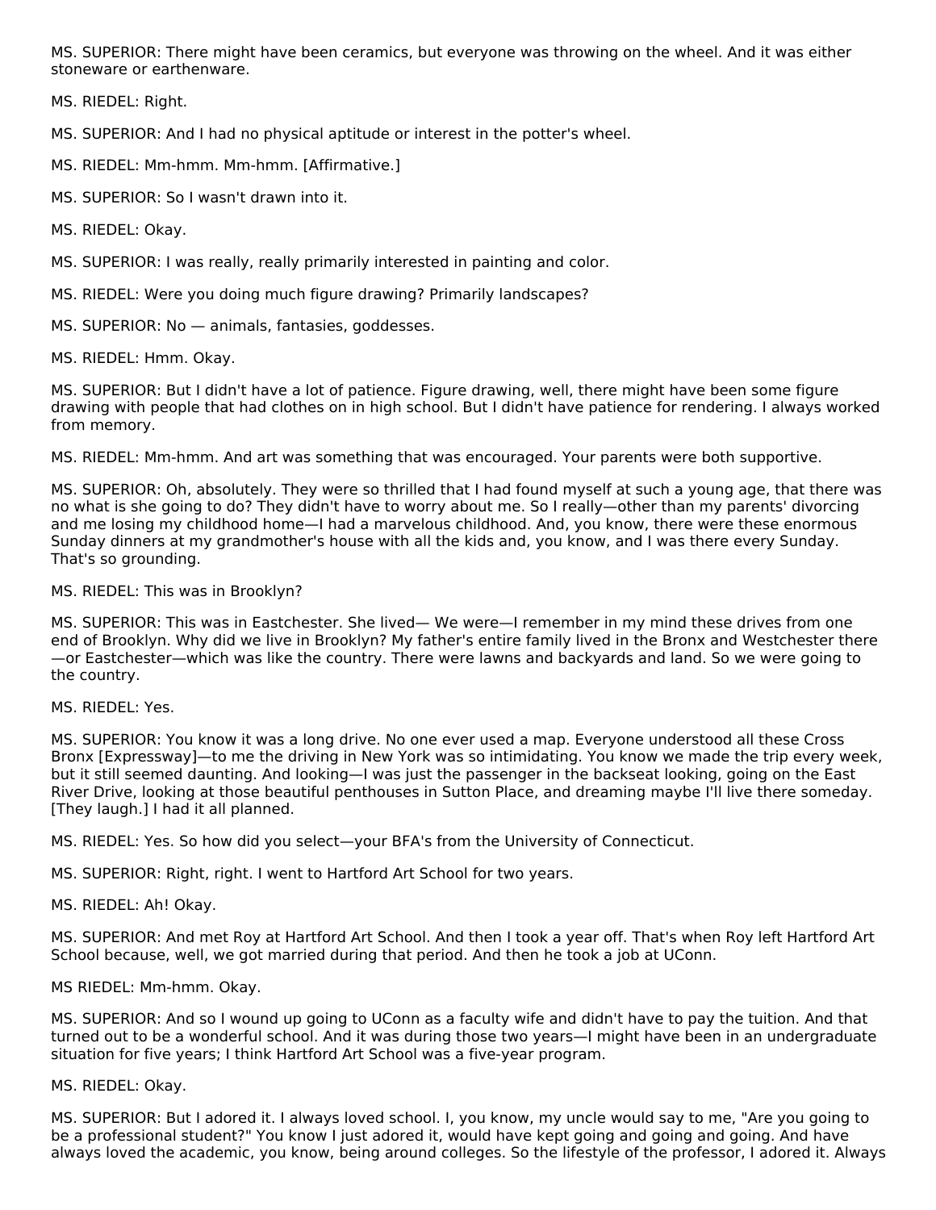MS. SUPERIOR: There might have been ceramics, but everyone was throwing on the wheel. And it was either stoneware or earthenware.

MS. RIEDEL: Right.

MS. SUPERIOR: And I had no physical aptitude or interest in the potter's wheel.

MS. RIEDEL: Mm-hmm. Mm-hmm. [Affirmative.]

MS. SUPERIOR: So I wasn't drawn into it.

MS. RIEDEL: Okay.

MS. SUPERIOR: I was really, really primarily interested in painting and color.

MS. RIEDEL: Were you doing much figure drawing? Primarily landscapes?

MS. SUPERIOR: No — animals, fantasies, goddesses.

MS. RIEDEL: Hmm. Okay.

MS. SUPERIOR: But I didn't have a lot of patience. Figure drawing, well, there might have been some figure drawing with people that had clothes on in high school. But I didn't have patience for rendering. I always worked from memory.

MS. RIEDEL: Mm-hmm. And art was something that was encouraged. Your parents were both supportive.

MS. SUPERIOR: Oh, absolutely. They were so thrilled that I had found myself at such a young age, that there was no what is she going to do? They didn't have to worry about me. So I really—other than my parents' divorcing and me losing my childhood home—I had a marvelous childhood. And, you know, there were these enormous Sunday dinners at my grandmother's house with all the kids and, you know, and I was there every Sunday. That's so grounding.

MS. RIEDEL: This was in Brooklyn?

MS. SUPERIOR: This was in Eastchester. She lived— We were—I remember in my mind these drives from one end of Brooklyn. Why did we live in Brooklyn? My father's entire family lived in the Bronx and Westchester there—or Eastchester—which was like the country. There were lawns and backyards and land. So we were going to the country.

MS. RIEDEL: Yes.

MS. SUPERIOR: You know it was a long drive. No one ever used a map. Everyone understood all these Cross Bronx [Expressway]—to me the driving in New York was so intimidating. You know we made the trip every week, but it still seemed daunting. And looking—I was just the passenger in the backseat looking, going on the East River Drive, looking at those beautiful penthouses in Sutton Place, and dreaming maybe I'll live there someday. [They laugh.] I had it all planned.

MS. RIEDEL: Yes. So how did you select—your BFA's from the University of Connecticut.

MS. SUPERIOR: Right, right. I went to Hartford Art School for two years.

MS. RIEDEL: Ah! Okay.

MS. SUPERIOR: And met Roy at Hartford Art School. And then I took a year off. That's when Roy left Hartford Art School because, well, we got married during that period. And then he took a job at UConn.

MS RIEDEL: Mm-hmm. Okay.

MS. SUPERIOR: And so I wound up going to UConn as a faculty wife and didn't have to pay the tuition. And that turned out to be a wonderful school. And it was during those two years—I might have been in an undergraduate situation for five years; I think Hartford Art School was a five-year program.

MS. RIEDEL: Okay.

MS. SUPERIOR: But I adored it. I always loved school. I, you know, my uncle would say to me, "Are you going to be a professional student?" You know I just adored it, would have kept going and going and going. And have always loved the academic, you know, being around colleges. So the lifestyle of the professor, I adored it. Always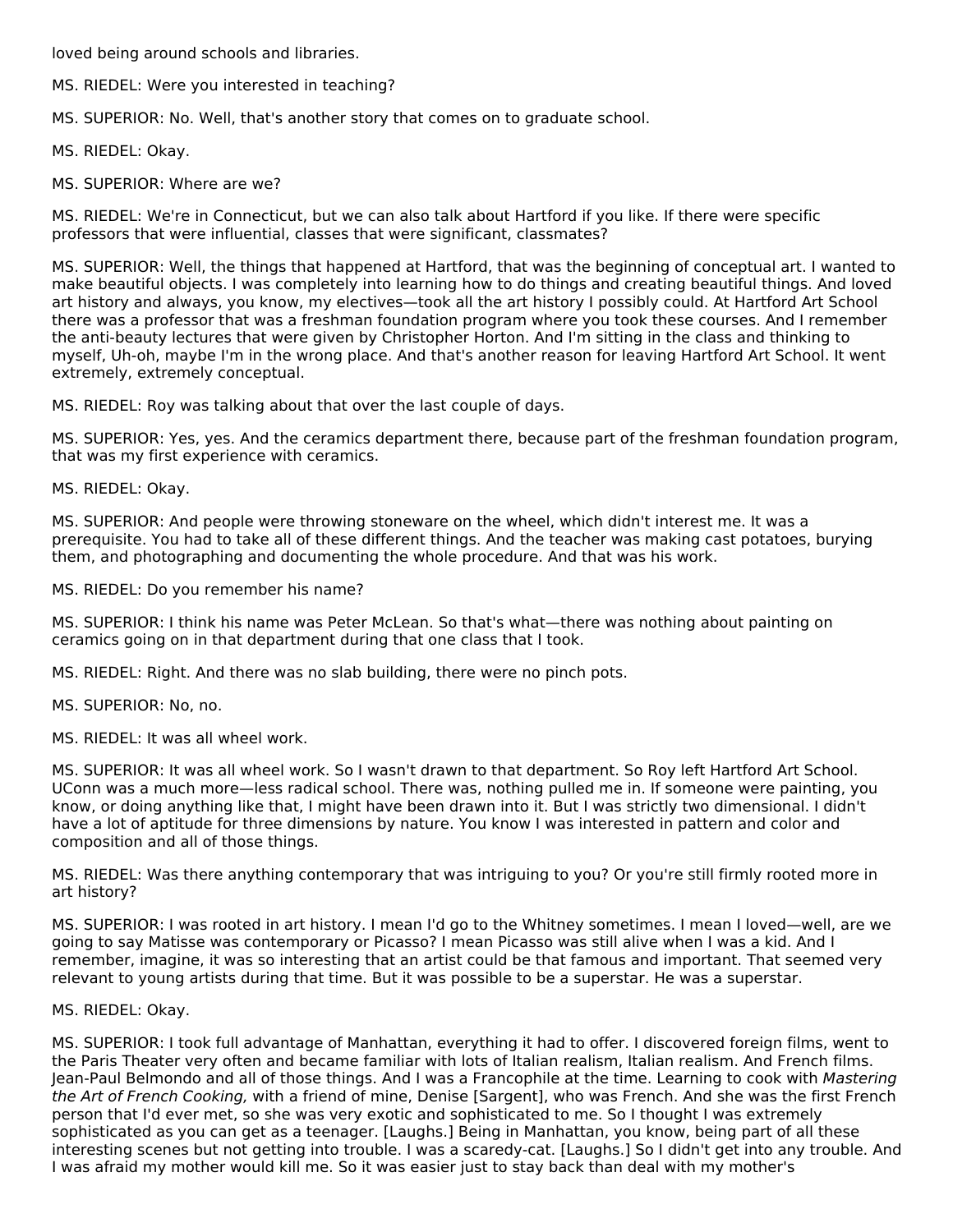loved being around schools and libraries.

MS. RIEDEL: Were you interested in teaching?

MS. SUPERIOR: No. Well, that's another story that comes on to graduate school.

MS. RIEDEL: Okay.

MS. SUPERIOR: Where are we?

MS. RIEDEL: We're in Connecticut, but we can also talk about Hartford if you like. If there were specific professors that were influential, classes that were significant, classmates?

MS. SUPERIOR: Well, the things that happened at Hartford, that was the beginning of conceptual art. I wanted to make beautiful objects. I was completely into learning how to do things and creating beautiful things. And loved art history and always, you know, my electives—took all the art history I possibly could. At Hartford Art School there was a professor that was a freshman foundation program where you took these courses. And I remember the anti-beauty lectures that were given by Christopher Horton. And I'm sitting in the class and thinking to myself, Uh-oh, maybe I'm in the wrong place. And that's another reason for leaving Hartford Art School. It went extremely, extremely conceptual.

MS. RIEDEL: Roy was talking about that over the last couple of days.

MS. SUPERIOR: Yes, yes. And the ceramics department there, because part of the freshman foundation program, that was my first experience with ceramics.

MS. RIEDEL: Okay.

MS. SUPERIOR: And people were throwing stoneware on the wheel, which didn't interest me. It was a prerequisite. You had to take all of these different things. And the teacher was making cast potatoes, burying them, and photographing and documenting the whole procedure. And that was his work.

MS. RIEDEL: Do you remember his name?

MS. SUPERIOR: I think his name was Peter McLean. So that's what—there was nothing about painting on ceramics going on in that department during that one class that I took.

MS. RIEDEL: Right. And there was no slab building, there were no pinch pots.

MS. SUPERIOR: No, no.

MS. RIEDEL: It was all wheel work.

MS. SUPERIOR: It was all wheel work. So I wasn't drawn to that department. So Roy left Hartford Art School. UConn was a much more—less radical school. There was, nothing pulled me in. If someone were painting, you know, or doing anything like that, I might have been drawn into it. But I was strictly two dimensional. I didn't have a lot of aptitude for three dimensions by nature. You know I was interested in pattern and color and composition and all of those things.

MS. RIEDEL: Was there anything contemporary that was intriguing to you? Or you're still firmly rooted more in art history?

MS. SUPERIOR: I was rooted in art history. I mean I'd go to the Whitney sometimes. I mean I loved—well, are we going to say Matisse was contemporary or Picasso? I mean Picasso was still alive when I was a kid. And I remember, imagine, it was so interesting that an artist could be that famous and important. That seemed very relevant to young artists during that time. But it was possible to be a superstar. He was a superstar.

MS. RIEDEL: Okay.

MS. SUPERIOR: I took full advantage of Manhattan, everything it had to offer. I discovered foreign films, went to the Paris Theater very often and became familiar with lots of Italian realism, Italian realism. And French films. Jean-Paul Belmondo and all of those things. And I was a Francophile at the time. Learning to cook with *Mastering the Art of French Cooking,* with a friend of mine, Denise [Sargent], who was French. And she was the first French person that I'd ever met, so she was very exotic and sophisticated to me. So I thought I was extremely sophisticated as you can get as a teenager. [Laughs.] Being in Manhattan, you know, being part of all these interesting scenes but not getting into trouble. I was a scaredy-cat. [Laughs.] So I didn't get into any trouble. And I was afraid my mother would kill me. So it was easier just to stay back than deal with my mother's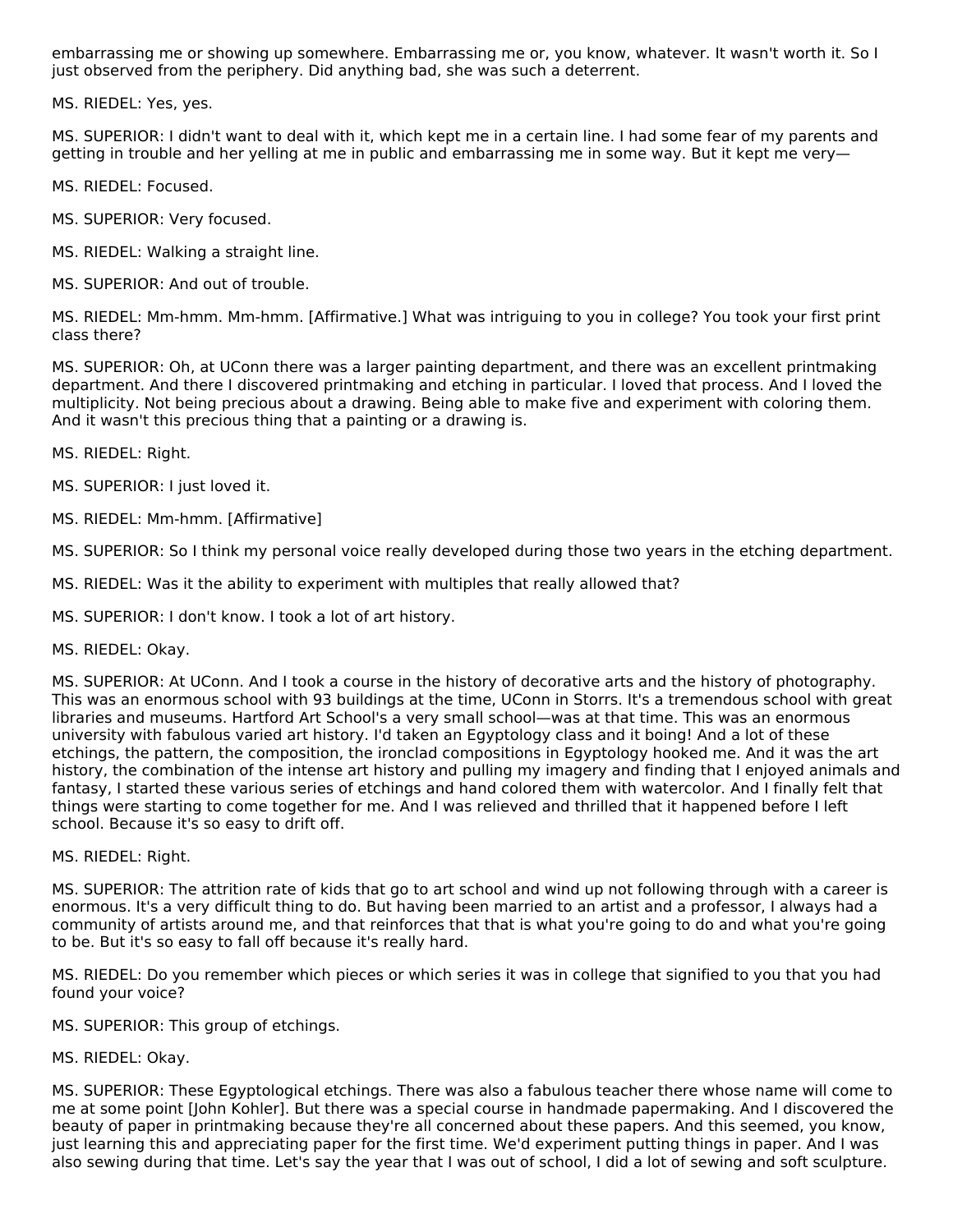embarrassing me or showing up somewhere. Embarrassing me or, you know, whatever. It wasn't worth it. So I just observed from the periphery. Did anything bad, she was such a deterrent.

MS. RIEDEL: Yes, yes.

MS. SUPERIOR: I didn't want to deal with it, which kept me in a certain line. I had some fear of my parents and getting in trouble and her yelling at me in public and embarrassing me in some way. But it kept me very—

MS. RIEDEL: Focused.

MS. SUPERIOR: Very focused.

MS. RIEDEL: Walking a straight line.

MS. SUPERIOR: And out of trouble.

MS. RIEDEL: Mm-hmm. Mm-hmm. [Affirmative.] What was intriguing to you in college? You took your first print class there?

MS. SUPERIOR: Oh, at UConn there was a larger painting department, and there was an excellent printmaking department. And there I discovered printmaking and etching in particular. I loved that process. And I loved the multiplicity. Not being precious about a drawing. Being able to make five and experiment with coloring them. And it wasn't this precious thing that a painting or a drawing is.

MS. RIEDEL: Right.

MS. SUPERIOR: I just loved it.

MS. RIEDEL: Mm-hmm. [Affirmative]

MS. SUPERIOR: So I think my personal voice really developed during those two years in the etching department.

MS. RIEDEL: Was it the ability to experiment with multiples that really allowed that?

MS. SUPERIOR: I don't know. I took a lot of art history.

MS. RIEDEL: Okay.

MS. SUPERIOR: At UConn. And I took a course in the history of decorative arts and the history of photography. This was an enormous school with 93 buildings at the time, UConn in Storrs. It's a tremendous school with great libraries and museums. Hartford Art School's a very small school—was at that time. This was an enormous university with fabulous varied art history. I'd taken an Egyptology class and it boing! And a lot of these etchings, the pattern, the composition, the ironclad compositions in Egyptology hooked me. And it was the art history, the combination of the intense art history and pulling my imagery and finding that I enjoyed animals and fantasy, I started these various series of etchings and hand colored them with watercolor. And I finally felt that things were starting to come together for me. And I was relieved and thrilled that it happened before I left school. Because it's so easy to drift off.

MS. RIEDEL: Right.

MS. SUPERIOR: The attrition rate of kids that go to art school and wind up not following through with a career is enormous. It's a very difficult thing to do. But having been married to an artist and a professor, I always had a community of artists around me, and that reinforces that that is what you're going to do and what you're going to be. But it's so easy to fall off because it's really hard.

MS. RIEDEL: Do you remember which pieces or which series it was in college that signified to you that you had found your voice?

MS. SUPERIOR: This group of etchings.

MS. RIEDEL: Okay.

MS. SUPERIOR: These Egyptological etchings. There was also a fabulous teacher there whose name will come to me at some point [John Kohler]. But there was a special course in handmade papermaking. And I discovered the beauty of paper in printmaking because they're all concerned about these papers. And this seemed, you know, just learning this and appreciating paper for the first time. We'd experiment putting things in paper. And I was also sewing during that time. Let's say the year that I was out of school, I did a lot of sewing and soft sculpture.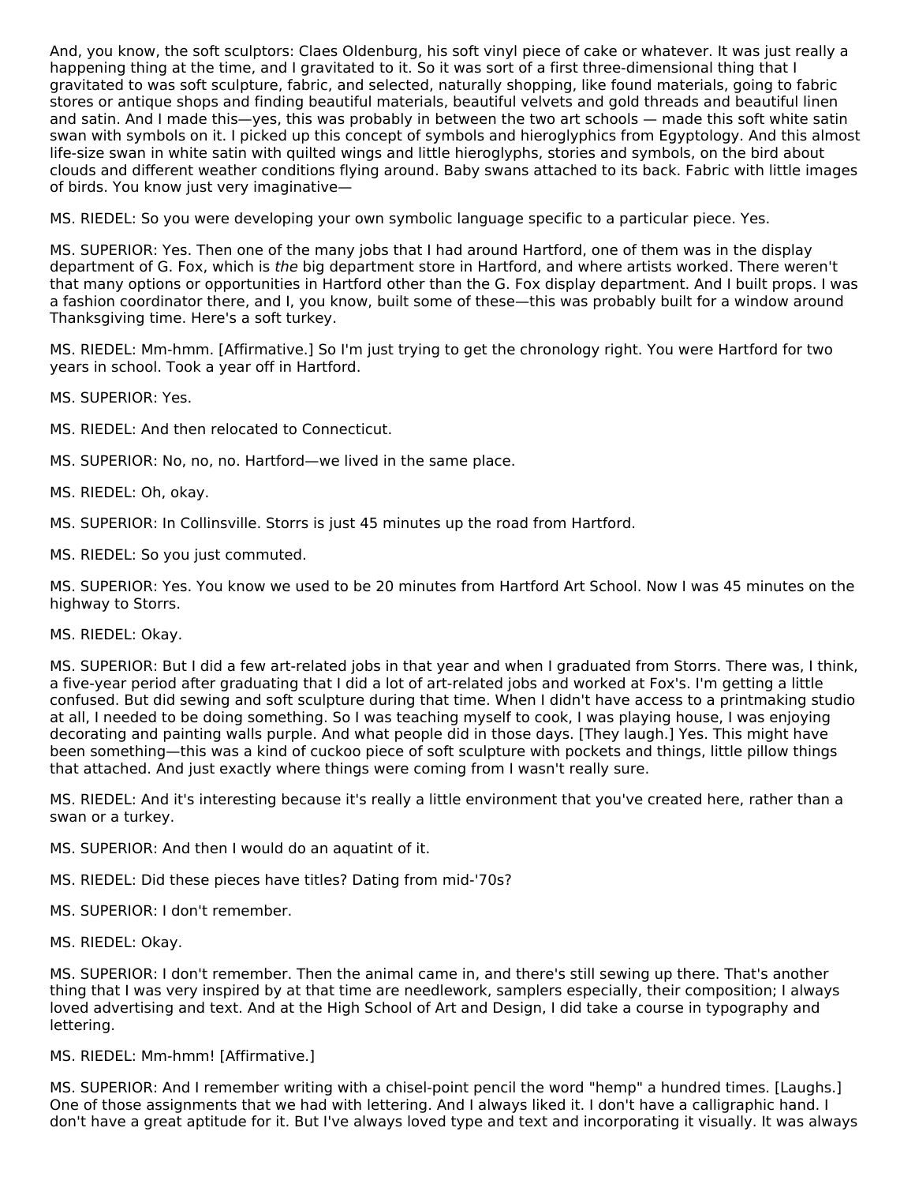And, you know, the soft sculptors: Claes Oldenburg, his soft vinyl piece of cake or whatever. It was just really a happening thing at the time, and I gravitated to it. So it was sort of a first three-dimensional thing that I gravitated to was soft sculpture, fabric, and selected, naturally shopping, like found materials, going to fabric stores or antique shops and finding beautiful materials, beautiful velvets and gold threads and beautiful linen and satin. And I made this—yes, this was probably in between the two art schools — made this soft white satin swan with symbols on it. I picked up this concept of symbols and hieroglyphics from Egyptology. And this almost life-size swan in white satin with quilted wings and little hieroglyphs, stories and symbols, on the bird about clouds and different weather conditions flying around. Baby swans attached to its back. Fabric with little images of birds. You know just very imaginative—

MS. RIEDEL: So you were developing your own symbolic language specific to a particular piece. Yes.

MS. SUPERIOR: Yes. Then one of the many jobs that I had around Hartford, one of them was in the display department of G. Fox, which is *the* big department store in Hartford, and where artists worked. There weren't that many options or opportunities in Hartford other than the G. Fox display department. And I built props. I was a fashion coordinator there, and I, you know, built some of these—this was probably built for a window around Thanksgiving time. Here's a soft turkey.

MS. RIEDEL: Mm-hmm. [Affirmative.] So I'm just trying to get the chronology right. You were Hartford for two years in school. Took a year off in Hartford.

MS. SUPERIOR: Yes.

MS. RIEDEL: And then relocated to Connecticut.

MS. SUPERIOR: No, no, no. Hartford—we lived in the same place.

MS. RIEDEL: Oh, okay.

MS. SUPERIOR: In Collinsville. Storrs is just 45 minutes up the road from Hartford.

MS. RIEDEL: So you just commuted.

MS. SUPERIOR: Yes. You know we used to be 20 minutes from Hartford Art School. Now I was 45 minutes on the highway to Storrs.

MS. RIEDEL: Okay.

MS. SUPERIOR: But I did a few art-related jobs in that year and when I graduated from Storrs. There was, I think, a five-year period after graduating that I did a lot of art-related jobs and worked at Fox's. I'm getting a little confused. But did sewing and soft sculpture during that time. When I didn't have access to a printmaking studio at all, I needed to be doing something. So I was teaching myself to cook, I was playing house, I was enjoying decorating and painting walls purple. And what people did in those days. [They laugh.] Yes. This might have been something—this was a kind of cuckoo piece of soft sculpture with pockets and things, little pillow things that attached. And just exactly where things were coming from I wasn't really sure.

MS. RIEDEL: And it's interesting because it's really a little environment that you've created here, rather than a swan or a turkey.

MS. SUPERIOR: And then I would do an aquatint of it.

MS. RIEDEL: Did these pieces have titles? Dating from mid-'70s?

MS. SUPERIOR: I don't remember.

MS. RIEDEL: Okay.

MS. SUPERIOR: I don't remember. Then the animal came in, and there's still sewing up there. That's another thing that I was very inspired by at that time are needlework, samplers especially, their composition; I always loved advertising and text. And at the High School of Art and Design, I did take a course in typography and lettering.

MS. RIEDEL: Mm-hmm! [Affirmative.]

MS. SUPERIOR: And I remember writing with a chisel-point pencil the word "hemp" a hundred times. [Laughs.] One of those assignments that we had with lettering. And I always liked it. I don't have a calligraphic hand. I don't have a great aptitude for it. But I've always loved type and text and incorporating it visually. It was always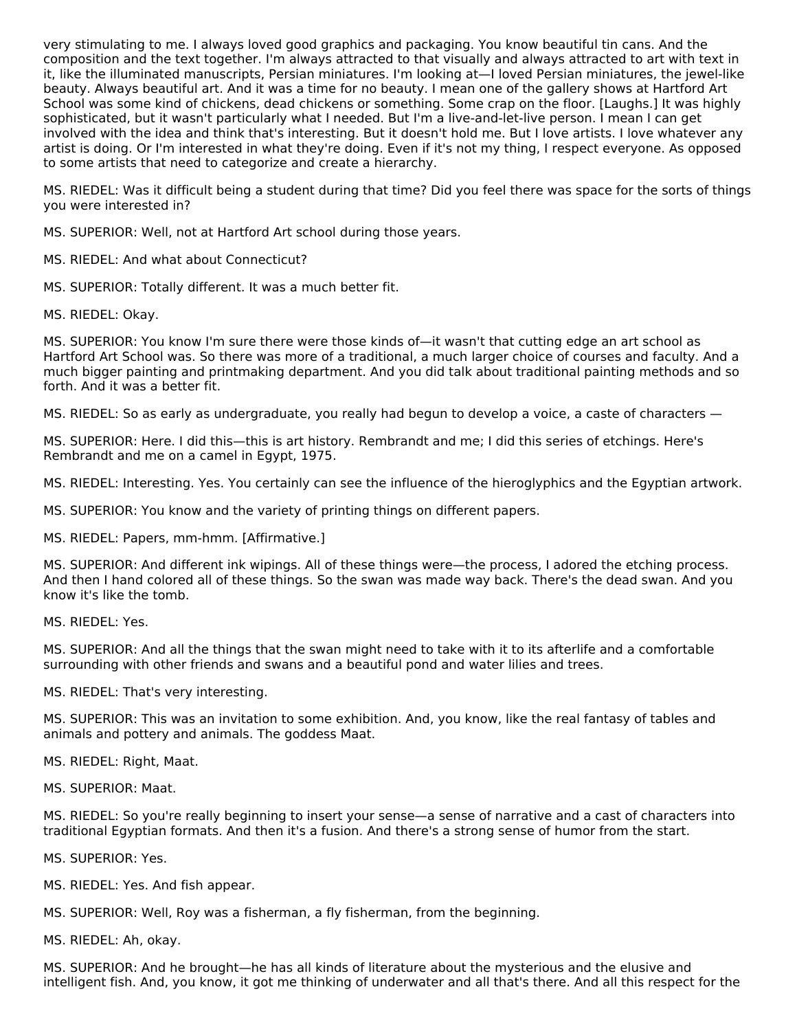very stimulating to me. I always loved good graphics and packaging. You know beautiful tin cans. And the composition and the text together. I'm always attracted to that visually and always attracted to art with text in it, like the illuminated manuscripts, Persian miniatures. I'm looking at—I loved Persian miniatures, the jewel-like beauty. Always beautiful art. And it was a time for no beauty. I mean one of the gallery shows at Hartford Art School was some kind of chickens, dead chickens or something. Some crap on the floor. [Laughs.] It was highly sophisticated, but it wasn't particularly what I needed. But I'm a live-and-let-live person. I mean I can get involved with the idea and think that's interesting. But it doesn't hold me. But I love artists. I love whatever any artist is doing. Or I'm interested in what they're doing. Even if it's not my thing, I respect everyone. As opposed to some artists that need to categorize and create a hierarchy.

MS. RIEDEL: Was it difficult being a student during that time? Did you feel there was space for the sorts of things you were interested in?

MS. SUPERIOR: Well, not at Hartford Art school during those years.

MS. RIEDEL: And what about Connecticut?

MS. SUPERIOR: Totally different. It was a much better fit.

MS. RIEDEL: Okay.

MS. SUPERIOR: You know I'm sure there were those kinds of—it wasn't that cutting edge an art school as Hartford Art School was. So there was more of a traditional, a much larger choice of courses and faculty. And a much bigger painting and printmaking department. And you did talk about traditional painting methods and so forth. And it was a better fit.

MS. RIEDEL: So as early as undergraduate, you really had begun to develop a voice, a caste of characters —

MS. SUPERIOR: Here. I did this—this is art history. Rembrandt and me; I did this series of etchings. Here's Rembrandt and me on a camel in Egypt, 1975.

MS. RIEDEL: Interesting. Yes. You certainly can see the influence of the hieroglyphics and the Egyptian artwork.

MS. SUPERIOR: You know and the variety of printing things on different papers.

MS. RIEDEL: Papers, mm-hmm. [Affirmative.]

MS. SUPERIOR: And different ink wipings. All of these things were—the process, I adored the etching process. And then I hand colored all of these things. So the swan was made way back. There's the dead swan. And you know it's like the tomb.

MS. RIEDEL: Yes.

MS. SUPERIOR: And all the things that the swan might need to take with it to its afterlife and a comfortable surrounding with other friends and swans and a beautiful pond and water lilies and trees.

MS. RIEDEL: That's very interesting.

MS. SUPERIOR: This was an invitation to some exhibition. And, you know, like the real fantasy of tables and animals and pottery and animals. The goddess Maat.

MS. RIEDEL: Right, Maat.

MS. SUPERIOR: Maat.

MS. RIEDEL: So you're really beginning to insert your sense—a sense of narrative and a cast of characters into traditional Egyptian formats. And then it's a fusion. And there's a strong sense of humor from the start.

MS. SUPERIOR: Yes.

MS. RIEDEL: Yes. And fish appear.

MS. SUPERIOR: Well, Roy was a fisherman, a fly fisherman, from the beginning.

MS. RIEDEL: Ah, okay.

MS. SUPERIOR: And he brought—he has all kinds of literature about the mysterious and the elusive and intelligent fish. And, you know, it got me thinking of underwater and all that's there. And all this respect for the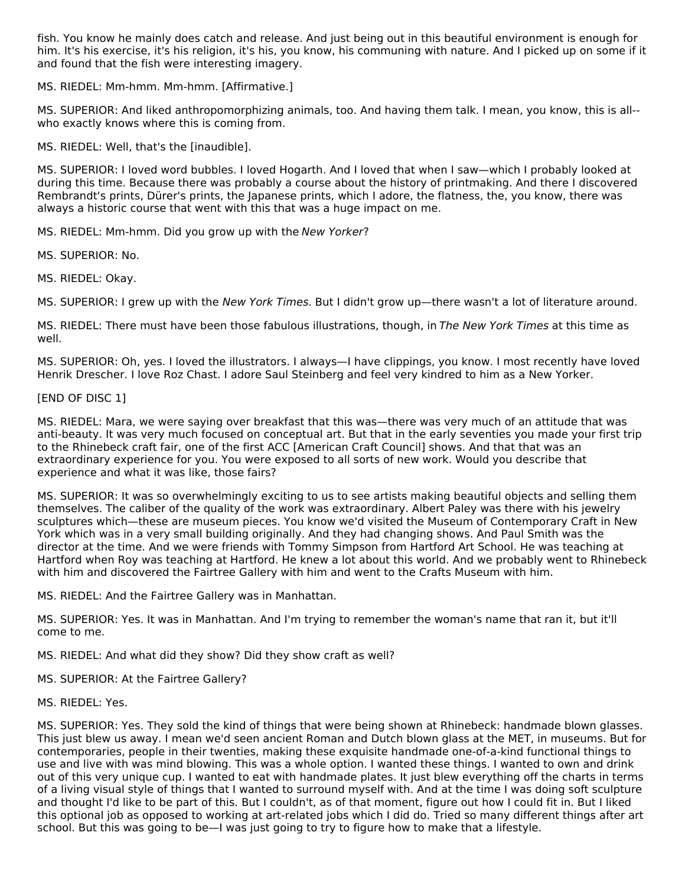fish. You know he mainly does catch and release. And just being out in this beautiful environment is enough for him. It's his exercise, it's his religion, it's his, you know, his communing with nature. And I picked up on some if it and found that the fish were interesting imagery.

MS. RIEDEL: Mm-hmm. Mm-hmm. [Affirmative.]

MS. SUPERIOR: And liked anthropomorphizing animals, too. And having them talk. I mean, you know, this is all--who exactly knows where this is coming from.

MS. RIEDEL: Well, that's the [inaudible].

MS. SUPERIOR: I loved word bubbles. I loved Hogarth. And I loved that when I saw—which I probably looked at during this time. Because there was probably a course about the history of printmaking. And there I discovered Rembrandt's prints, Dürer's prints, the Japanese prints, which I adore, the flatness, the, you know, there was always a historic course that went with this that was a huge impact on me.

MS. RIEDEL: Mm-hmm. Did you grow up with the *New Yorker*?

MS. SUPERIOR: No.

MS. RIEDEL: Okay.

MS. SUPERIOR: I grew up with the *New York Times*. But I didn't grow up—there wasn't a lot of literature around.

MS. RIEDEL: There must have been those fabulous illustrations, though, in *The New York Times* at this time as well.

MS. SUPERIOR: Oh, yes. I loved the illustrators. I always—I have clippings, you know. I most recently have loved Henrik Drescher. I love Roz Chast. I adore Saul Steinberg and feel very kindred to him as a New Yorker.

[END OF DISC 1]

MS. RIEDEL: Mara, we were saying over breakfast that this was—there was very much of an attitude that was anti-beauty. It was very much focused on conceptual art. But that in the early seventies you made your first trip to the Rhinebeck craft fair, one of the first ACC [American Craft Council] shows. And that that was an extraordinary experience for you. You were exposed to all sorts of new work. Would you describe that experience and what it was like, those fairs?

MS. SUPERIOR: It was so overwhelmingly exciting to us to see artists making beautiful objects and selling them themselves. The caliber of the quality of the work was extraordinary. Albert Paley was there with his jewelry sculptures which—these are museum pieces. You know we'd visited the Museum of Contemporary Craft in New York which was in a very small building originally. And they had changing shows. And Paul Smith was the director at the time. And we were friends with Tommy Simpson from Hartford Art School. He was teaching at Hartford when Roy was teaching at Hartford. He knew a lot about this world. And we probably went to Rhinebeck with him and discovered the Fairtree Gallery with him and went to the Crafts Museum with him.

MS. RIEDEL: And the Fairtree Gallery was in Manhattan.

MS. SUPERIOR: Yes. It was in Manhattan. And I'm trying to remember the woman's name that ran it, but it'll come to me.

MS. RIEDEL: And what did they show? Did they show craft as well?

MS. SUPERIOR: At the Fairtree Gallery?

MS. RIEDEL: Yes.

MS. SUPERIOR: Yes. They sold the kind of things that were being shown at Rhinebeck: handmade blown glasses. This just blew us away. I mean we'd seen ancient Roman and Dutch blown glass at the MET, in museums. But for contemporaries, people in their twenties, making these exquisite handmade one-of-a-kind functional things to use and live with was mind blowing. This was a whole option. I wanted these things. I wanted to own and drink out of this very unique cup. I wanted to eat with handmade plates. It just blew everything off the charts in terms of a living visual style of things that I wanted to surround myself with. And at the time I was doing soft sculpture and thought I'd like to be part of this. But I couldn't, as of that moment, figure out how I could fit in. But I liked this optional job as opposed to working at art-related jobs which I did do. Tried so many different things after art school. But this was going to be—I was just going to try to figure how to make that a lifestyle.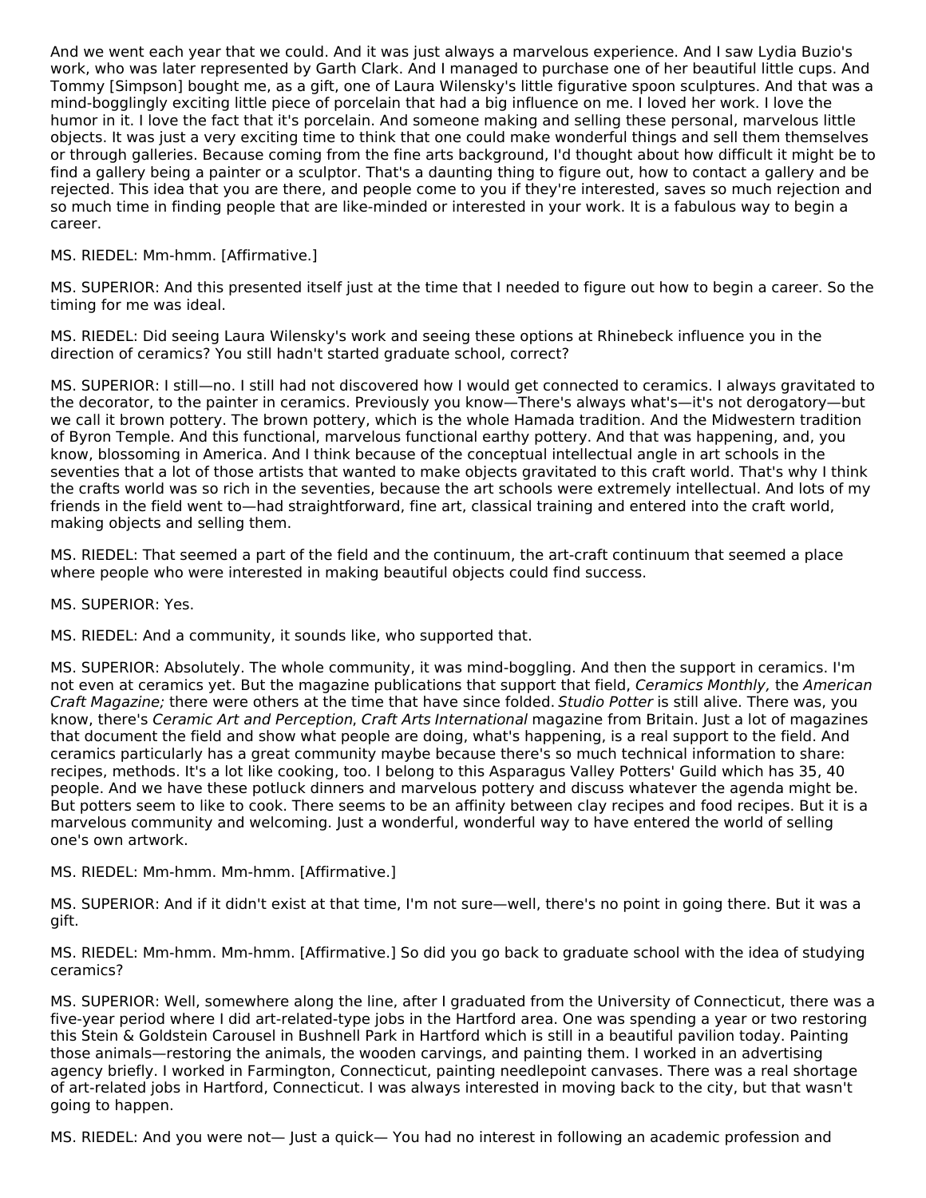And we went each year that we could. And it was just always a marvelous experience. And I saw Lydia Buzio's work, who was later represented by Garth Clark. And I managed to purchase one of her beautiful little cups. And Tommy [Simpson] bought me, as a gift, one of Laura Wilensky's little figurative spoon sculptures. And that was a mind-bogglingly exciting little piece of porcelain that had a big influence on me. I loved her work. I love the humor in it. I love the fact that it's porcelain. And someone making and selling these personal, marvelous little objects. It was just a very exciting time to think that one could make wonderful things and sell them themselves or through galleries. Because coming from the fine arts background, I'd thought about how difficult it might be to find a gallery being a painter or a sculptor. That's a daunting thing to figure out, how to contact a gallery and be rejected. This idea that you are there, and people come to you if they're interested, saves so much rejection and so much time in finding people that are like-minded or interested in your work. It is a fabulous way to begin a career.

MS. RIEDEL: Mm-hmm. [Affirmative.]

MS. SUPERIOR: And this presented itself just at the time that I needed to figure out how to begin a career. So the timing for me was ideal.

MS. RIEDEL: Did seeing Laura Wilensky's work and seeing these options at Rhinebeck influence you in the direction of ceramics? You still hadn't started graduate school, correct?

MS. SUPERIOR: I still—no. I still had not discovered how I would get connected to ceramics. I always gravitated to the decorator, to the painter in ceramics. Previously you know—There's always what's—it's not derogatory—but we call it brown pottery. The brown pottery, which is the whole Hamada tradition. And the Midwestern tradition of Byron Temple. And this functional, marvelous functional earthy pottery. And that was happening, and, you know, blossoming in America. And I think because of the conceptual intellectual angle in art schools in the seventies that a lot of those artists that wanted to make objects gravitated to this craft world. That's why I think the crafts world was so rich in the seventies, because the art schools were extremely intellectual. And lots of my friends in the field went to—had straightforward, fine art, classical training and entered into the craft world, making objects and selling them.

MS. RIEDEL: That seemed a part of the field and the continuum, the art-craft continuum that seemed a place where people who were interested in making beautiful objects could find success.

MS. SUPERIOR: Yes.

MS. RIEDEL: And a community, it sounds like, who supported that.

MS. SUPERIOR: Absolutely. The whole community, it was mind-boggling. And then the support in ceramics. I'm not even at ceramics yet. But the magazine publications that support that field, *Ceramics Monthly,* the *American Craft Magazine;* there were others at the time that have since folded. *Studio Potter* is still alive. There was, you know, there's *Ceramic Art and Perception*, *Craft Arts International* magazine from Britain. Just a lot of magazines that document the field and show what people are doing, what's happening, is a real support to the field. And ceramics particularly has a great community maybe because there's so much technical information to share: recipes, methods. It's a lot like cooking, too. I belong to this Asparagus Valley Potters' Guild which has 35, 40 people. And we have these potluck dinners and marvelous pottery and discuss whatever the agenda might be. But potters seem to like to cook. There seems to be an affinity between clay recipes and food recipes. But it is a marvelous community and welcoming. Just a wonderful, wonderful way to have entered the world of selling one's own artwork.

MS. RIEDEL: Mm-hmm. Mm-hmm. [Affirmative.]

MS. SUPERIOR: And if it didn't exist at that time, I'm not sure—well, there's no point in going there. But it was a gift.

MS. RIEDEL: Mm-hmm. Mm-hmm. [Affirmative.] So did you go back to graduate school with the idea of studying ceramics?

MS. SUPERIOR: Well, somewhere along the line, after I graduated from the University of Connecticut, there was a five-year period where I did art-related-type jobs in the Hartford area. One was spending a year or two restoring this Stein & Goldstein Carousel in Bushnell Park in Hartford which is still in a beautiful pavilion today. Painting those animals—restoring the animals, the wooden carvings, and painting them. I worked in an advertising agency briefly. I worked in Farmington, Connecticut, painting needlepoint canvases. There was a real shortage of art-related jobs in Hartford, Connecticut. I was always interested in moving back to the city, but that wasn't going to happen.

MS. RIEDEL: And you were not— Just a quick— You had no interest in following an academic profession and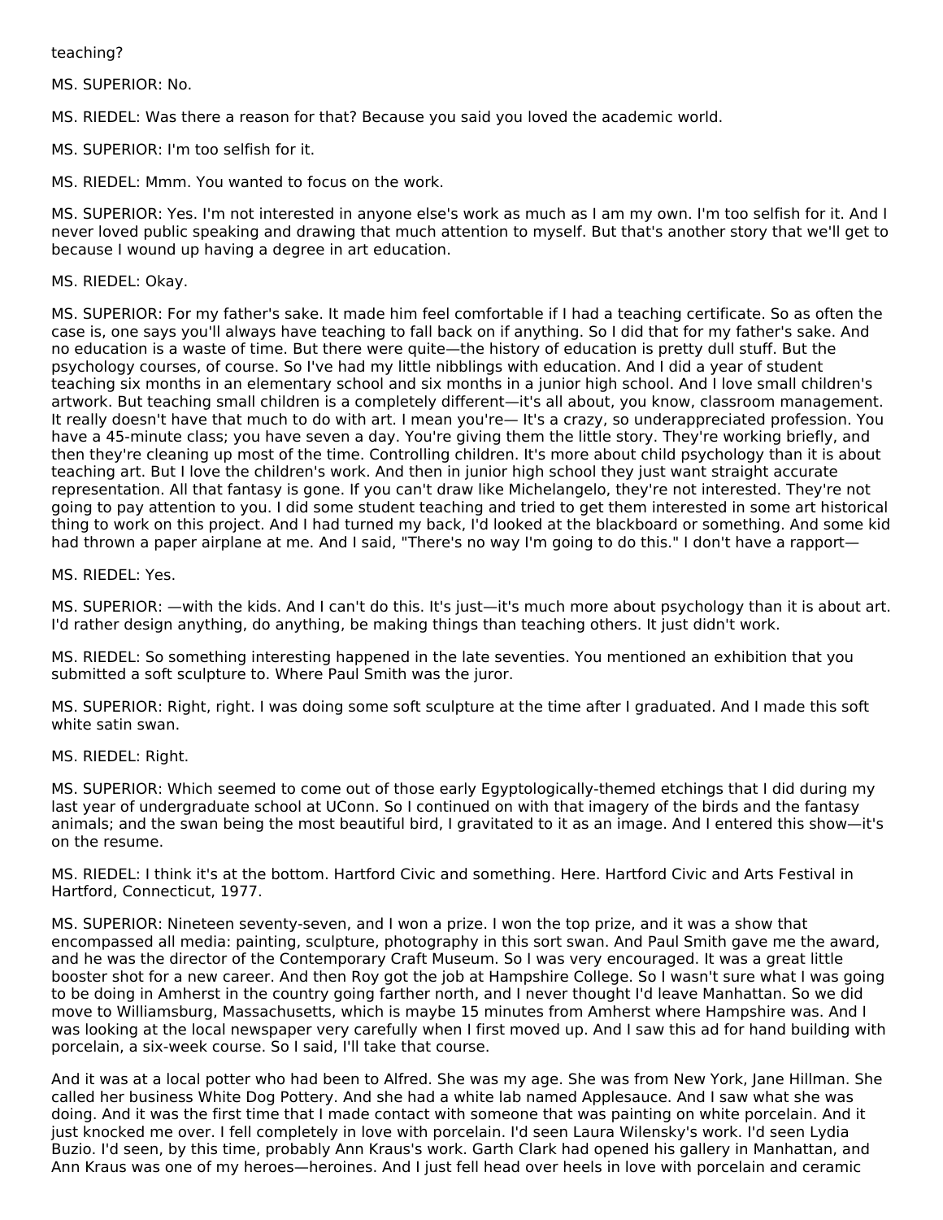teaching?

MS. SUPERIOR: No.

MS. RIEDEL: Was there a reason for that? Because you said you loved the academic world.

MS. SUPERIOR: I'm too selfish for it.

MS. RIEDEL: Mmm. You wanted to focus on the work.

MS. SUPERIOR: Yes. I'm not interested in anyone else's work as much as I am my own. I'm too selfish for it. And I never loved public speaking and drawing that much attention to myself. But that's another story that we'll get to because I wound up having a degree in art education.

MS. RIEDEL: Okay.

MS. SUPERIOR: For my father's sake. It made him feel comfortable if I had a teaching certificate. So as often the case is, one says you'll always have teaching to fall back on if anything. So I did that for my father's sake. And no education is a waste of time. But there were quite—the history of education is pretty dull stuff. But the psychology courses, of course. So I've had my little nibblings with education. And I did a year of student teaching six months in an elementary school and six months in a junior high school. And I love small children's artwork. But teaching small children is a completely different—it's all about, you know, classroom management. It really doesn't have that much to do with art. I mean you're— It's a crazy, so underappreciated profession. You have a 45-minute class; you have seven a day. You're giving them the little story. They're working briefly, and then they're cleaning up most of the time. Controlling children. It's more about child psychology than it is about teaching art. But I love the children's work. And then in junior high school they just want straight accurate representation. All that fantasy is gone. If you can't draw like Michelangelo, they're not interested. They're not going to pay attention to you. I did some student teaching and tried to get them interested in some art historical thing to work on this project. And I had turned my back, I'd looked at the blackboard or something. And some kid had thrown a paper airplane at me. And I said, "There's no way I'm going to do this." I don't have a rapport—

MS. RIEDEL: Yes.

MS. SUPERIOR: —with the kids. And I can't do this. It's just—it's much more about psychology than it is about art. I'd rather design anything, do anything, be making things than teaching others. It just didn't work.

MS. RIEDEL: So something interesting happened in the late seventies. You mentioned an exhibition that you submitted a soft sculpture to. Where Paul Smith was the juror.

MS. SUPERIOR: Right, right. I was doing some soft sculpture at the time after I graduated. And I made this soft white satin swan.

MS. RIEDEL: Right.

MS. SUPERIOR: Which seemed to come out of those early Egyptologically-themed etchings that I did during my last year of undergraduate school at UConn. So I continued on with that imagery of the birds and the fantasy animals; and the swan being the most beautiful bird, I gravitated to it as an image. And I entered this show—it's on the resume.

MS. RIEDEL: I think it's at the bottom. Hartford Civic and something. Here. Hartford Civic and Arts Festival in Hartford, Connecticut, 1977.

MS. SUPERIOR: Nineteen seventy-seven, and I won a prize. I won the top prize, and it was a show that encompassed all media: painting, sculpture, photography in this sort swan. And Paul Smith gave me the award, and he was the director of the Contemporary Craft Museum. So I was very encouraged. It was a great little booster shot for a new career. And then Roy got the job at Hampshire College. So I wasn't sure what I was going to be doing in Amherst in the country going farther north, and I never thought I'd leave Manhattan. So we did move to Williamsburg, Massachusetts, which is maybe 15 minutes from Amherst where Hampshire was. And I was looking at the local newspaper very carefully when I first moved up. And I saw this ad for hand building with porcelain, a six-week course. So I said, I'll take that course.

And it was at a local potter who had been to Alfred. She was my age. She was from New York, Jane Hillman. She called her business White Dog Pottery. And she had a white lab named Applesauce. And I saw what she was doing. And it was the first time that I made contact with someone that was painting on white porcelain. And it just knocked me over. I fell completely in love with porcelain. I'd seen Laura Wilensky's work. I'd seen Lydia Buzio. I'd seen, by this time, probably Ann Kraus's work. Garth Clark had opened his gallery in Manhattan, and Ann Kraus was one of my heroes—heroines. And I just fell head over heels in love with porcelain and ceramic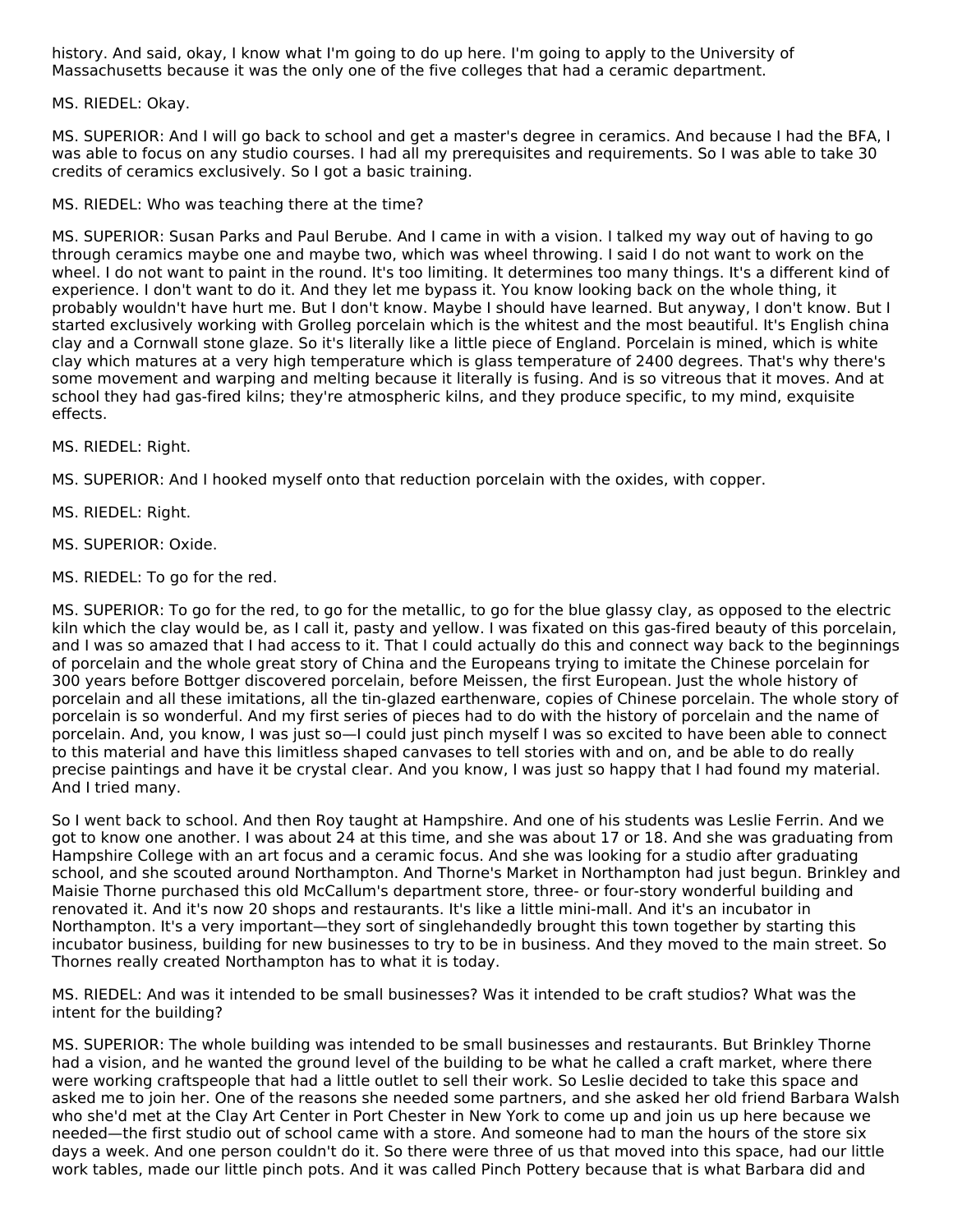history. And said, okay, I know what I'm going to do up here. I'm going to apply to the University of Massachusetts because it was the only one of the five colleges that had a ceramic department.

MS. RIEDEL: Okay.

MS. SUPERIOR: And I will go back to school and get a master's degree in ceramics. And because I had the BFA, I was able to focus on any studio courses. I had all my prerequisites and requirements. So I was able to take 30 credits of ceramics exclusively. So I got a basic training.

MS. RIEDEL: Who was teaching there at the time?

MS. SUPERIOR: Susan Parks and Paul Berube. And I came in with a vision. I talked my way out of having to go through ceramics maybe one and maybe two, which was wheel throwing. I said I do not want to work on the wheel. I do not want to paint in the round. It's too limiting. It determines too many things. It's a different kind of experience. I don't want to do it. And they let me bypass it. You know looking back on the whole thing, it probably wouldn't have hurt me. But I don't know. Maybe I should have learned. But anyway, I don't know. But I started exclusively working with Grolleg porcelain which is the whitest and the most beautiful. It's English china clay and a Cornwall stone glaze. So it's literally like a little piece of England. Porcelain is mined, which is white clay which matures at a very high temperature which is glass temperature of 2400 degrees. That's why there's some movement and warping and melting because it literally is fusing. And is so vitreous that it moves. And at school they had gas-fired kilns; they're atmospheric kilns, and they produce specific, to my mind, exquisite effects.

MS. RIEDEL: Right.

MS. SUPERIOR: And I hooked myself onto that reduction porcelain with the oxides, with copper.

MS. RIEDEL: Right.

MS. SUPERIOR: Oxide.

MS. RIEDEL: To go for the red.

MS. SUPERIOR: To go for the red, to go for the metallic, to go for the blue glassy clay, as opposed to the electric kiln which the clay would be, as I call it, pasty and yellow. I was fixated on this gas-fired beauty of this porcelain, and I was so amazed that I had access to it. That I could actually do this and connect way back to the beginnings of porcelain and the whole great story of China and the Europeans trying to imitate the Chinese porcelain for 300 years before Bottger discovered porcelain, before Meissen, the first European. Just the whole history of porcelain and all these imitations, all the tin-glazed earthenware, copies of Chinese porcelain. The whole story of porcelain is so wonderful. And my first series of pieces had to do with the history of porcelain and the name of porcelain. And, you know, I was just so—I could just pinch myself I was so excited to have been able to connect to this material and have this limitless shaped canvases to tell stories with and on, and be able to do really precise paintings and have it be crystal clear. And you know, I was just so happy that I had found my material. And I tried many.

So I went back to school. And then Roy taught at Hampshire. And one of his students was Leslie Ferrin. And we got to know one another. I was about 24 at this time, and she was about 17 or 18. And she was graduating from Hampshire College with an art focus and a ceramic focus. And she was looking for a studio after graduating school, and she scouted around Northampton. And Thorne's Market in Northampton had just begun. Brinkley and Maisie Thorne purchased this old McCallum's department store, three- or four-story wonderful building and renovated it. And it's now 20 shops and restaurants. It's like a little mini-mall. And it's an incubator in Northampton. It's a very important—they sort of singlehandedly brought this town together by starting this incubator business, building for new businesses to try to be in business. And they moved to the main street. So Thornes really created Northampton has to what it is today.

MS. RIEDEL: And was it intended to be small businesses? Was it intended to be craft studios? What was the intent for the building?

MS. SUPERIOR: The whole building was intended to be small businesses and restaurants. But Brinkley Thorne had a vision, and he wanted the ground level of the building to be what he called a craft market, where there were working craftspeople that had a little outlet to sell their work. So Leslie decided to take this space and asked me to join her. One of the reasons she needed some partners, and she asked her old friend Barbara Walsh who she'd met at the Clay Art Center in Port Chester in New York to come up and join us up here because we needed—the first studio out of school came with a store. And someone had to man the hours of the store six days a week. And one person couldn't do it. So there were three of us that moved into this space, had our little work tables, made our little pinch pots. And it was called Pinch Pottery because that is what Barbara did and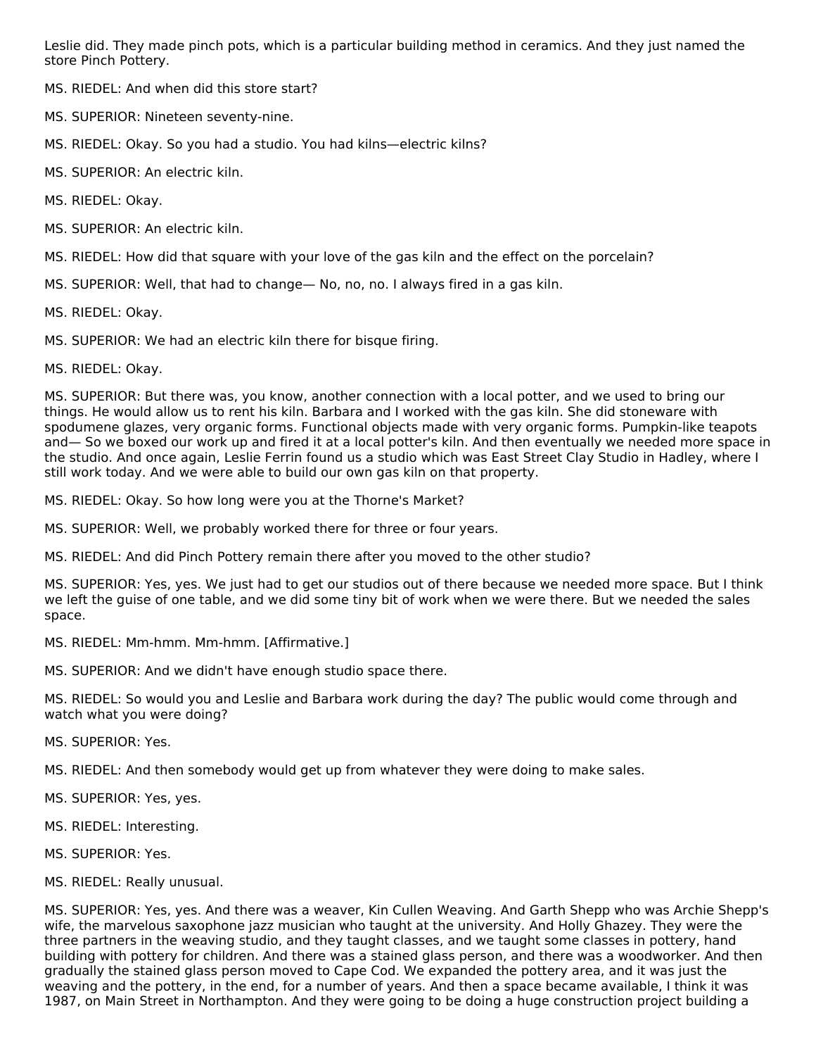Leslie did. They made pinch pots, which is a particular building method in ceramics. And they just named the store Pinch Pottery.

MS. RIEDEL: And when did this store start?

MS. SUPERIOR: Nineteen seventy-nine.

MS. RIEDEL: Okay. So you had a studio. You had kilns—electric kilns?

MS. SUPERIOR: An electric kiln.

MS. RIEDEL: Okay.

MS. SUPERIOR: An electric kiln.

MS. RIEDEL: How did that square with your love of the gas kiln and the effect on the porcelain?

MS. SUPERIOR: Well, that had to change— No, no, no. I always fired in a gas kiln.

MS. RIEDEL: Okay.

MS. SUPERIOR: We had an electric kiln there for bisque firing.

MS. RIEDEL: Okay.

MS. SUPERIOR: But there was, you know, another connection with a local potter, and we used to bring our things. He would allow us to rent his kiln. Barbara and I worked with the gas kiln. She did stoneware with spodumene glazes, very organic forms. Functional objects made with very organic forms. Pumpkin-like teapots and— So we boxed our work up and fired it at a local potter's kiln. And then eventually we needed more space in the studio. And once again, Leslie Ferrin found us a studio which was East Street Clay Studio in Hadley, where I still work today. And we were able to build our own gas kiln on that property.

MS. RIEDEL: Okay. So how long were you at the Thorne's Market?

MS. SUPERIOR: Well, we probably worked there for three or four years.

MS. RIEDEL: And did Pinch Pottery remain there after you moved to the other studio?

MS. SUPERIOR: Yes, yes. We just had to get our studios out of there because we needed more space. But I think we left the guise of one table, and we did some tiny bit of work when we were there. But we needed the sales space.

MS. RIEDEL: Mm-hmm. Mm-hmm. [Affirmative.]

MS. SUPERIOR: And we didn't have enough studio space there.

MS. RIEDEL: So would you and Leslie and Barbara work during the day? The public would come through and watch what you were doing?

MS. SUPERIOR: Yes.

MS. RIEDEL: And then somebody would get up from whatever they were doing to make sales.

MS. SUPERIOR: Yes, yes.

MS. RIEDEL: Interesting.

MS. SUPERIOR: Yes.

MS. RIEDEL: Really unusual.

MS. SUPERIOR: Yes, yes. And there was a weaver, Kin Cullen Weaving. And Garth Shepp who was Archie Shepp's wife, the marvelous saxophone jazz musician who taught at the university. And Holly Ghazey. They were the three partners in the weaving studio, and they taught classes, and we taught some classes in pottery, hand building with pottery for children. And there was a stained glass person, and there was a woodworker. And then gradually the stained glass person moved to Cape Cod. We expanded the pottery area, and it was just the weaving and the pottery, in the end, for a number of years. And then a space became available, I think it was 1987, on Main Street in Northampton. And they were going to be doing a huge construction project building a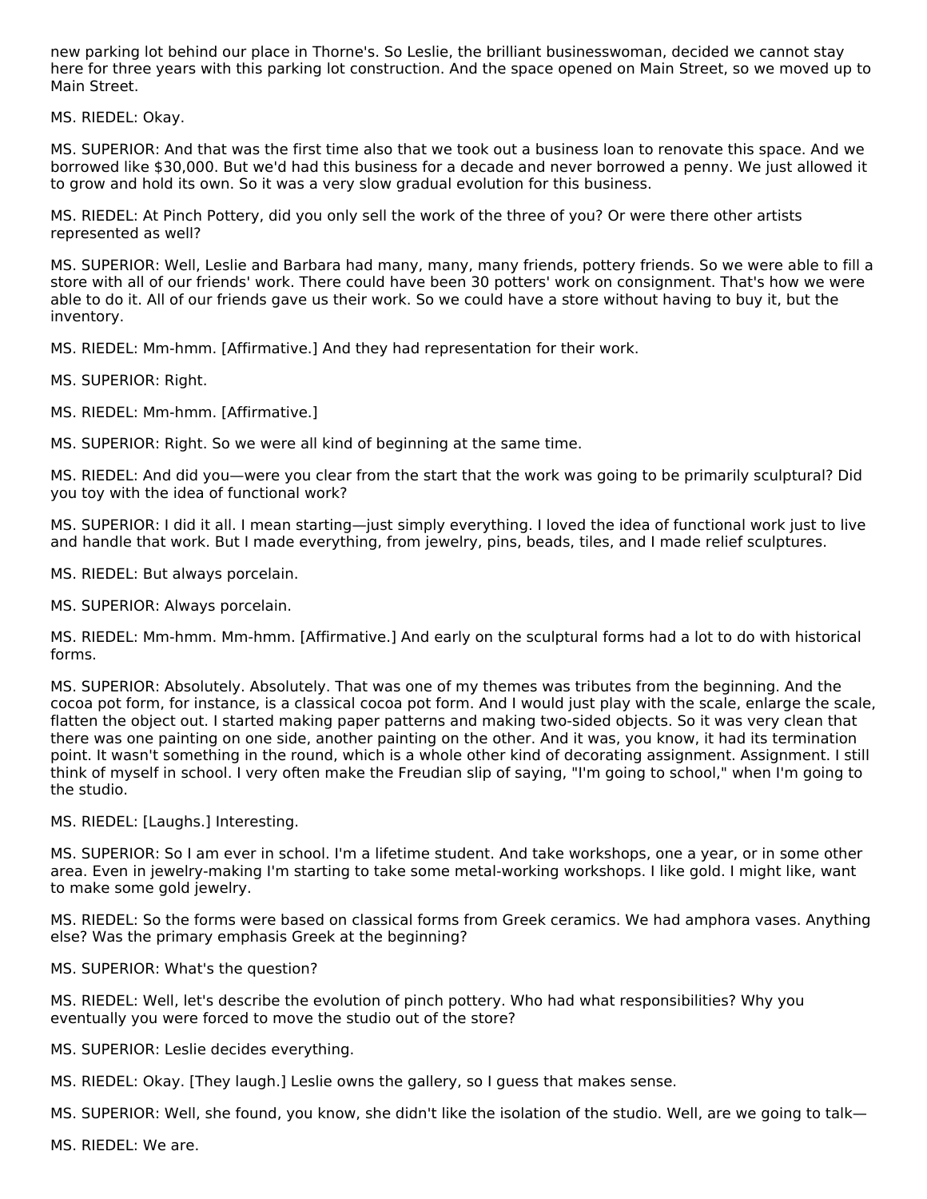new parking lot behind our place in Thorne's. So Leslie, the brilliant businesswoman, decided we cannot stay here for three years with this parking lot construction. And the space opened on Main Street, so we moved up to Main Street.

MS. RIEDEL: Okay.

MS. SUPERIOR: And that was the first time also that we took out a business loan to renovate this space. And we borrowed like $30,000. But we'd had this business for a decade and never borrowed a penny. We just allowed it to grow and hold its own. So it was a very slow gradual evolution for this business.

MS. RIEDEL: At Pinch Pottery, did you only sell the work of the three of you? Or were there other artists represented as well?

MS. SUPERIOR: Well, Leslie and Barbara had many, many, many friends, pottery friends. So we were able to fill a store with all of our friends' work. There could have been 30 potters' work on consignment. That's how we were able to do it. All of our friends gave us their work. So we could have a store without having to buy it, but the inventory.

MS. RIEDEL: Mm-hmm. [Affirmative.] And they had representation for their work.

MS. SUPERIOR: Right.

MS. RIEDEL: Mm-hmm. [Affirmative.]

MS. SUPERIOR: Right. So we were all kind of beginning at the same time.

MS. RIEDEL: And did you—were you clear from the start that the work was going to be primarily sculptural? Did you toy with the idea of functional work?

MS. SUPERIOR: I did it all. I mean starting—just simply everything. I loved the idea of functional work just to live and handle that work. But I made everything, from jewelry, pins, beads, tiles, and I made relief sculptures.

MS. RIEDEL: But always porcelain.

MS. SUPERIOR: Always porcelain.

MS. RIEDEL: Mm-hmm. Mm-hmm. [Affirmative.] And early on the sculptural forms had a lot to do with historical forms.

MS. SUPERIOR: Absolutely. Absolutely. That was one of my themes was tributes from the beginning. And the cocoa pot form, for instance, is a classical cocoa pot form. And I would just play with the scale, enlarge the scale, flatten the object out. I started making paper patterns and making two-sided objects. So it was very clean that there was one painting on one side, another painting on the other. And it was, you know, it had its termination point. It wasn't something in the round, which is a whole other kind of decorating assignment. Assignment. I still think of myself in school. I very often make the Freudian slip of saying, "I'm going to school," when I'm going to the studio.

MS. RIEDEL: [Laughs.] Interesting.

MS. SUPERIOR: So I am ever in school. I'm a lifetime student. And take workshops, one a year, or in some other area. Even in jewelry-making I'm starting to take some metal-working workshops. I like gold. I might like, want to make some gold jewelry.

MS. RIEDEL: So the forms were based on classical forms from Greek ceramics. We had amphora vases. Anything else? Was the primary emphasis Greek at the beginning?

MS. SUPERIOR: What's the question?

MS. RIEDEL: Well, let's describe the evolution of pinch pottery. Who had what responsibilities? Why you eventually you were forced to move the studio out of the store?

MS. SUPERIOR: Leslie decides everything.

MS. RIEDEL: Okay. [They laugh.] Leslie owns the gallery, so I guess that makes sense.

MS. SUPERIOR: Well, she found, you know, she didn't like the isolation of the studio. Well, are we going to talk—

MS. RIEDEL: We are.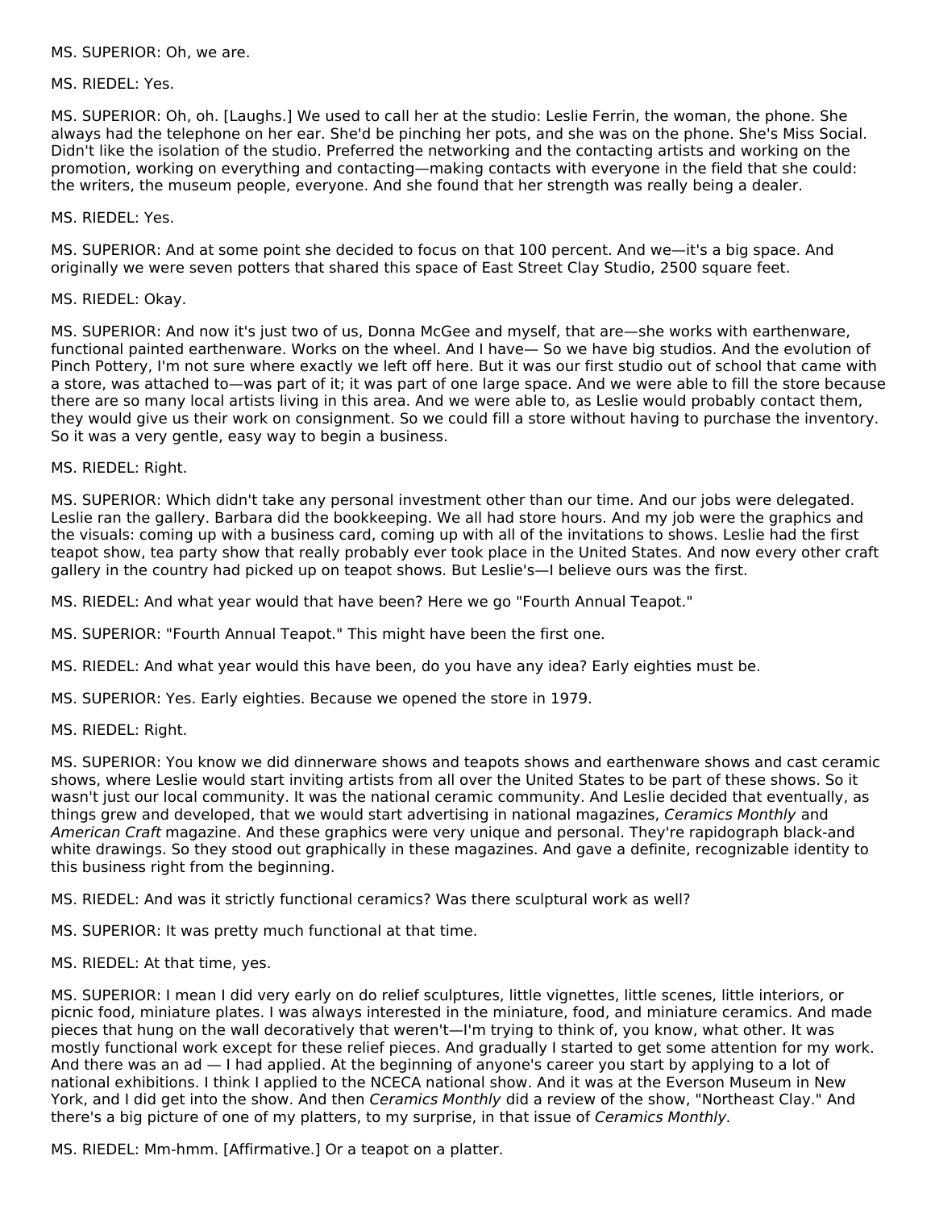MS. SUPERIOR: Oh, we are.

MS. RIEDEL: Yes.

MS. SUPERIOR: Oh, oh. [Laughs.] We used to call her at the studio: Leslie Ferrin, the woman, the phone. She always had the telephone on her ear. She'd be pinching her pots, and she was on the phone. She's Miss Social. Didn't like the isolation of the studio. Preferred the networking and the contacting artists and working on the promotion, working on everything and contacting—making contacts with everyone in the field that she could: the writers, the museum people, everyone. And she found that her strength was really being a dealer.

MS. RIEDEL: Yes.

MS. SUPERIOR: And at some point she decided to focus on that 100 percent. And we—it's a big space. And originally we were seven potters that shared this space of East Street Clay Studio, 2500 square feet.

MS. RIEDEL: Okay.

MS. SUPERIOR: And now it's just two of us, Donna McGee and myself, that are—she works with earthenware, functional painted earthenware. Works on the wheel. And I have— So we have big studios. And the evolution of Pinch Pottery, I'm not sure where exactly we left off here. But it was our first studio out of school that came with a store, was attached to—was part of it; it was part of one large space. And we were able to fill the store because there are so many local artists living in this area. And we were able to, as Leslie would probably contact them, they would give us their work on consignment. So we could fill a store without having to purchase the inventory. So it was a very gentle, easy way to begin a business.

MS. RIEDEL: Right.

MS. SUPERIOR: Which didn't take any personal investment other than our time. And our jobs were delegated. Leslie ran the gallery. Barbara did the bookkeeping. We all had store hours. And my job were the graphics and the visuals: coming up with a business card, coming up with all of the invitations to shows. Leslie had the first teapot show, tea party show that really probably ever took place in the United States. And now every other craft gallery in the country had picked up on teapot shows. But Leslie's—I believe ours was the first.

MS. RIEDEL: And what year would that have been? Here we go "Fourth Annual Teapot."

MS. SUPERIOR: "Fourth Annual Teapot." This might have been the first one.

MS. RIEDEL: And what year would this have been, do you have any idea? Early eighties must be.

MS. SUPERIOR: Yes. Early eighties. Because we opened the store in 1979.

MS. RIEDEL: Right.

MS. SUPERIOR: You know we did dinnerware shows and teapots shows and earthenware shows and cast ceramic shows, where Leslie would start inviting artists from all over the United States to be part of these shows. So it wasn't just our local community. It was the national ceramic community. And Leslie decided that eventually, as things grew and developed, that we would start advertising in national magazines, *Ceramics Monthly* and *American Craft* magazine. And these graphics were very unique and personal. They're rapidograph black-and white drawings. So they stood out graphically in these magazines. And gave a definite, recognizable identity to this business right from the beginning.

MS. RIEDEL: And was it strictly functional ceramics? Was there sculptural work as well?

MS. SUPERIOR: It was pretty much functional at that time.

MS. RIEDEL: At that time, yes.

MS. SUPERIOR: I mean I did very early on do relief sculptures, little vignettes, little scenes, little interiors, or picnic food, miniature plates. I was always interested in the miniature, food, and miniature ceramics. And made pieces that hung on the wall decoratively that weren't—I'm trying to think of, you know, what other. It was mostly functional work except for these relief pieces. And gradually I started to get some attention for my work. And there was an ad — I had applied. At the beginning of anyone's career you start by applying to a lot of national exhibitions. I think I applied to the NCECA national show. And it was at the Everson Museum in New York, and I did get into the show. And then *Ceramics Monthly* did a review of the show, "Northeast Clay." And there's a big picture of one of my platters, to my surprise, in that issue of *Ceramics Monthly.*

MS. RIEDEL: Mm-hmm. [Affirmative.] Or a teapot on a platter.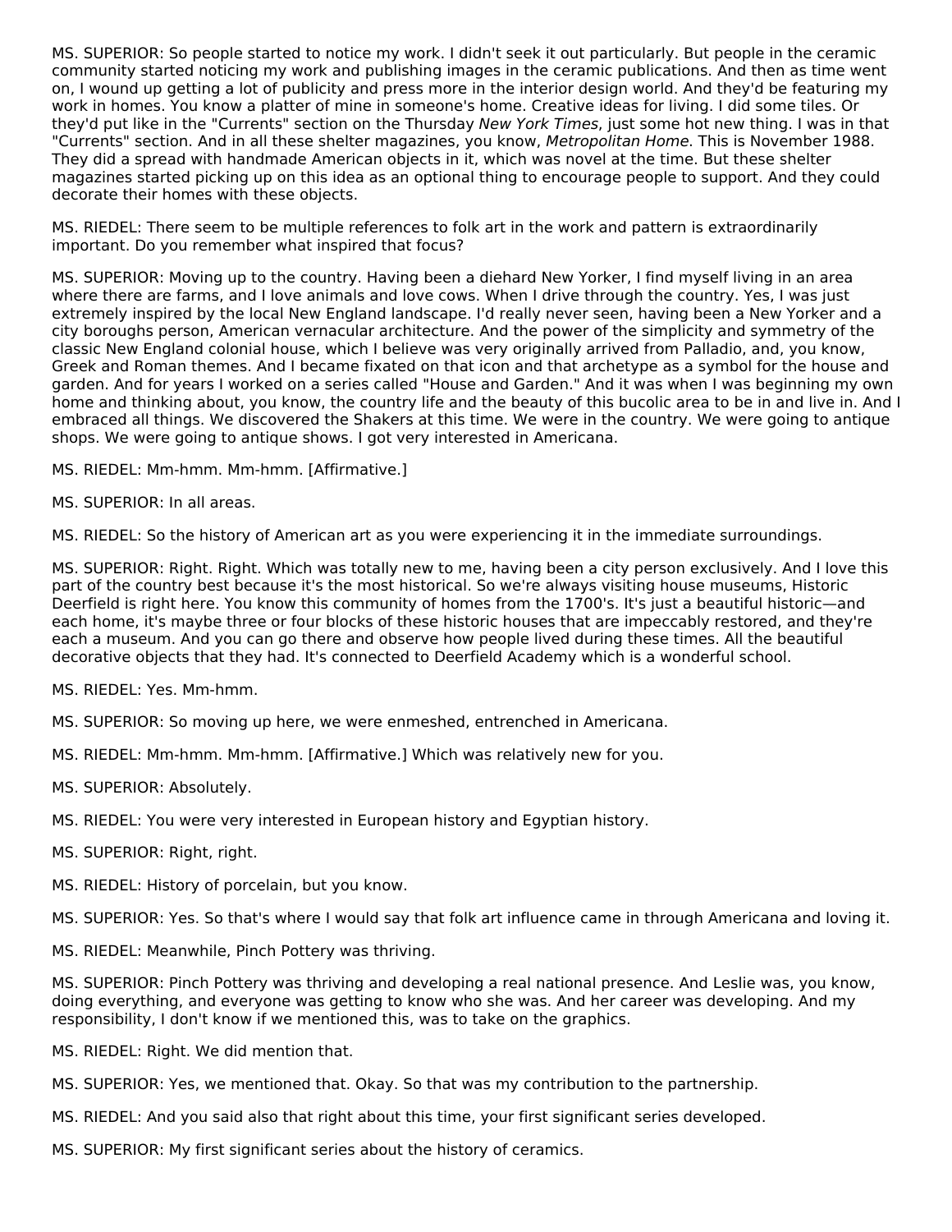MS. SUPERIOR: So people started to notice my work. I didn't seek it out particularly. But people in the ceramic community started noticing my work and publishing images in the ceramic publications. And then as time went on, I wound up getting a lot of publicity and press more in the interior design world. And they'd be featuring my work in homes. You know a platter of mine in someone's home. Creative ideas for living. I did some tiles. Or they'd put like in the "Currents" section on the Thursday *New York Times*, just some hot new thing. I was in that "Currents" section. And in all these shelter magazines, you know, *Metropolitan Home*. This is November 1988. They did a spread with handmade American objects in it, which was novel at the time. But these shelter magazines started picking up on this idea as an optional thing to encourage people to support. And they could decorate their homes with these objects.

MS. RIEDEL: There seem to be multiple references to folk art in the work and pattern is extraordinarily important. Do you remember what inspired that focus?

MS. SUPERIOR: Moving up to the country. Having been a diehard New Yorker, I find myself living in an area where there are farms, and I love animals and love cows. When I drive through the country. Yes, I was just extremely inspired by the local New England landscape. I'd really never seen, having been a New Yorker and a city boroughs person, American vernacular architecture. And the power of the simplicity and symmetry of the classic New England colonial house, which I believe was very originally arrived from Palladio, and, you know, Greek and Roman themes. And I became fixated on that icon and that archetype as a symbol for the house and garden. And for years I worked on a series called "House and Garden." And it was when I was beginning my own home and thinking about, you know, the country life and the beauty of this bucolic area to be in and live in. And I embraced all things. We discovered the Shakers at this time. We were in the country. We were going to antique shops. We were going to antique shows. I got very interested in Americana.

MS. RIEDEL: Mm-hmm. Mm-hmm. [Affirmative.]

MS. SUPERIOR: In all areas.

MS. RIEDEL: So the history of American art as you were experiencing it in the immediate surroundings.

MS. SUPERIOR: Right. Right. Which was totally new to me, having been a city person exclusively. And I love this part of the country best because it's the most historical. So we're always visiting house museums, Historic Deerfield is right here. You know this community of homes from the 1700's. It's just a beautiful historic—and each home, it's maybe three or four blocks of these historic houses that are impeccably restored, and they're each a museum. And you can go there and observe how people lived during these times. All the beautiful decorative objects that they had. It's connected to Deerfield Academy which is a wonderful school.

MS. RIEDEL: Yes. Mm-hmm.

MS. SUPERIOR: So moving up here, we were enmeshed, entrenched in Americana.

MS. RIEDEL: Mm-hmm. Mm-hmm. [Affirmative.] Which was relatively new for you.

MS. SUPERIOR: Absolutely.

MS. RIEDEL: You were very interested in European history and Egyptian history.

MS. SUPERIOR: Right, right.

MS. RIEDEL: History of porcelain, but you know.

MS. SUPERIOR: Yes. So that's where I would say that folk art influence came in through Americana and loving it.

MS. RIEDEL: Meanwhile, Pinch Pottery was thriving.

MS. SUPERIOR: Pinch Pottery was thriving and developing a real national presence. And Leslie was, you know, doing everything, and everyone was getting to know who she was. And her career was developing. And my responsibility, I don't know if we mentioned this, was to take on the graphics.

MS. RIEDEL: Right. We did mention that.

MS. SUPERIOR: Yes, we mentioned that. Okay. So that was my contribution to the partnership.

MS. RIEDEL: And you said also that right about this time, your first significant series developed.

MS. SUPERIOR: My first significant series about the history of ceramics.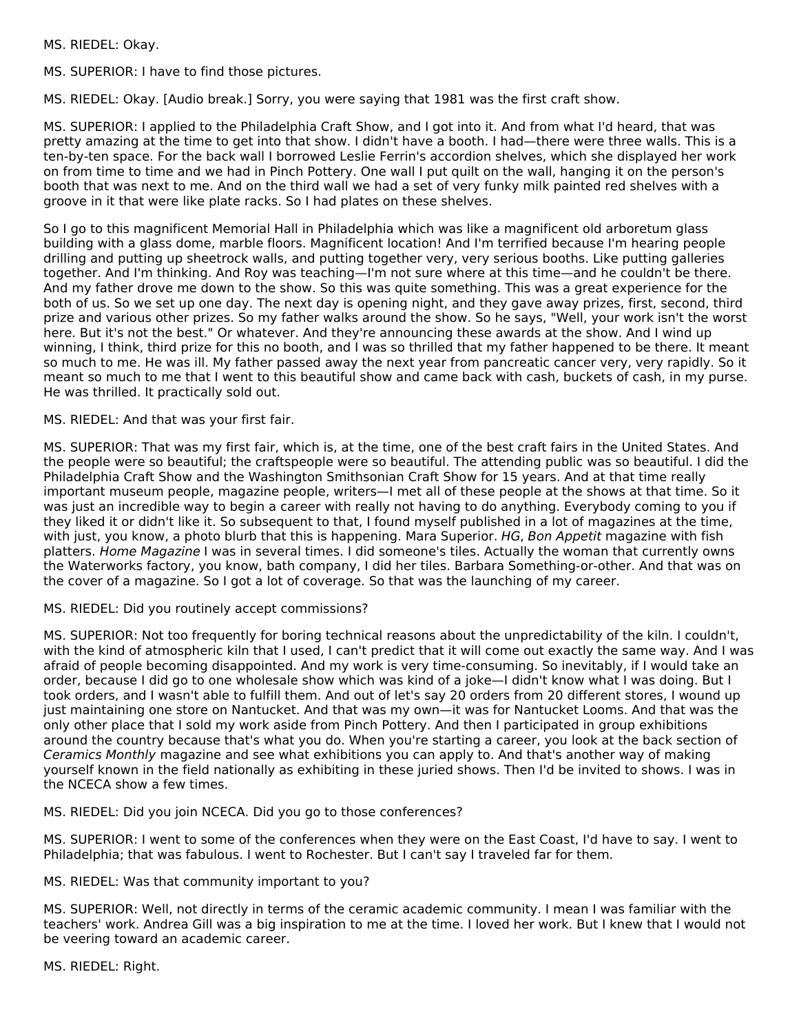MS. RIEDEL: Okay.

MS. SUPERIOR: I have to find those pictures.

MS. RIEDEL: Okay. [Audio break.] Sorry, you were saying that 1981 was the first craft show.

MS. SUPERIOR: I applied to the Philadelphia Craft Show, and I got into it. And from what I'd heard, that was pretty amazing at the time to get into that show. I didn't have a booth. I had—there were three walls. This is a ten-by-ten space. For the back wall I borrowed Leslie Ferrin's accordion shelves, which she displayed her work on from time to time and we had in Pinch Pottery. One wall I put quilt on the wall, hanging it on the person's booth that was next to me. And on the third wall we had a set of very funky milk painted red shelves with a groove in it that were like plate racks. So I had plates on these shelves.

So I go to this magnificent Memorial Hall in Philadelphia which was like a magnificent old arboretum glass building with a glass dome, marble floors. Magnificent location! And I'm terrified because I'm hearing people drilling and putting up sheetrock walls, and putting together very, very serious booths. Like putting galleries together. And I'm thinking. And Roy was teaching—I'm not sure where at this time—and he couldn't be there. And my father drove me down to the show. So this was quite something. This was a great experience for the both of us. So we set up one day. The next day is opening night, and they gave away prizes, first, second, third prize and various other prizes. So my father walks around the show. So he says, "Well, your work isn't the worst here. But it's not the best." Or whatever. And they're announcing these awards at the show. And I wind up winning, I think, third prize for this no booth, and I was so thrilled that my father happened to be there. It meant so much to me. He was ill. My father passed away the next year from pancreatic cancer very, very rapidly. So it meant so much to me that I went to this beautiful show and came back with cash, buckets of cash, in my purse. He was thrilled. It practically sold out.

MS. RIEDEL: And that was your first fair.

MS. SUPERIOR: That was my first fair, which is, at the time, one of the best craft fairs in the United States. And the people were so beautiful; the craftspeople were so beautiful. The attending public was so beautiful. I did the Philadelphia Craft Show and the Washington Smithsonian Craft Show for 15 years. And at that time really important museum people, magazine people, writers—I met all of these people at the shows at that time. So it was just an incredible way to begin a career with really not having to do anything. Everybody coming to you if they liked it or didn't like it. So subsequent to that, I found myself published in a lot of magazines at the time, with just, you know, a photo blurb that this is happening. Mara Superior. *HG*, *Bon Appetit* magazine with fish platters. *Home Magazine* I was in several times. I did someone's tiles. Actually the woman that currently owns the Waterworks factory, you know, bath company, I did her tiles. Barbara Something-or-other. And that was on the cover of a magazine. So I got a lot of coverage. So that was the launching of my career.

MS. RIEDEL: Did you routinely accept commissions?

MS. SUPERIOR: Not too frequently for boring technical reasons about the unpredictability of the kiln. I couldn't, with the kind of atmospheric kiln that I used, I can't predict that it will come out exactly the same way. And I was afraid of people becoming disappointed. And my work is very time-consuming. So inevitably, if I would take an order, because I did go to one wholesale show which was kind of a joke—I didn't know what I was doing. But I took orders, and I wasn't able to fulfill them. And out of let's say 20 orders from 20 different stores, I wound up just maintaining one store on Nantucket. And that was my own—it was for Nantucket Looms. And that was the only other place that I sold my work aside from Pinch Pottery. And then I participated in group exhibitions around the country because that's what you do. When you're starting a career, you look at the back section of *Ceramics Monthly* magazine and see what exhibitions you can apply to. And that's another way of making yourself known in the field nationally as exhibiting in these juried shows. Then I'd be invited to shows. I was in the NCECA show a few times.

MS. RIEDEL: Did you join NCECA. Did you go to those conferences?

MS. SUPERIOR: I went to some of the conferences when they were on the East Coast, I'd have to say. I went to Philadelphia; that was fabulous. I went to Rochester. But I can't say I traveled far for them.

MS. RIEDEL: Was that community important to you?

MS. SUPERIOR: Well, not directly in terms of the ceramic academic community. I mean I was familiar with the teachers' work. Andrea Gill was a big inspiration to me at the time. I loved her work. But I knew that I would not be veering toward an academic career.

MS. RIEDEL: Right.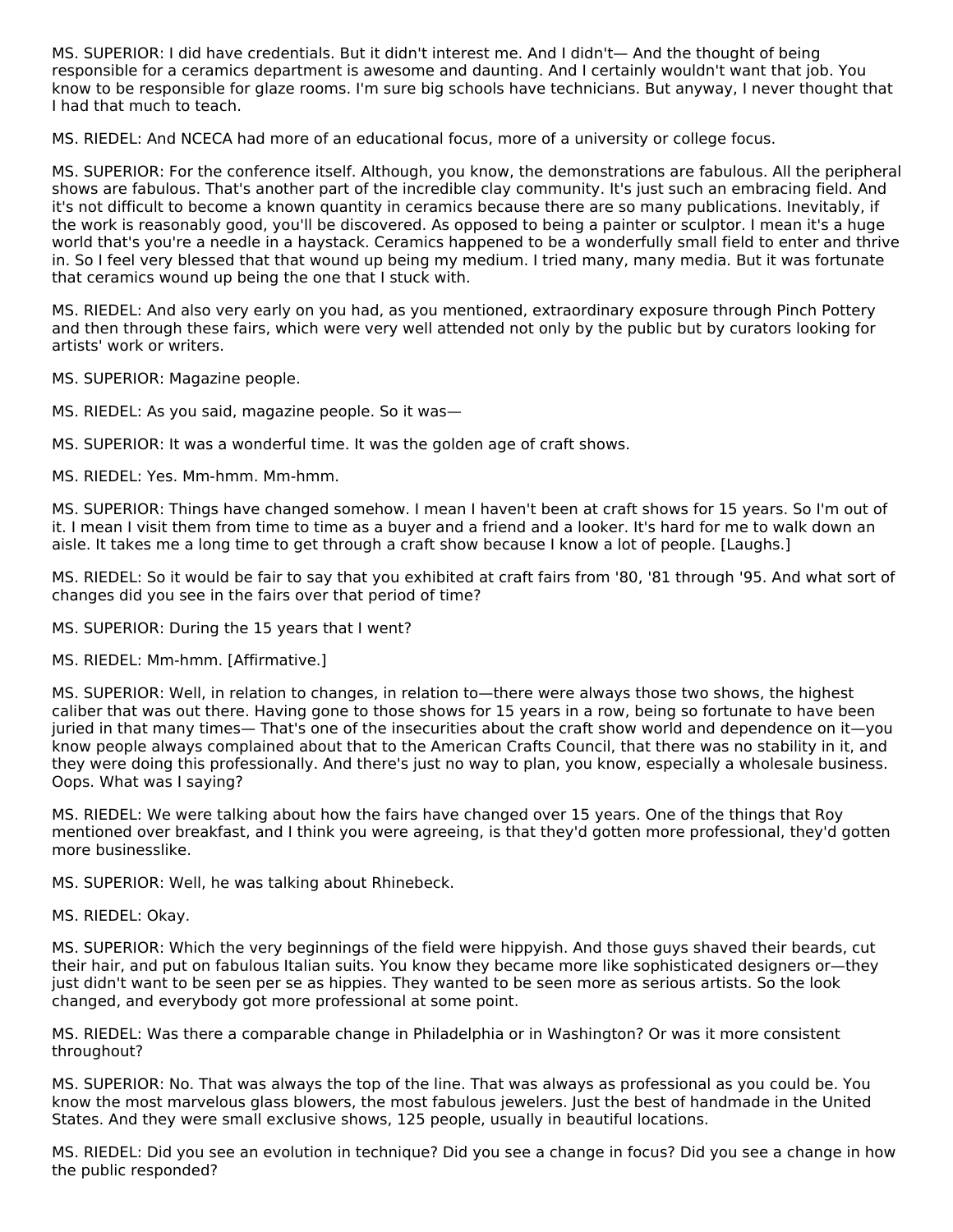MS. SUPERIOR: I did have credentials. But it didn't interest me. And I didn't— And the thought of being responsible for a ceramics department is awesome and daunting. And I certainly wouldn't want that job. You know to be responsible for glaze rooms. I'm sure big schools have technicians. But anyway, I never thought that I had that much to teach.

MS. RIEDEL: And NCECA had more of an educational focus, more of a university or college focus.

MS. SUPERIOR: For the conference itself. Although, you know, the demonstrations are fabulous. All the peripheral shows are fabulous. That's another part of the incredible clay community. It's just such an embracing field. And it's not difficult to become a known quantity in ceramics because there are so many publications. Inevitably, if the work is reasonably good, you'll be discovered. As opposed to being a painter or sculptor. I mean it's a huge world that's you're a needle in a haystack. Ceramics happened to be a wonderfully small field to enter and thrive in. So I feel very blessed that that wound up being my medium. I tried many, many media. But it was fortunate that ceramics wound up being the one that I stuck with.

MS. RIEDEL: And also very early on you had, as you mentioned, extraordinary exposure through Pinch Pottery and then through these fairs, which were very well attended not only by the public but by curators looking for artists' work or writers.

MS. SUPERIOR: Magazine people.

MS. RIEDEL: As you said, magazine people. So it was—

MS. SUPERIOR: It was a wonderful time. It was the golden age of craft shows.

MS. RIEDEL: Yes. Mm-hmm. Mm-hmm.

MS. SUPERIOR: Things have changed somehow. I mean I haven't been at craft shows for 15 years. So I'm out of it. I mean I visit them from time to time as a buyer and a friend and a looker. It's hard for me to walk down an aisle. It takes me a long time to get through a craft show because I know a lot of people. [Laughs.]

MS. RIEDEL: So it would be fair to say that you exhibited at craft fairs from '80, '81 through '95. And what sort of changes did you see in the fairs over that period of time?

MS. SUPERIOR: During the 15 years that I went?

MS. RIEDEL: Mm-hmm. [Affirmative.]

MS. SUPERIOR: Well, in relation to changes, in relation to—there were always those two shows, the highest caliber that was out there. Having gone to those shows for 15 years in a row, being so fortunate to have been juried in that many times— That's one of the insecurities about the craft show world and dependence on it—you know people always complained about that to the American Crafts Council, that there was no stability in it, and they were doing this professionally. And there's just no way to plan, you know, especially a wholesale business. Oops. What was I saying?

MS. RIEDEL: We were talking about how the fairs have changed over 15 years. One of the things that Roy mentioned over breakfast, and I think you were agreeing, is that they'd gotten more professional, they'd gotten more businesslike.

MS. SUPERIOR: Well, he was talking about Rhinebeck.

MS. RIEDEL: Okay.

MS. SUPERIOR: Which the very beginnings of the field were hippyish. And those guys shaved their beards, cut their hair, and put on fabulous Italian suits. You know they became more like sophisticated designers or—they just didn't want to be seen per se as hippies. They wanted to be seen more as serious artists. So the look changed, and everybody got more professional at some point.

MS. RIEDEL: Was there a comparable change in Philadelphia or in Washington? Or was it more consistent throughout?

MS. SUPERIOR: No. That was always the top of the line. That was always as professional as you could be. You know the most marvelous glass blowers, the most fabulous jewelers. Just the best of handmade in the United States. And they were small exclusive shows, 125 people, usually in beautiful locations.

MS. RIEDEL: Did you see an evolution in technique? Did you see a change in focus? Did you see a change in how the public responded?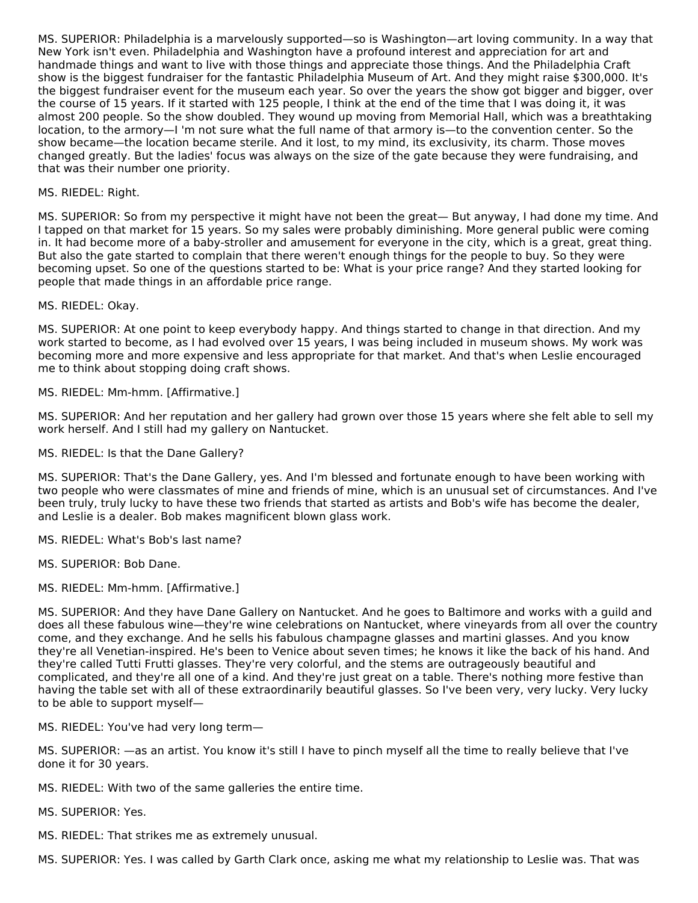MS. SUPERIOR: Philadelphia is a marvelously supported—so is Washington—art loving community. In a way that New York isn't even. Philadelphia and Washington have a profound interest and appreciation for art and handmade things and want to live with those things and appreciate those things. And the Philadelphia Craft show is the biggest fundraiser for the fantastic Philadelphia Museum of Art. And they might raise $300,000. It's the biggest fundraiser event for the museum each year. So over the years the show got bigger and bigger, over the course of 15 years. If it started with 125 people, I think at the end of the time that I was doing it, it was almost 200 people. So the show doubled. They wound up moving from Memorial Hall, which was a breathtaking location, to the armory—I 'm not sure what the full name of that armory is—to the convention center. So the show became—the location became sterile. And it lost, to my mind, its exclusivity, its charm. Those moves changed greatly. But the ladies' focus was always on the size of the gate because they were fundraising, and that was their number one priority.

MS. RIEDEL: Right.

MS. SUPERIOR: So from my perspective it might have not been the great— But anyway, I had done my time. And I tapped on that market for 15 years. So my sales were probably diminishing. More general public were coming in. It had become more of a baby-stroller and amusement for everyone in the city, which is a great, great thing. But also the gate started to complain that there weren't enough things for the people to buy. So they were becoming upset. So one of the questions started to be: What is your price range? And they started looking for people that made things in an affordable price range.

MS. RIEDEL: Okay.

MS. SUPERIOR: At one point to keep everybody happy. And things started to change in that direction. And my work started to become, as I had evolved over 15 years, I was being included in museum shows. My work was becoming more and more expensive and less appropriate for that market. And that's when Leslie encouraged me to think about stopping doing craft shows.

MS. RIEDEL: Mm-hmm. [Affirmative.]

MS. SUPERIOR: And her reputation and her gallery had grown over those 15 years where she felt able to sell my work herself. And I still had my gallery on Nantucket.

MS. RIEDEL: Is that the Dane Gallery?

MS. SUPERIOR: That's the Dane Gallery, yes. And I'm blessed and fortunate enough to have been working with two people who were classmates of mine and friends of mine, which is an unusual set of circumstances. And I've been truly, truly lucky to have these two friends that started as artists and Bob's wife has become the dealer, and Leslie is a dealer. Bob makes magnificent blown glass work.

MS. RIEDEL: What's Bob's last name?

MS. SUPERIOR: Bob Dane.

MS. RIEDEL: Mm-hmm. [Affirmative.]

MS. SUPERIOR: And they have Dane Gallery on Nantucket. And he goes to Baltimore and works with a guild and does all these fabulous wine—they're wine celebrations on Nantucket, where vineyards from all over the country come, and they exchange. And he sells his fabulous champagne glasses and martini glasses. And you know they're all Venetian-inspired. He's been to Venice about seven times; he knows it like the back of his hand. And they're called Tutti Frutti glasses. They're very colorful, and the stems are outrageously beautiful and complicated, and they're all one of a kind. And they're just great on a table. There's nothing more festive than having the table set with all of these extraordinarily beautiful glasses. So I've been very, very lucky. Very lucky to be able to support myself—

MS. RIEDEL: You've had very long term—

MS. SUPERIOR: —as an artist. You know it's still I have to pinch myself all the time to really believe that I've done it for 30 years.

MS. RIEDEL: With two of the same galleries the entire time.

MS. SUPERIOR: Yes.

MS. RIEDEL: That strikes me as extremely unusual.

MS. SUPERIOR: Yes. I was called by Garth Clark once, asking me what my relationship to Leslie was. That was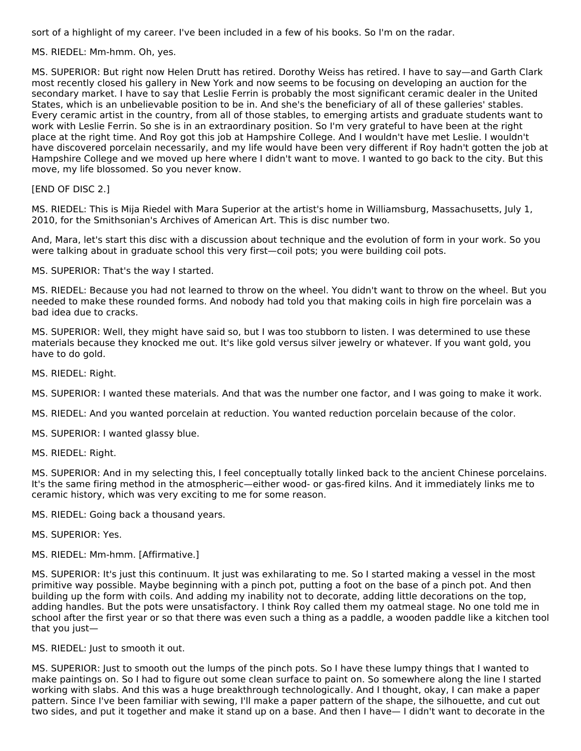sort of a highlight of my career. I've been included in a few of his books. So I'm on the radar.

MS. RIEDEL: Mm-hmm. Oh, yes.

MS. SUPERIOR: But right now Helen Drutt has retired. Dorothy Weiss has retired. I have to say—and Garth Clark most recently closed his gallery in New York and now seems to be focusing on developing an auction for the secondary market. I have to say that Leslie Ferrin is probably the most significant ceramic dealer in the United States, which is an unbelievable position to be in. And she's the beneficiary of all of these galleries' stables. Every ceramic artist in the country, from all of those stables, to emerging artists and graduate students want to work with Leslie Ferrin. So she is in an extraordinary position. So I'm very grateful to have been at the right place at the right time. And Roy got this job at Hampshire College. And I wouldn't have met Leslie. I wouldn't have discovered porcelain necessarily, and my life would have been very different if Roy hadn't gotten the job at Hampshire College and we moved up here where I didn't want to move. I wanted to go back to the city. But this move, my life blossomed. So you never know.

[END OF DISC 2.]

MS. RIEDEL: This is Mija Riedel with Mara Superior at the artist's home in Williamsburg, Massachusetts, July 1, 2010, for the Smithsonian's Archives of American Art. This is disc number two.

And, Mara, let's start this disc with a discussion about technique and the evolution of form in your work. So you were talking about in graduate school this very first—coil pots; you were building coil pots.

MS. SUPERIOR: That's the way I started.

MS. RIEDEL: Because you had not learned to throw on the wheel. You didn't want to throw on the wheel. But you needed to make these rounded forms. And nobody had told you that making coils in high fire porcelain was a bad idea due to cracks.

MS. SUPERIOR: Well, they might have said so, but I was too stubborn to listen. I was determined to use these materials because they knocked me out. It's like gold versus silver jewelry or whatever. If you want gold, you have to do gold.

MS. RIEDEL: Right.

MS. SUPERIOR: I wanted these materials. And that was the number one factor, and I was going to make it work.

MS. RIEDEL: And you wanted porcelain at reduction. You wanted reduction porcelain because of the color.

MS. SUPERIOR: I wanted glassy blue.

MS. RIEDEL: Right.

MS. SUPERIOR: And in my selecting this, I feel conceptually totally linked back to the ancient Chinese porcelains. It's the same firing method in the atmospheric—either wood- or gas-fired kilns. And it immediately links me to ceramic history, which was very exciting to me for some reason.

MS. RIEDEL: Going back a thousand years.

MS. SUPERIOR: Yes.

MS. RIEDEL: Mm-hmm. [Affirmative.]

MS. SUPERIOR: It's just this continuum. It just was exhilarating to me. So I started making a vessel in the most primitive way possible. Maybe beginning with a pinch pot, putting a foot on the base of a pinch pot. And then building up the form with coils. And adding my inability not to decorate, adding little decorations on the top, adding handles. But the pots were unsatisfactory. I think Roy called them my oatmeal stage. No one told me in school after the first year or so that there was even such a thing as a paddle, a wooden paddle like a kitchen tool that you just—

MS. RIEDEL: Just to smooth it out.

MS. SUPERIOR: Just to smooth out the lumps of the pinch pots. So I have these lumpy things that I wanted to make paintings on. So I had to figure out some clean surface to paint on. So somewhere along the line I started working with slabs. And this was a huge breakthrough technologically. And I thought, okay, I can make a paper pattern. Since I've been familiar with sewing, I'll make a paper pattern of the shape, the silhouette, and cut out two sides, and put it together and make it stand up on a base. And then I have— I didn't want to decorate in the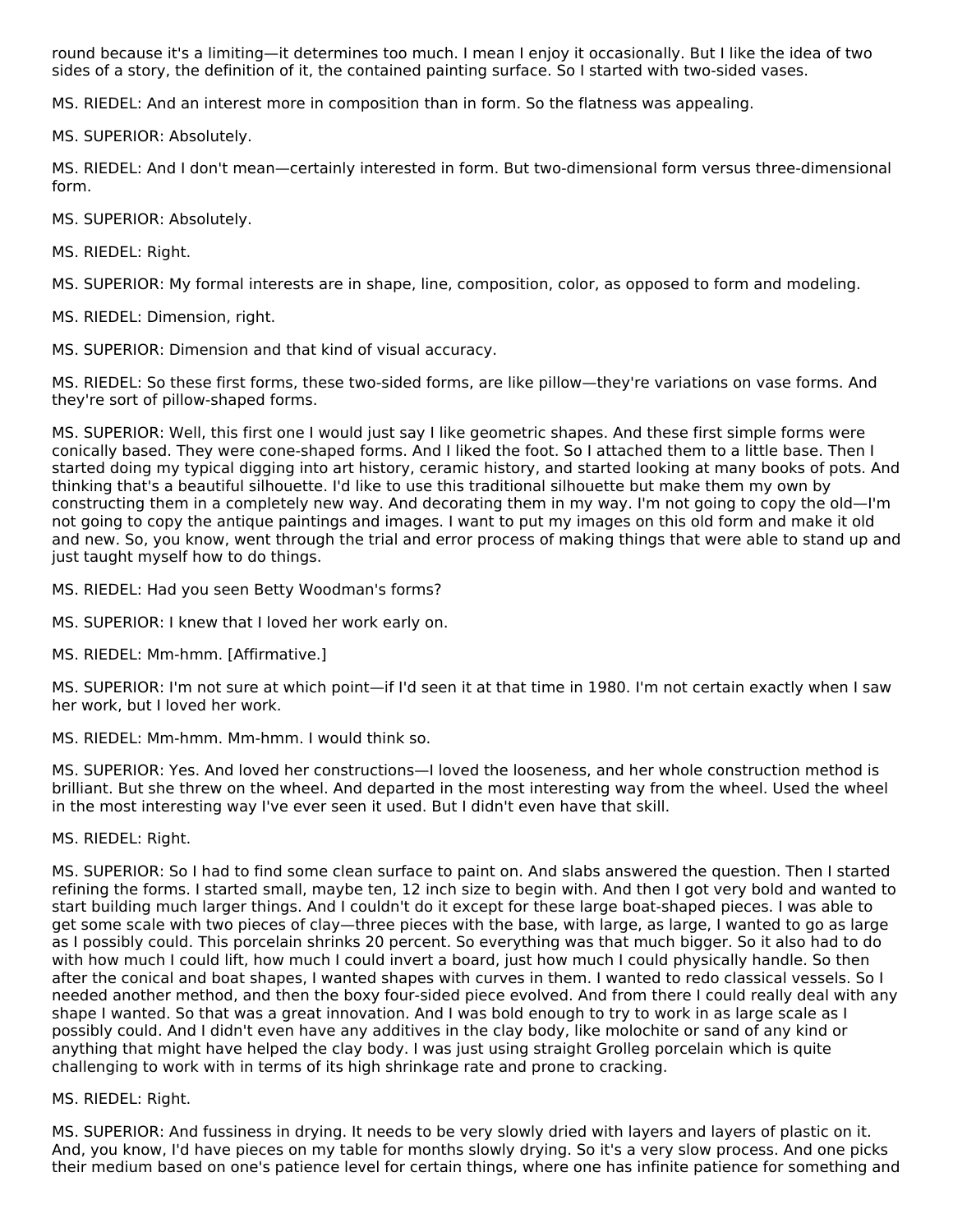round because it's a limiting—it determines too much. I mean I enjoy it occasionally. But I like the idea of two sides of a story, the definition of it, the contained painting surface. So I started with two-sided vases.

MS. RIEDEL: And an interest more in composition than in form. So the flatness was appealing.

MS. SUPERIOR: Absolutely.

MS. RIEDEL: And I don't mean—certainly interested in form. But two-dimensional form versus three-dimensional form.

MS. SUPERIOR: Absolutely.

MS. RIEDEL: Right.

MS. SUPERIOR: My formal interests are in shape, line, composition, color, as opposed to form and modeling.

MS. RIEDEL: Dimension, right.

MS. SUPERIOR: Dimension and that kind of visual accuracy.

MS. RIEDEL: So these first forms, these two-sided forms, are like pillow—they're variations on vase forms. And they're sort of pillow-shaped forms.

MS. SUPERIOR: Well, this first one I would just say I like geometric shapes. And these first simple forms were conically based. They were cone-shaped forms. And I liked the foot. So I attached them to a little base. Then I started doing my typical digging into art history, ceramic history, and started looking at many books of pots. And thinking that's a beautiful silhouette. I'd like to use this traditional silhouette but make them my own by constructing them in a completely new way. And decorating them in my way. I'm not going to copy the old—I'm not going to copy the antique paintings and images. I want to put my images on this old form and make it old and new. So, you know, went through the trial and error process of making things that were able to stand up and just taught myself how to do things.

MS. RIEDEL: Had you seen Betty Woodman's forms?

MS. SUPERIOR: I knew that I loved her work early on.

MS. RIEDEL: Mm-hmm. [Affirmative.]

MS. SUPERIOR: I'm not sure at which point—if I'd seen it at that time in 1980. I'm not certain exactly when I saw her work, but I loved her work.

MS. RIEDEL: Mm-hmm. Mm-hmm. I would think so.

MS. SUPERIOR: Yes. And loved her constructions—I loved the looseness, and her whole construction method is brilliant. But she threw on the wheel. And departed in the most interesting way from the wheel. Used the wheel in the most interesting way I've ever seen it used. But I didn't even have that skill.

MS. RIEDEL: Right.

MS. SUPERIOR: So I had to find some clean surface to paint on. And slabs answered the question. Then I started refining the forms. I started small, maybe ten, 12 inch size to begin with. And then I got very bold and wanted to start building much larger things. And I couldn't do it except for these large boat-shaped pieces. I was able to get some scale with two pieces of clay—three pieces with the base, with large, as large, I wanted to go as large as I possibly could. This porcelain shrinks 20 percent. So everything was that much bigger. So it also had to do with how much I could lift, how much I could invert a board, just how much I could physically handle. So then after the conical and boat shapes, I wanted shapes with curves in them. I wanted to redo classical vessels. So I needed another method, and then the boxy four-sided piece evolved. And from there I could really deal with any shape I wanted. So that was a great innovation. And I was bold enough to try to work in as large scale as I possibly could. And I didn't even have any additives in the clay body, like molochite or sand of any kind or anything that might have helped the clay body. I was just using straight Grolleg porcelain which is quite challenging to work with in terms of its high shrinkage rate and prone to cracking.

MS. RIEDEL: Right.

MS. SUPERIOR: And fussiness in drying. It needs to be very slowly dried with layers and layers of plastic on it. And, you know, I'd have pieces on my table for months slowly drying. So it's a very slow process. And one picks their medium based on one's patience level for certain things, where one has infinite patience for something and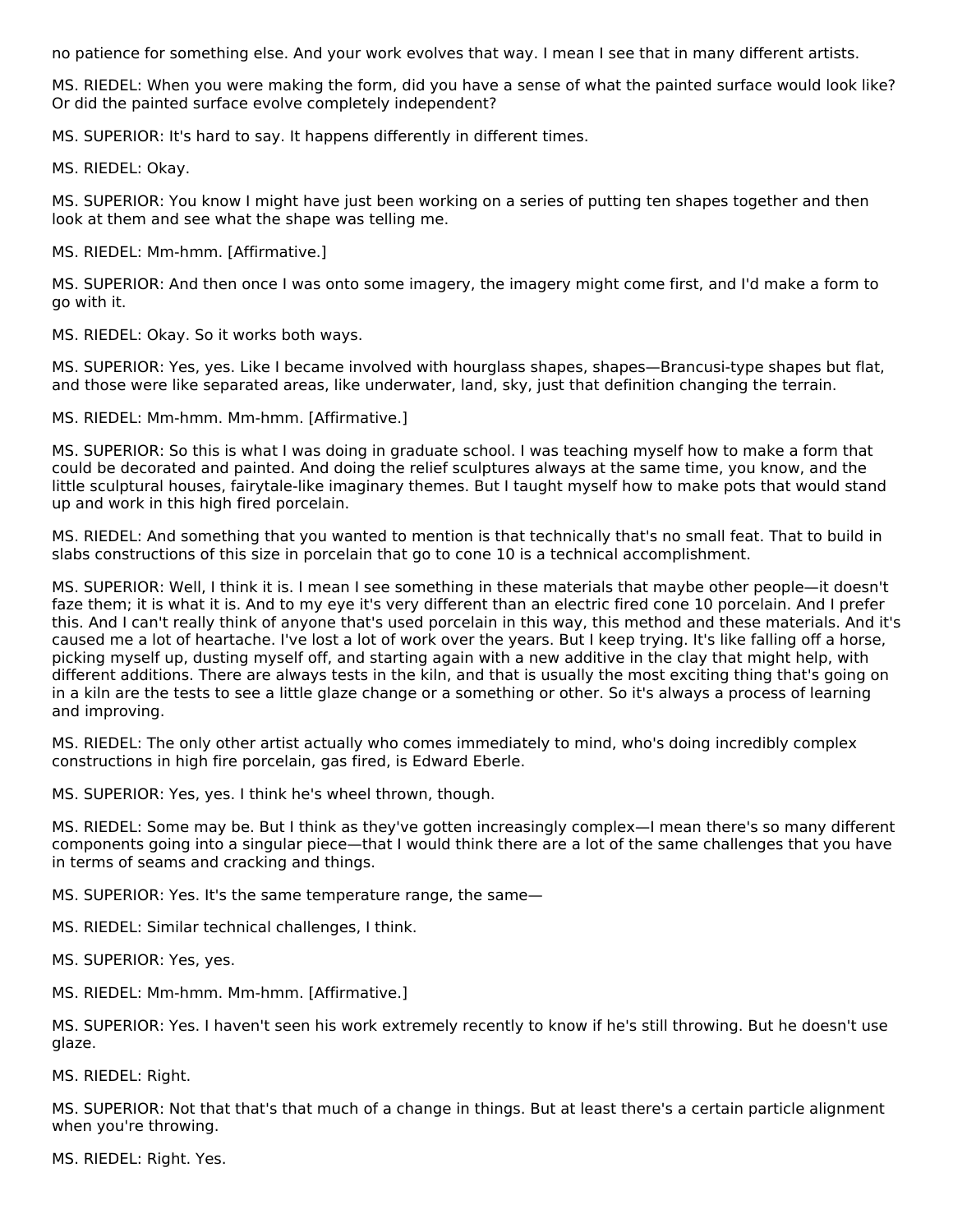no patience for something else. And your work evolves that way. I mean I see that in many different artists.

MS. RIEDEL: When you were making the form, did you have a sense of what the painted surface would look like? Or did the painted surface evolve completely independent?

MS. SUPERIOR: It's hard to say. It happens differently in different times.

MS. RIEDEL: Okay.

MS. SUPERIOR: You know I might have just been working on a series of putting ten shapes together and then look at them and see what the shape was telling me.

MS. RIEDEL: Mm-hmm. [Affirmative.]

MS. SUPERIOR: And then once I was onto some imagery, the imagery might come first, and I'd make a form to go with it.

MS. RIEDEL: Okay. So it works both ways.

MS. SUPERIOR: Yes, yes. Like I became involved with hourglass shapes, shapes—Brancusi-type shapes but flat, and those were like separated areas, like underwater, land, sky, just that definition changing the terrain.

MS. RIEDEL: Mm-hmm. Mm-hmm. [Affirmative.]

MS. SUPERIOR: So this is what I was doing in graduate school. I was teaching myself how to make a form that could be decorated and painted. And doing the relief sculptures always at the same time, you know, and the little sculptural houses, fairytale-like imaginary themes. But I taught myself how to make pots that would stand up and work in this high fired porcelain.

MS. RIEDEL: And something that you wanted to mention is that technically that's no small feat. That to build in slabs constructions of this size in porcelain that go to cone 10 is a technical accomplishment.

MS. SUPERIOR: Well, I think it is. I mean I see something in these materials that maybe other people—it doesn't faze them; it is what it is. And to my eye it's very different than an electric fired cone 10 porcelain. And I prefer this. And I can't really think of anyone that's used porcelain in this way, this method and these materials. And it's caused me a lot of heartache. I've lost a lot of work over the years. But I keep trying. It's like falling off a horse, picking myself up, dusting myself off, and starting again with a new additive in the clay that might help, with different additions. There are always tests in the kiln, and that is usually the most exciting thing that's going on in a kiln are the tests to see a little glaze change or a something or other. So it's always a process of learning and improving.

MS. RIEDEL: The only other artist actually who comes immediately to mind, who's doing incredibly complex constructions in high fire porcelain, gas fired, is Edward Eberle.

MS. SUPERIOR: Yes, yes. I think he's wheel thrown, though.

MS. RIEDEL: Some may be. But I think as they've gotten increasingly complex—I mean there's so many different components going into a singular piece—that I would think there are a lot of the same challenges that you have in terms of seams and cracking and things.

MS. SUPERIOR: Yes. It's the same temperature range, the same—

MS. RIEDEL: Similar technical challenges, I think.

MS. SUPERIOR: Yes, yes.

MS. RIEDEL: Mm-hmm. Mm-hmm. [Affirmative.]

MS. SUPERIOR: Yes. I haven't seen his work extremely recently to know if he's still throwing. But he doesn't use glaze.

MS. RIEDEL: Right.

MS. SUPERIOR: Not that that's that much of a change in things. But at least there's a certain particle alignment when you're throwing.

MS. RIEDEL: Right. Yes.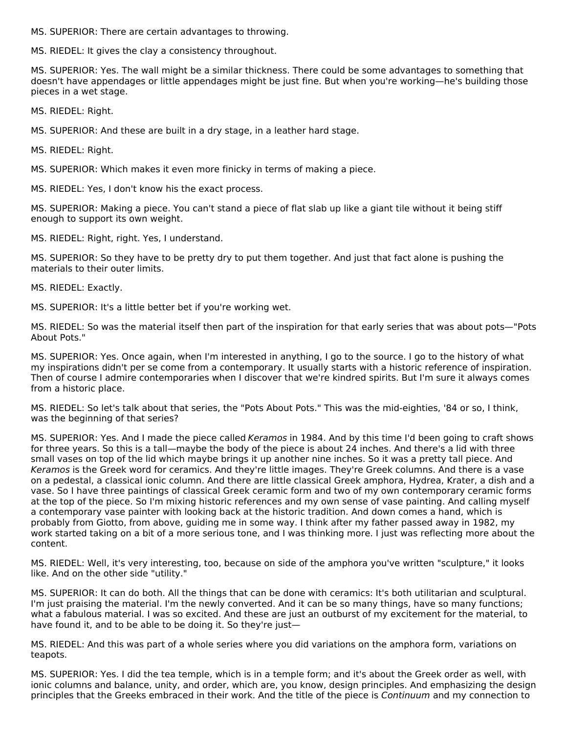MS. SUPERIOR: There are certain advantages to throwing.

MS. RIEDEL: It gives the clay a consistency throughout.

MS. SUPERIOR: Yes. The wall might be a similar thickness. There could be some advantages to something that doesn't have appendages or little appendages might be just fine. But when you're working—he's building those pieces in a wet stage.

MS. RIEDEL: Right.

MS. SUPERIOR: And these are built in a dry stage, in a leather hard stage.

MS. RIEDEL: Right.

MS. SUPERIOR: Which makes it even more finicky in terms of making a piece.

MS. RIEDEL: Yes, I don't know his the exact process.

MS. SUPERIOR: Making a piece. You can't stand a piece of flat slab up like a giant tile without it being stiff enough to support its own weight.

MS. RIEDEL: Right, right. Yes, I understand.

MS. SUPERIOR: So they have to be pretty dry to put them together. And just that fact alone is pushing the materials to their outer limits.

MS. RIEDEL: Exactly.

MS. SUPERIOR: It's a little better bet if you're working wet.

MS. RIEDEL: So was the material itself then part of the inspiration for that early series that was about pots—"Pots About Pots."

MS. SUPERIOR: Yes. Once again, when I'm interested in anything, I go to the source. I go to the history of what my inspirations didn't per se come from a contemporary. It usually starts with a historic reference of inspiration. Then of course I admire contemporaries when I discover that we're kindred spirits. But I'm sure it always comes from a historic place.

MS. RIEDEL: So let's talk about that series, the "Pots About Pots." This was the mid-eighties, '84 or so, I think, was the beginning of that series?

MS. SUPERIOR: Yes. And I made the piece called *Keramos* in 1984. And by this time I'd been going to craft shows for three years. So this is a tall—maybe the body of the piece is about 24 inches. And there's a lid with three small vases on top of the lid which maybe brings it up another nine inches. So it was a pretty tall piece. And *Keramos* is the Greek word for ceramics. And they're little images. They're Greek columns. And there is a vase on a pedestal, a classical ionic column. And there are little classical Greek amphora, Hydrea, Krater, a dish and a vase. So I have three paintings of classical Greek ceramic form and two of my own contemporary ceramic forms at the top of the piece. So I'm mixing historic references and my own sense of vase painting. And calling myself a contemporary vase painter with looking back at the historic tradition. And down comes a hand, which is probably from Giotto, from above, guiding me in some way. I think after my father passed away in 1982, my work started taking on a bit of a more serious tone, and I was thinking more. I just was reflecting more about the content.

MS. RIEDEL: Well, it's very interesting, too, because on side of the amphora you've written "sculpture," it looks like. And on the other side "utility."

MS. SUPERIOR: It can do both. All the things that can be done with ceramics: It's both utilitarian and sculptural. I'm just praising the material. I'm the newly converted. And it can be so many things, have so many functions; what a fabulous material. I was so excited. And these are just an outburst of my excitement for the material, to have found it, and to be able to be doing it. So they're just—

MS. RIEDEL: And this was part of a whole series where you did variations on the amphora form, variations on teapots.

MS. SUPERIOR: Yes. I did the tea temple, which is in a temple form; and it's about the Greek order as well, with ionic columns and balance, unity, and order, which are, you know, design principles. And emphasizing the design principles that the Greeks embraced in their work. And the title of the piece is *Continuum* and my connection to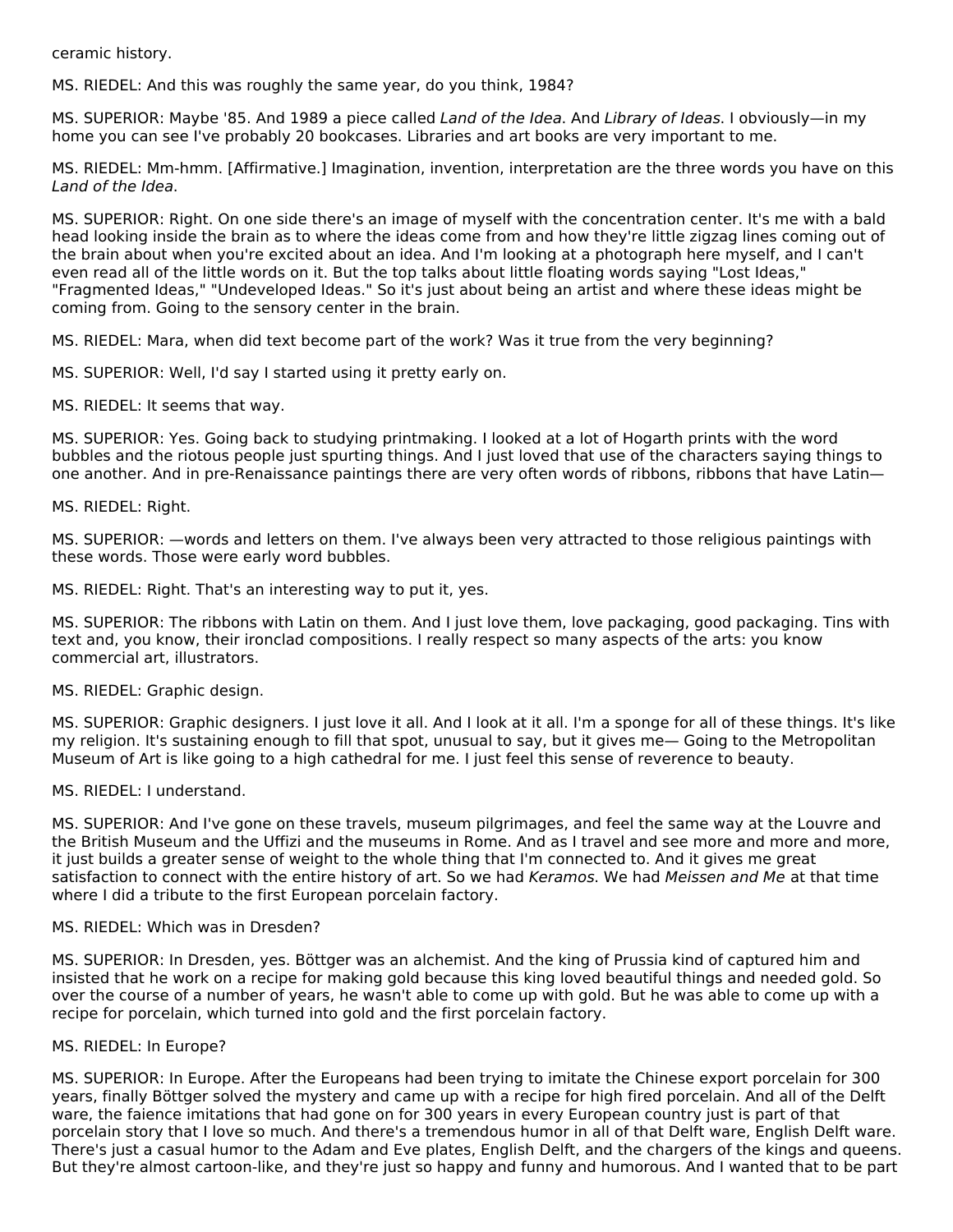ceramic history.

MS. RIEDEL: And this was roughly the same year, do you think, 1984?

MS. SUPERIOR: Maybe '85. And 1989 a piece called *Land of the Idea*. And *Library of Ideas*. I obviously—in my home you can see I've probably 20 bookcases. Libraries and art books are very important to me.

MS. RIEDEL: Mm-hmm. [Affirmative.] Imagination, invention, interpretation are the three words you have on this *Land of the Idea*.

MS. SUPERIOR: Right. On one side there's an image of myself with the concentration center. It's me with a bald head looking inside the brain as to where the ideas come from and how they're little zigzag lines coming out of the brain about when you're excited about an idea. And I'm looking at a photograph here myself, and I can't even read all of the little words on it. But the top talks about little floating words saying "Lost Ideas," "Fragmented Ideas," "Undeveloped Ideas." So it's just about being an artist and where these ideas might be coming from. Going to the sensory center in the brain.

MS. RIEDEL: Mara, when did text become part of the work? Was it true from the very beginning?

MS. SUPERIOR: Well, I'd say I started using it pretty early on.

MS. RIEDEL: It seems that way.

MS. SUPERIOR: Yes. Going back to studying printmaking. I looked at a lot of Hogarth prints with the word bubbles and the riotous people just spurting things. And I just loved that use of the characters saying things to one another. And in pre-Renaissance paintings there are very often words of ribbons, ribbons that have Latin—

MS. RIEDEL: Right.

MS. SUPERIOR: —words and letters on them. I've always been very attracted to those religious paintings with these words. Those were early word bubbles.

MS. RIEDEL: Right. That's an interesting way to put it, yes.

MS. SUPERIOR: The ribbons with Latin on them. And I just love them, love packaging, good packaging. Tins with text and, you know, their ironclad compositions. I really respect so many aspects of the arts: you know commercial art, illustrators.

MS. RIEDEL: Graphic design.

MS. SUPERIOR: Graphic designers. I just love it all. And I look at it all. I'm a sponge for all of these things. It's like my religion. It's sustaining enough to fill that spot, unusual to say, but it gives me— Going to the Metropolitan Museum of Art is like going to a high cathedral for me. I just feel this sense of reverence to beauty.

MS. RIEDEL: I understand.

MS. SUPERIOR: And I've gone on these travels, museum pilgrimages, and feel the same way at the Louvre and the British Museum and the Uffizi and the museums in Rome. And as I travel and see more and more and more, it just builds a greater sense of weight to the whole thing that I'm connected to. And it gives me great satisfaction to connect with the entire history of art. So we had *Keramos*. We had *Meissen and Me* at that time where I did a tribute to the first European porcelain factory.

MS. RIEDEL: Which was in Dresden?

MS. SUPERIOR: In Dresden, yes. Böttger was an alchemist. And the king of Prussia kind of captured him and insisted that he work on a recipe for making gold because this king loved beautiful things and needed gold. So over the course of a number of years, he wasn't able to come up with gold. But he was able to come up with a recipe for porcelain, which turned into gold and the first porcelain factory.

MS. RIEDEL: In Europe?

MS. SUPERIOR: In Europe. After the Europeans had been trying to imitate the Chinese export porcelain for 300 years, finally Böttger solved the mystery and came up with a recipe for high fired porcelain. And all of the Delft ware, the faience imitations that had gone on for 300 years in every European country just is part of that porcelain story that I love so much. And there's a tremendous humor in all of that Delft ware, English Delft ware. There's just a casual humor to the Adam and Eve plates, English Delft, and the chargers of the kings and queens. But they're almost cartoon-like, and they're just so happy and funny and humorous. And I wanted that to be part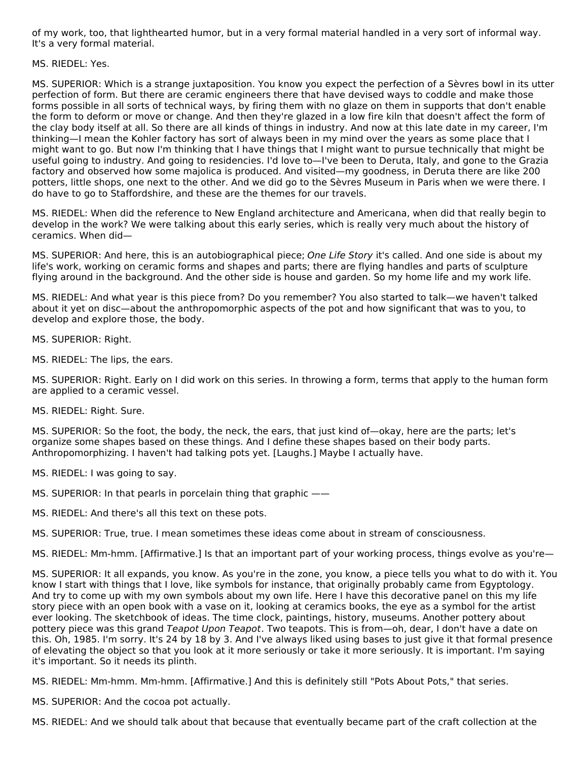of my work, too, that lighthearted humor, but in a very formal material handled in a very sort of informal way. It's a very formal material.

MS. RIEDEL: Yes.

MS. SUPERIOR: Which is a strange juxtaposition. You know you expect the perfection of a Sèvres bowl in its utter perfection of form. But there are ceramic engineers there that have devised ways to coddle and make those forms possible in all sorts of technical ways, by firing them with no glaze on them in supports that don't enable the form to deform or move or change. And then they're glazed in a low fire kiln that doesn't affect the form of the clay body itself at all. So there are all kinds of things in industry. And now at this late date in my career, I'm thinking—I mean the Kohler factory has sort of always been in my mind over the years as some place that I might want to go. But now I'm thinking that I have things that I might want to pursue technically that might be useful going to industry. And going to residencies. I'd love to—I've been to Deruta, Italy, and gone to the Grazia factory and observed how some majolica is produced. And visited—my goodness, in Deruta there are like 200 potters, little shops, one next to the other. And we did go to the Sèvres Museum in Paris when we were there. I do have to go to Staffordshire, and these are the themes for our travels.

MS. RIEDEL: When did the reference to New England architecture and Americana, when did that really begin to develop in the work? We were talking about this early series, which is really very much about the history of ceramics. When did—

MS. SUPERIOR: And here, this is an autobiographical piece; *One Life Story* it's called. And one side is about my life's work, working on ceramic forms and shapes and parts; there are flying handles and parts of sculpture flying around in the background. And the other side is house and garden. So my home life and my work life.

MS. RIEDEL: And what year is this piece from? Do you remember? You also started to talk—we haven't talked about it yet on disc—about the anthropomorphic aspects of the pot and how significant that was to you, to develop and explore those, the body.

MS. SUPERIOR: Right.

MS. RIEDEL: The lips, the ears.

MS. SUPERIOR: Right. Early on I did work on this series. In throwing a form, terms that apply to the human form are applied to a ceramic vessel.

MS. RIEDEL: Right. Sure.

MS. SUPERIOR: So the foot, the body, the neck, the ears, that just kind of—okay, here are the parts; let's organize some shapes based on these things. And I define these shapes based on their body parts. Anthropomorphizing. I haven't had talking pots yet. [Laughs.] Maybe I actually have.

MS. RIEDEL: I was going to say.

MS. SUPERIOR: In that pearls in porcelain thing that graphic ——

MS. RIEDEL: And there's all this text on these pots.

MS. SUPERIOR: True, true. I mean sometimes these ideas come about in stream of consciousness.

MS. RIEDEL: Mm-hmm. [Affirmative.] Is that an important part of your working process, things evolve as you're—

MS. SUPERIOR: It all expands, you know. As you're in the zone, you know, a piece tells you what to do with it. You know I start with things that I love, like symbols for instance, that originally probably came from Egyptology. And try to come up with my own symbols about my own life. Here I have this decorative panel on this my life story piece with an open book with a vase on it, looking at ceramics books, the eye as a symbol for the artist ever looking. The sketchbook of ideas. The time clock, paintings, history, museums. Another pottery about pottery piece was this grand *Teapot Upon Teapot*. Two teapots. This is from—oh, dear, I don't have a date on this. Oh, 1985. I'm sorry. It's 24 by 18 by 3. And I've always liked using bases to just give it that formal presence of elevating the object so that you look at it more seriously or take it more seriously. It is important. I'm saying it's important. So it needs its plinth.

MS. RIEDEL: Mm-hmm. Mm-hmm. [Affirmative.] And this is definitely still "Pots About Pots," that series.

MS. SUPERIOR: And the cocoa pot actually.

MS. RIEDEL: And we should talk about that because that eventually became part of the craft collection at the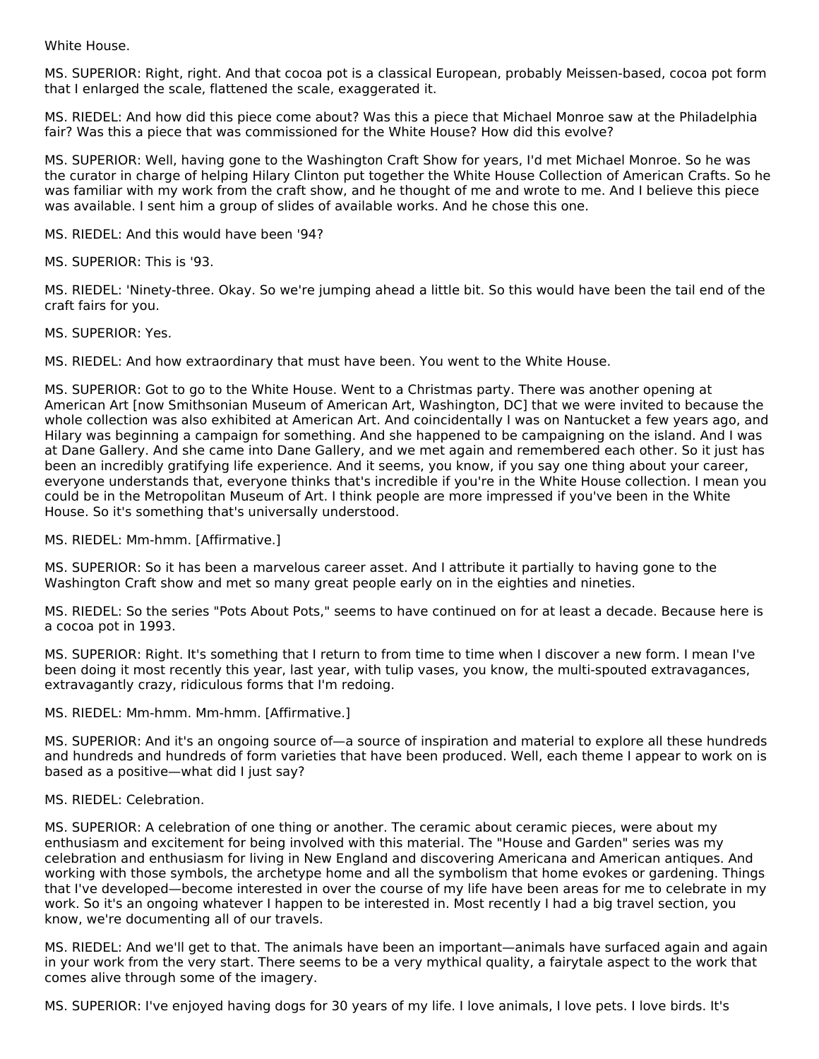White House.

MS. SUPERIOR: Right, right. And that cocoa pot is a classical European, probably Meissen-based, cocoa pot form that I enlarged the scale, flattened the scale, exaggerated it.

MS. RIEDEL: And how did this piece come about? Was this a piece that Michael Monroe saw at the Philadelphia fair? Was this a piece that was commissioned for the White House? How did this evolve?

MS. SUPERIOR: Well, having gone to the Washington Craft Show for years, I'd met Michael Monroe. So he was the curator in charge of helping Hilary Clinton put together the White House Collection of American Crafts. So he was familiar with my work from the craft show, and he thought of me and wrote to me. And I believe this piece was available. I sent him a group of slides of available works. And he chose this one.

MS. RIEDEL: And this would have been '94?

MS. SUPERIOR: This is '93.

MS. RIEDEL: 'Ninety-three. Okay. So we're jumping ahead a little bit. So this would have been the tail end of the craft fairs for you.

MS. SUPERIOR: Yes.

MS. RIEDEL: And how extraordinary that must have been. You went to the White House.

MS. SUPERIOR: Got to go to the White House. Went to a Christmas party. There was another opening at American Art [now Smithsonian Museum of American Art, Washington, DC] that we were invited to because the whole collection was also exhibited at American Art. And coincidentally I was on Nantucket a few years ago, and Hilary was beginning a campaign for something. And she happened to be campaigning on the island. And I was at Dane Gallery. And she came into Dane Gallery, and we met again and remembered each other. So it just has been an incredibly gratifying life experience. And it seems, you know, if you say one thing about your career, everyone understands that, everyone thinks that's incredible if you're in the White House collection. I mean you could be in the Metropolitan Museum of Art. I think people are more impressed if you've been in the White House. So it's something that's universally understood.

MS. RIEDEL: Mm-hmm. [Affirmative.]

MS. SUPERIOR: So it has been a marvelous career asset. And I attribute it partially to having gone to the Washington Craft show and met so many great people early on in the eighties and nineties.

MS. RIEDEL: So the series "Pots About Pots," seems to have continued on for at least a decade. Because here is a cocoa pot in 1993.

MS. SUPERIOR: Right. It's something that I return to from time to time when I discover a new form. I mean I've been doing it most recently this year, last year, with tulip vases, you know, the multi-spouted extravagances, extravagantly crazy, ridiculous forms that I'm redoing.

MS. RIEDEL: Mm-hmm. Mm-hmm. [Affirmative.]

MS. SUPERIOR: And it's an ongoing source of—a source of inspiration and material to explore all these hundreds and hundreds and hundreds of form varieties that have been produced. Well, each theme I appear to work on is based as a positive—what did I just say?

MS. RIEDEL: Celebration.

MS. SUPERIOR: A celebration of one thing or another. The ceramic about ceramic pieces, were about my enthusiasm and excitement for being involved with this material. The "House and Garden" series was my celebration and enthusiasm for living in New England and discovering Americana and American antiques. And working with those symbols, the archetype home and all the symbolism that home evokes or gardening. Things that I've developed—become interested in over the course of my life have been areas for me to celebrate in my work. So it's an ongoing whatever I happen to be interested in. Most recently I had a big travel section, you know, we're documenting all of our travels.

MS. RIEDEL: And we'll get to that. The animals have been an important—animals have surfaced again and again in your work from the very start. There seems to be a very mythical quality, a fairytale aspect to the work that comes alive through some of the imagery.

MS. SUPERIOR: I've enjoyed having dogs for 30 years of my life. I love animals, I love pets. I love birds. It's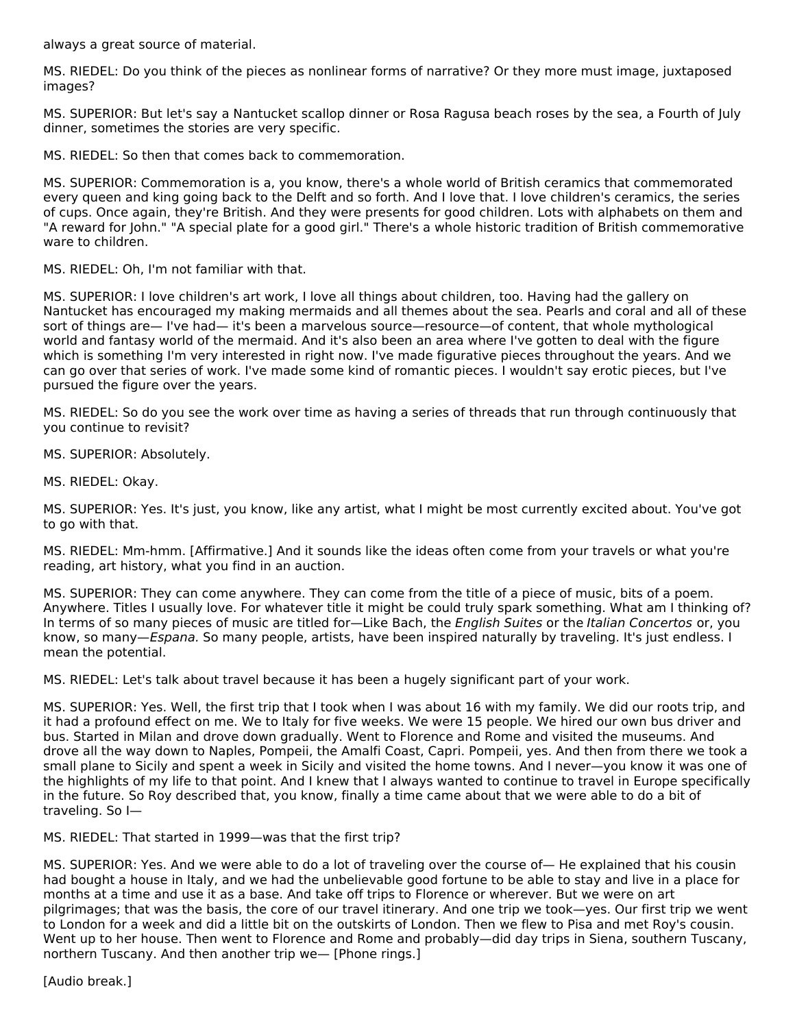always a great source of material.

MS. RIEDEL: Do you think of the pieces as nonlinear forms of narrative? Or they more must image, juxtaposed images?

MS. SUPERIOR: But let's say a Nantucket scallop dinner or Rosa Ragusa beach roses by the sea, a Fourth of July dinner, sometimes the stories are very specific.

MS. RIEDEL: So then that comes back to commemoration.

MS. SUPERIOR: Commemoration is a, you know, there's a whole world of British ceramics that commemorated every queen and king going back to the Delft and so forth. And I love that. I love children's ceramics, the series of cups. Once again, they're British. And they were presents for good children. Lots with alphabets on them and "A reward for John." "A special plate for a good girl." There's a whole historic tradition of British commemorative ware to children.

MS. RIEDEL: Oh, I'm not familiar with that.

MS. SUPERIOR: I love children's art work, I love all things about children, too. Having had the gallery on Nantucket has encouraged my making mermaids and all themes about the sea. Pearls and coral and all of these sort of things are— I've had— it's been a marvelous source—resource—of content, that whole mythological world and fantasy world of the mermaid. And it's also been an area where I've gotten to deal with the figure which is something I'm very interested in right now. I've made figurative pieces throughout the years. And we can go over that series of work. I've made some kind of romantic pieces. I wouldn't say erotic pieces, but I've pursued the figure over the years.

MS. RIEDEL: So do you see the work over time as having a series of threads that run through continuously that you continue to revisit?

MS. SUPERIOR: Absolutely.

MS. RIEDEL: Okay.

MS. SUPERIOR: Yes. It's just, you know, like any artist, what I might be most currently excited about. You've got to go with that.

MS. RIEDEL: Mm-hmm. [Affirmative.] And it sounds like the ideas often come from your travels or what you're reading, art history, what you find in an auction.

MS. SUPERIOR: They can come anywhere. They can come from the title of a piece of music, bits of a poem. Anywhere. Titles I usually love. For whatever title it might be could truly spark something. What am I thinking of? In terms of so many pieces of music are titled for—Like Bach, the *English Suites* or the *Italian Concertos* or, you know, so many—*Espana.* So many people, artists, have been inspired naturally by traveling. It's just endless. I mean the potential.

MS. RIEDEL: Let's talk about travel because it has been a hugely significant part of your work.

MS. SUPERIOR: Yes. Well, the first trip that I took when I was about 16 with my family. We did our roots trip, and it had a profound effect on me. We to Italy for five weeks. We were 15 people. We hired our own bus driver and bus. Started in Milan and drove down gradually. Went to Florence and Rome and visited the museums. And drove all the way down to Naples, Pompeii, the Amalfi Coast, Capri. Pompeii, yes. And then from there we took a small plane to Sicily and spent a week in Sicily and visited the home towns. And I never—you know it was one of the highlights of my life to that point. And I knew that I always wanted to continue to travel in Europe specifically in the future. So Roy described that, you know, finally a time came about that we were able to do a bit of traveling. So I—

MS. RIEDEL: That started in 1999—was that the first trip?

MS. SUPERIOR: Yes. And we were able to do a lot of traveling over the course of— He explained that his cousin had bought a house in Italy, and we had the unbelievable good fortune to be able to stay and live in a place for months at a time and use it as a base. And take off trips to Florence or wherever. But we were on art pilgrimages; that was the basis, the core of our travel itinerary. And one trip we took—yes. Our first trip we went to London for a week and did a little bit on the outskirts of London. Then we flew to Pisa and met Roy's cousin. Went up to her house. Then went to Florence and Rome and probably—did day trips in Siena, southern Tuscany, northern Tuscany. And then another trip we— [Phone rings.]

[Audio break.]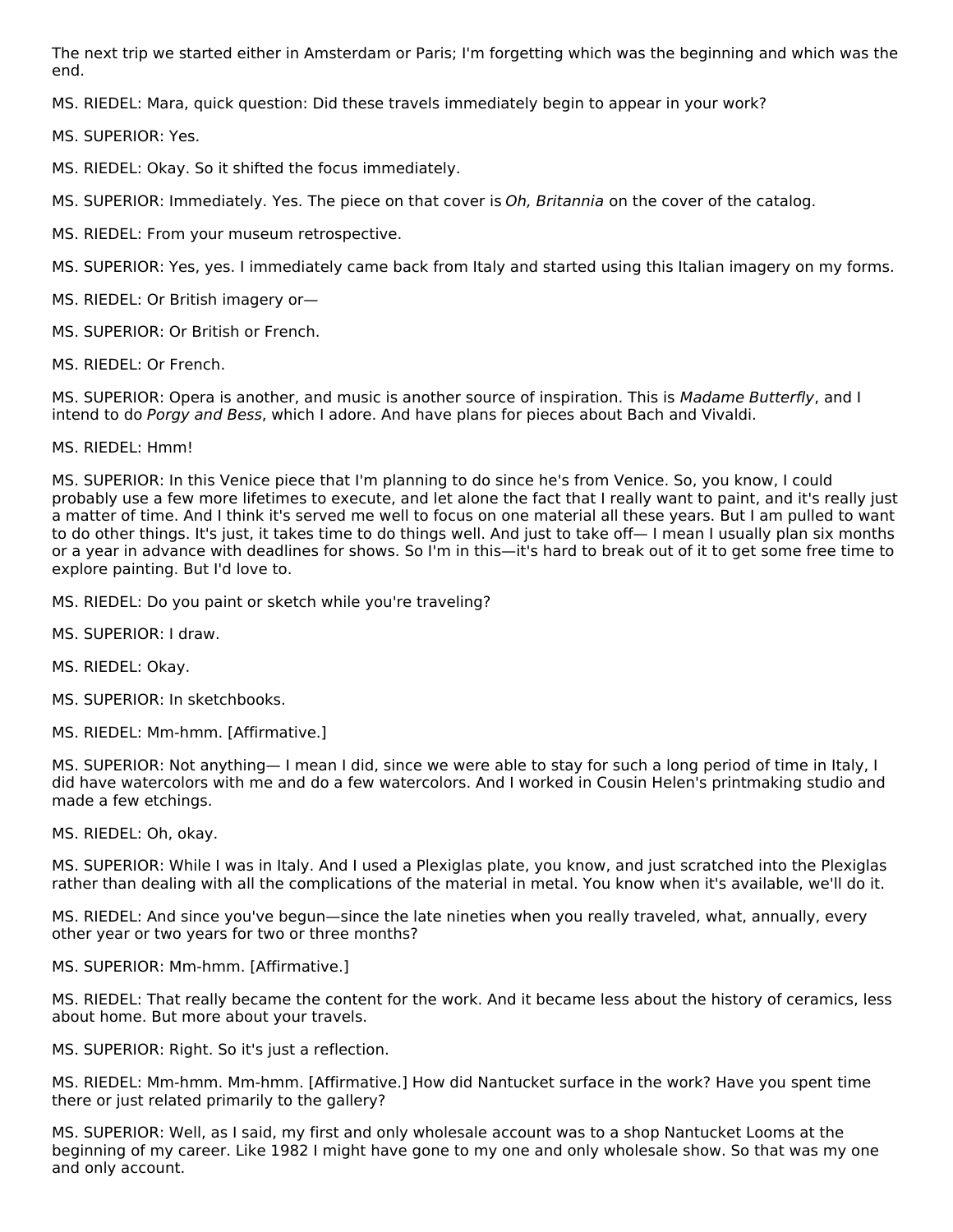The next trip we started either in Amsterdam or Paris; I'm forgetting which was the beginning and which was the end.

MS. RIEDEL: Mara, quick question: Did these travels immediately begin to appear in your work?

MS. SUPERIOR: Yes.

MS. RIEDEL: Okay. So it shifted the focus immediately.

MS. SUPERIOR: Immediately. Yes. The piece on that cover is *Oh, Britannia* on the cover of the catalog.

MS. RIEDEL: From your museum retrospective.

MS. SUPERIOR: Yes, yes. I immediately came back from Italy and started using this Italian imagery on my forms.

MS. RIEDEL: Or British imagery or—

MS. SUPERIOR: Or British or French.

MS. RIEDEL: Or French.

MS. SUPERIOR: Opera is another, and music is another source of inspiration. This is *Madame Butterfly*, and I intend to do *Porgy and Bess*, which I adore. And have plans for pieces about Bach and Vivaldi.

MS. RIEDEL: Hmm!

MS. SUPERIOR: In this Venice piece that I'm planning to do since he's from Venice. So, you know, I could probably use a few more lifetimes to execute, and let alone the fact that I really want to paint, and it's really just a matter of time. And I think it's served me well to focus on one material all these years. But I am pulled to want to do other things. It's just, it takes time to do things well. And just to take off— I mean I usually plan six months or a year in advance with deadlines for shows. So I'm in this—it's hard to break out of it to get some free time to explore painting. But I'd love to.

MS. RIEDEL: Do you paint or sketch while you're traveling?

MS. SUPERIOR: I draw.

MS. RIEDEL: Okay.

MS. SUPERIOR: In sketchbooks.

MS. RIEDEL: Mm-hmm. [Affirmative.]

MS. SUPERIOR: Not anything— I mean I did, since we were able to stay for such a long period of time in Italy, I did have watercolors with me and do a few watercolors. And I worked in Cousin Helen's printmaking studio and made a few etchings.

MS. RIEDEL: Oh, okay.

MS. SUPERIOR: While I was in Italy. And I used a Plexiglas plate, you know, and just scratched into the Plexiglas rather than dealing with all the complications of the material in metal. You know when it's available, we'll do it.

MS. RIEDEL: And since you've begun—since the late nineties when you really traveled, what, annually, every other year or two years for two or three months?

MS. SUPERIOR: Mm-hmm. [Affirmative.]

MS. RIEDEL: That really became the content for the work. And it became less about the history of ceramics, less about home. But more about your travels.

MS. SUPERIOR: Right. So it's just a reflection.

MS. RIEDEL: Mm-hmm. Mm-hmm. [Affirmative.] How did Nantucket surface in the work? Have you spent time there or just related primarily to the gallery?

MS. SUPERIOR: Well, as I said, my first and only wholesale account was to a shop Nantucket Looms at the beginning of my career. Like 1982 I might have gone to my one and only wholesale show. So that was my one and only account.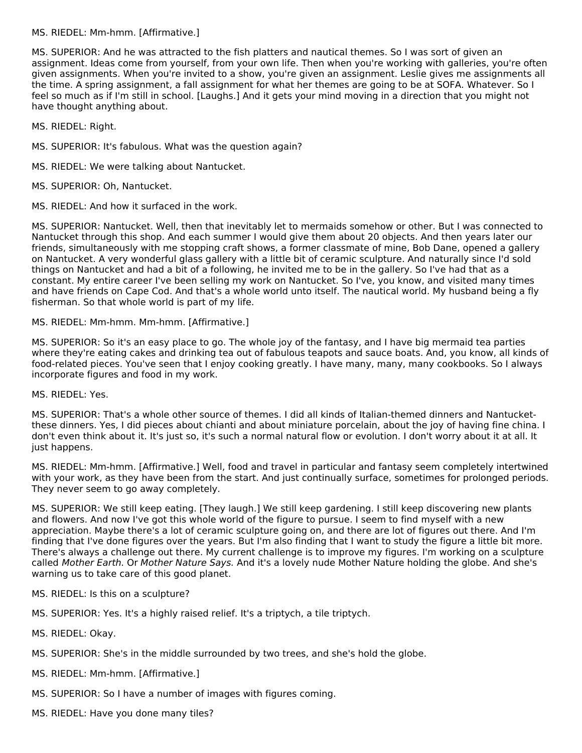MS. RIEDEL: Mm-hmm. [Affirmative.]

MS. SUPERIOR: And he was attracted to the fish platters and nautical themes. So I was sort of given an assignment. Ideas come from yourself, from your own life. Then when you're working with galleries, you're often given assignments. When you're invited to a show, you're given an assignment. Leslie gives me assignments all the time. A spring assignment, a fall assignment for what her themes are going to be at SOFA. Whatever. So I feel so much as if I'm still in school. [Laughs.] And it gets your mind moving in a direction that you might not have thought anything about.

MS. RIEDEL: Right.

MS. SUPERIOR: It's fabulous. What was the question again?

MS. RIEDEL: We were talking about Nantucket.

MS. SUPERIOR: Oh, Nantucket.

MS. RIEDEL: And how it surfaced in the work.

MS. SUPERIOR: Nantucket. Well, then that inevitably let to mermaids somehow or other. But I was connected to Nantucket through this shop. And each summer I would give them about 20 objects. And then years later our friends, simultaneously with me stopping craft shows, a former classmate of mine, Bob Dane, opened a gallery on Nantucket. A very wonderful glass gallery with a little bit of ceramic sculpture. And naturally since I'd sold things on Nantucket and had a bit of a following, he invited me to be in the gallery. So I've had that as a constant. My entire career I've been selling my work on Nantucket. So I've, you know, and visited many times and have friends on Cape Cod. And that's a whole world unto itself. The nautical world. My husband being a fly fisherman. So that whole world is part of my life.

MS. RIEDEL: Mm-hmm. Mm-hmm. [Affirmative.]

MS. SUPERIOR: So it's an easy place to go. The whole joy of the fantasy, and I have big mermaid tea parties where they're eating cakes and drinking tea out of fabulous teapots and sauce boats. And, you know, all kinds of food-related pieces. You've seen that I enjoy cooking greatly. I have many, many, many cookbooks. So I always incorporate figures and food in my work.

MS. RIEDEL: Yes.

MS. SUPERIOR: That's a whole other source of themes. I did all kinds of Italian-themed dinners and Nantucket-these dinners. Yes, I did pieces about chianti and about miniature porcelain, about the joy of having fine china. I don't even think about it. It's just so, it's such a normal natural flow or evolution. I don't worry about it at all. It just happens.

MS. RIEDEL: Mm-hmm. [Affirmative.] Well, food and travel in particular and fantasy seem completely intertwined with your work, as they have been from the start. And just continually surface, sometimes for prolonged periods. They never seem to go away completely.

MS. SUPERIOR: We still keep eating. [They laugh.] We still keep gardening. I still keep discovering new plants and flowers. And now I've got this whole world of the figure to pursue. I seem to find myself with a new appreciation. Maybe there's a lot of ceramic sculpture going on, and there are lot of figures out there. And I'm finding that I've done figures over the years. But I'm also finding that I want to study the figure a little bit more. There's always a challenge out there. My current challenge is to improve my figures. I'm working on a sculpture called *Mother Earth*. Or *Mother Nature Says.* And it's a lovely nude Mother Nature holding the globe. And she's warning us to take care of this good planet.

MS. RIEDEL: Is this on a sculpture?

MS. SUPERIOR: Yes. It's a highly raised relief. It's a triptych, a tile triptych.

MS. RIEDEL: Okay.

MS. SUPERIOR: She's in the middle surrounded by two trees, and she's hold the globe.

MS. RIEDEL: Mm-hmm. [Affirmative.]

MS. SUPERIOR: So I have a number of images with figures coming.

MS. RIEDEL: Have you done many tiles?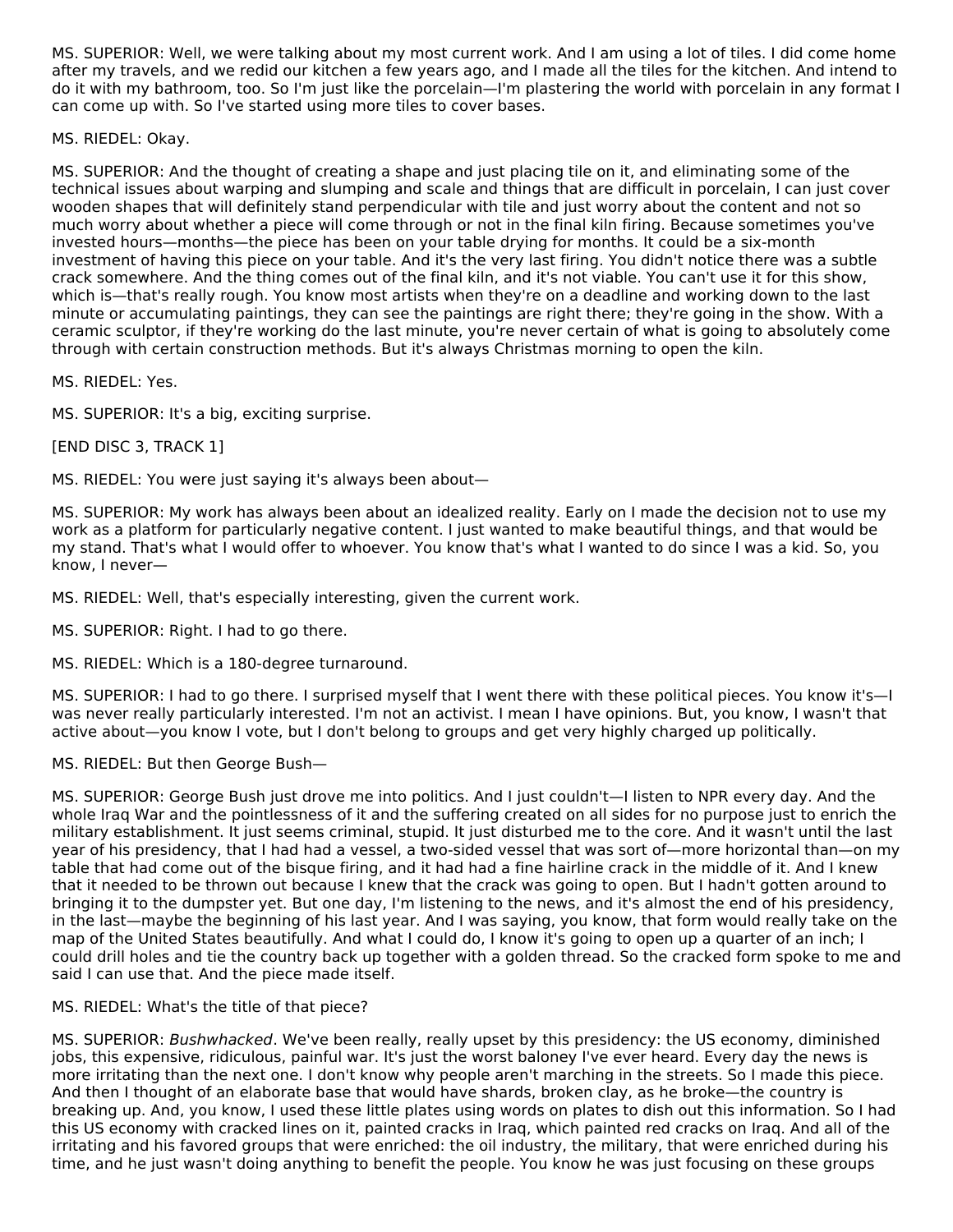MS. SUPERIOR: Well, we were talking about my most current work. And I am using a lot of tiles. I did come home after my travels, and we redid our kitchen a few years ago, and I made all the tiles for the kitchen. And intend to do it with my bathroom, too. So I'm just like the porcelain—I'm plastering the world with porcelain in any format I can come up with. So I've started using more tiles to cover bases.

MS. RIEDEL: Okay.

MS. SUPERIOR: And the thought of creating a shape and just placing tile on it, and eliminating some of the technical issues about warping and slumping and scale and things that are difficult in porcelain, I can just cover wooden shapes that will definitely stand perpendicular with tile and just worry about the content and not so much worry about whether a piece will come through or not in the final kiln firing. Because sometimes you've invested hours—months—the piece has been on your table drying for months. It could be a six-month investment of having this piece on your table. And it's the very last firing. You didn't notice there was a subtle crack somewhere. And the thing comes out of the final kiln, and it's not viable. You can't use it for this show, which is—that's really rough. You know most artists when they're on a deadline and working down to the last minute or accumulating paintings, they can see the paintings are right there; they're going in the show. With a ceramic sculptor, if they're working do the last minute, you're never certain of what is going to absolutely come through with certain construction methods. But it's always Christmas morning to open the kiln.

MS. RIEDEL: Yes.

MS. SUPERIOR: It's a big, exciting surprise.

[END DISC 3, TRACK 1]

MS. RIEDEL: You were just saying it's always been about—

MS. SUPERIOR: My work has always been about an idealized reality. Early on I made the decision not to use my work as a platform for particularly negative content. I just wanted to make beautiful things, and that would be my stand. That's what I would offer to whoever. You know that's what I wanted to do since I was a kid. So, you know, I never—

MS. RIEDEL: Well, that's especially interesting, given the current work.

MS. SUPERIOR: Right. I had to go there.

MS. RIEDEL: Which is a 180-degree turnaround.

MS. SUPERIOR: I had to go there. I surprised myself that I went there with these political pieces. You know it's—I was never really particularly interested. I'm not an activist. I mean I have opinions. But, you know, I wasn't that active about—you know I vote, but I don't belong to groups and get very highly charged up politically.

MS. RIEDEL: But then George Bush—

MS. SUPERIOR: George Bush just drove me into politics. And I just couldn't—I listen to NPR every day. And the whole Iraq War and the pointlessness of it and the suffering created on all sides for no purpose just to enrich the military establishment. It just seems criminal, stupid. It just disturbed me to the core. And it wasn't until the last year of his presidency, that I had had a vessel, a two-sided vessel that was sort of—more horizontal than—on my table that had come out of the bisque firing, and it had had a fine hairline crack in the middle of it. And I knew that it needed to be thrown out because I knew that the crack was going to open. But I hadn't gotten around to bringing it to the dumpster yet. But one day, I'm listening to the news, and it's almost the end of his presidency, in the last—maybe the beginning of his last year. And I was saying, you know, that form would really take on the map of the United States beautifully. And what I could do, I know it's going to open up a quarter of an inch; I could drill holes and tie the country back up together with a golden thread. So the cracked form spoke to me and said I can use that. And the piece made itself.

MS. RIEDEL: What's the title of that piece?

MS. SUPERIOR: *Bushwhacked*. We've been really, really upset by this presidency: the US economy, diminished jobs, this expensive, ridiculous, painful war. It's just the worst baloney I've ever heard. Every day the news is more irritating than the next one. I don't know why people aren't marching in the streets. So I made this piece. And then I thought of an elaborate base that would have shards, broken clay, as he broke—the country is breaking up. And, you know, I used these little plates using words on plates to dish out this information. So I had this US economy with cracked lines on it, painted cracks in Iraq, which painted red cracks on Iraq. And all of the irritating and his favored groups that were enriched: the oil industry, the military, that were enriched during his time, and he just wasn't doing anything to benefit the people. You know he was just focusing on these groups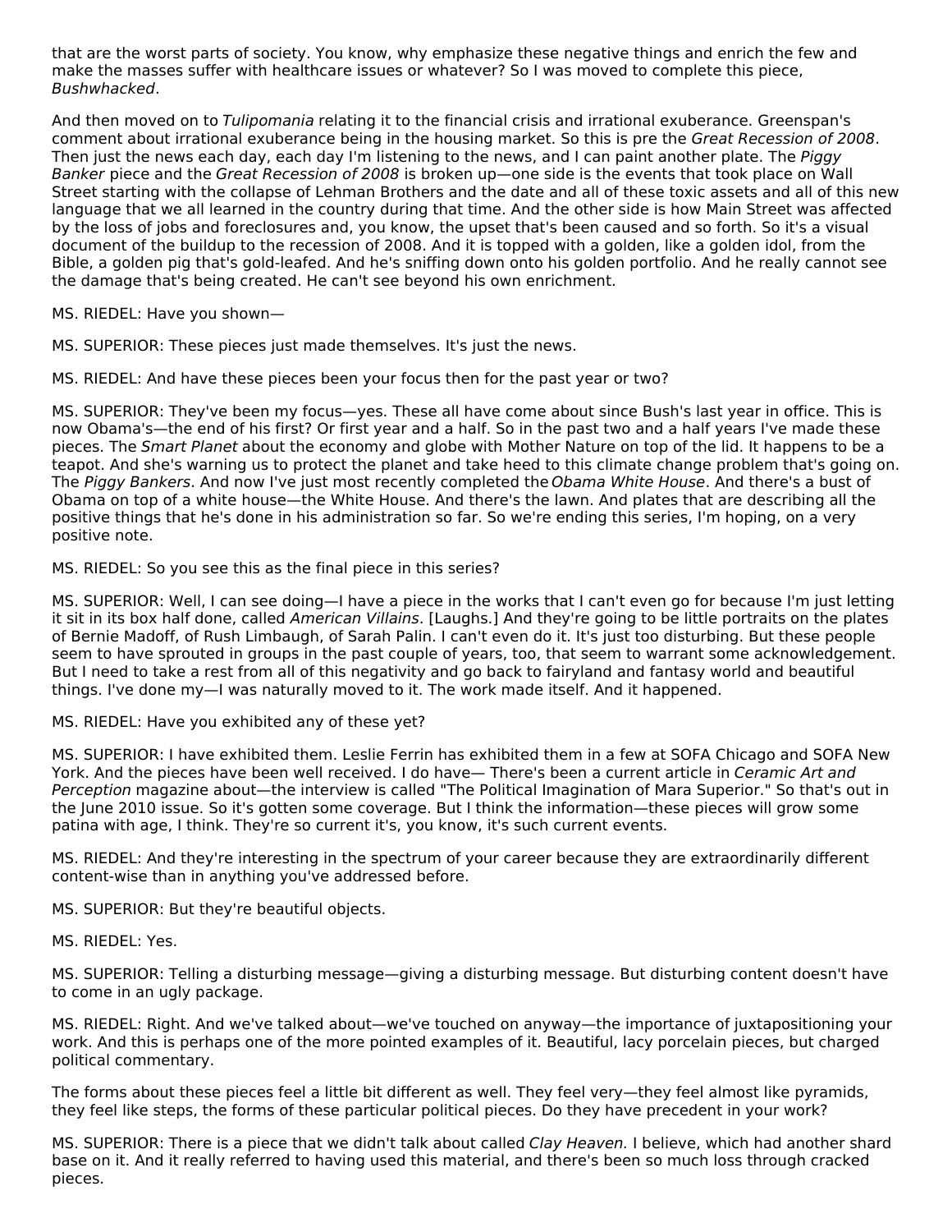that are the worst parts of society. You know, why emphasize these negative things and enrich the few and make the masses suffer with healthcare issues or whatever? So I was moved to complete this piece, *Bushwhacked*.

And then moved on to *Tulipomania* relating it to the financial crisis and irrational exuberance. Greenspan's comment about irrational exuberance being in the housing market. So this is pre the *Great Recession of 2008*. Then just the news each day, each day I'm listening to the news, and I can paint another plate. The *Piggy Banker* piece and the *Great Recession of 2008* is broken up—one side is the events that took place on Wall Street starting with the collapse of Lehman Brothers and the date and all of these toxic assets and all of this new language that we all learned in the country during that time. And the other side is how Main Street was affected by the loss of jobs and foreclosures and, you know, the upset that's been caused and so forth. So it's a visual document of the buildup to the recession of 2008. And it is topped with a golden, like a golden idol, from the Bible, a golden pig that's gold-leafed. And he's sniffing down onto his golden portfolio. And he really cannot see the damage that's being created. He can't see beyond his own enrichment.

MS. RIEDEL: Have you shown—

MS. SUPERIOR: These pieces just made themselves. It's just the news.

MS. RIEDEL: And have these pieces been your focus then for the past year or two?

MS. SUPERIOR: They've been my focus—yes. These all have come about since Bush's last year in office. This is now Obama's—the end of his first? Or first year and a half. So in the past two and a half years I've made these pieces. The *Smart Planet* about the economy and globe with Mother Nature on top of the lid. It happens to be a teapot. And she's warning us to protect the planet and take heed to this climate change problem that's going on. The *Piggy Bankers*. And now I've just most recently completed the *Obama White House*. And there's a bust of Obama on top of a white house—the White House. And there's the lawn. And plates that are describing all the positive things that he's done in his administration so far. So we're ending this series, I'm hoping, on a very positive note.

MS. RIEDEL: So you see this as the final piece in this series?

MS. SUPERIOR: Well, I can see doing—I have a piece in the works that I can't even go for because I'm just letting it sit in its box half done, called *American Villains*. [Laughs.] And they're going to be little portraits on the plates of Bernie Madoff, of Rush Limbaugh, of Sarah Palin. I can't even do it. It's just too disturbing. But these people seem to have sprouted in groups in the past couple of years, too, that seem to warrant some acknowledgement. But I need to take a rest from all of this negativity and go back to fairyland and fantasy world and beautiful things. I've done my—I was naturally moved to it. The work made itself. And it happened.

MS. RIEDEL: Have you exhibited any of these yet?

MS. SUPERIOR: I have exhibited them. Leslie Ferrin has exhibited them in a few at SOFA Chicago and SOFA New York. And the pieces have been well received. I do have— There's been a current article in *Ceramic Art and Perception* magazine about—the interview is called "The Political Imagination of Mara Superior." So that's out in the June 2010 issue. So it's gotten some coverage. But I think the information—these pieces will grow some patina with age, I think. They're so current it's, you know, it's such current events.

MS. RIEDEL: And they're interesting in the spectrum of your career because they are extraordinarily different content-wise than in anything you've addressed before.

MS. SUPERIOR: But they're beautiful objects.

MS. RIEDEL: Yes.

MS. SUPERIOR: Telling a disturbing message—giving a disturbing message. But disturbing content doesn't have to come in an ugly package.

MS. RIEDEL: Right. And we've talked about—we've touched on anyway—the importance of juxtapositioning your work. And this is perhaps one of the more pointed examples of it. Beautiful, lacy porcelain pieces, but charged political commentary.

The forms about these pieces feel a little bit different as well. They feel very—they feel almost like pyramids, they feel like steps, the forms of these particular political pieces. Do they have precedent in your work?

MS. SUPERIOR: There is a piece that we didn't talk about called *Clay Heaven.* I believe, which had another shard base on it. And it really referred to having used this material, and there's been so much loss through cracked pieces.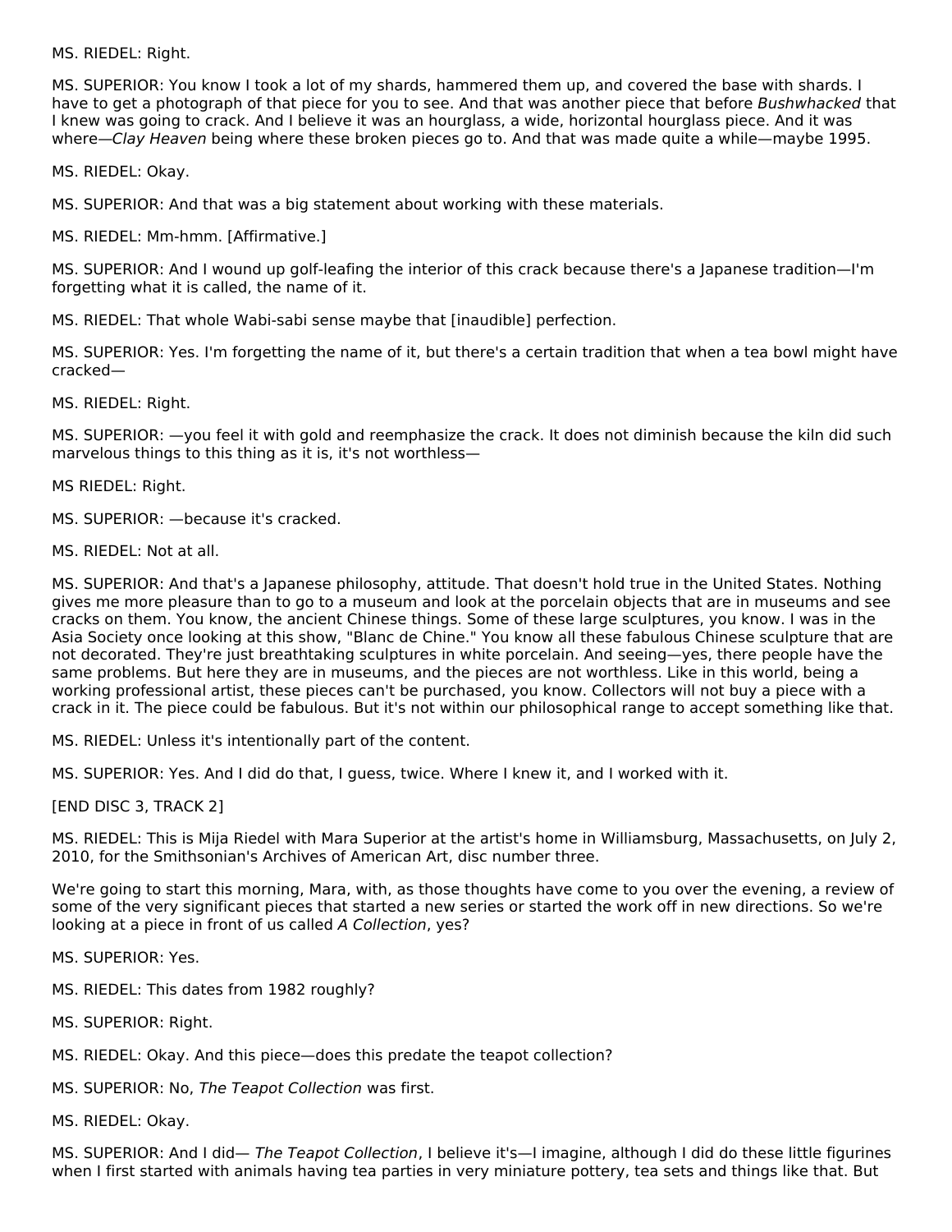MS. RIEDEL: Right.

MS. SUPERIOR: You know I took a lot of my shards, hammered them up, and covered the base with shards. I have to get a photograph of that piece for you to see. And that was another piece that before *Bushwhacked* that I knew was going to crack. And I believe it was an hourglass, a wide, horizontal hourglass piece. And it was where—*Clay Heaven* being where these broken pieces go to. And that was made quite a while—maybe 1995.

MS. RIEDEL: Okay.

MS. SUPERIOR: And that was a big statement about working with these materials.

MS. RIEDEL: Mm-hmm. [Affirmative.]

MS. SUPERIOR: And I wound up golf-leafing the interior of this crack because there's a Japanese tradition—I'm forgetting what it is called, the name of it.

MS. RIEDEL: That whole Wabi-sabi sense maybe that [inaudible] perfection.

MS. SUPERIOR: Yes. I'm forgetting the name of it, but there's a certain tradition that when a tea bowl might have cracked—

MS. RIEDEL: Right.

MS. SUPERIOR: —you feel it with gold and reemphasize the crack. It does not diminish because the kiln did such marvelous things to this thing as it is, it's not worthless—

MS RIEDEL: Right.

MS. SUPERIOR: —because it's cracked.

MS. RIEDEL: Not at all.

MS. SUPERIOR: And that's a Japanese philosophy, attitude. That doesn't hold true in the United States. Nothing gives me more pleasure than to go to a museum and look at the porcelain objects that are in museums and see cracks on them. You know, the ancient Chinese things. Some of these large sculptures, you know. I was in the Asia Society once looking at this show, "Blanc de Chine." You know all these fabulous Chinese sculpture that are not decorated. They're just breathtaking sculptures in white porcelain. And seeing—yes, there people have the same problems. But here they are in museums, and the pieces are not worthless. Like in this world, being a working professional artist, these pieces can't be purchased, you know. Collectors will not buy a piece with a crack in it. The piece could be fabulous. But it's not within our philosophical range to accept something like that.

MS. RIEDEL: Unless it's intentionally part of the content.

MS. SUPERIOR: Yes. And I did do that, I guess, twice. Where I knew it, and I worked with it.

[END DISC 3, TRACK 2]

MS. RIEDEL: This is Mija Riedel with Mara Superior at the artist's home in Williamsburg, Massachusetts, on July 2, 2010, for the Smithsonian's Archives of American Art, disc number three.

We're going to start this morning, Mara, with, as those thoughts have come to you over the evening, a review of some of the very significant pieces that started a new series or started the work off in new directions. So we're looking at a piece in front of us called *A Collection*, yes?

MS. SUPERIOR: Yes.

MS. RIEDEL: This dates from 1982 roughly?

MS. SUPERIOR: Right.

MS. RIEDEL: Okay. And this piece—does this predate the teapot collection?

MS. SUPERIOR: No, *The Teapot Collection* was first.

MS. RIEDEL: Okay.

MS. SUPERIOR: And I did— *The Teapot Collection*, I believe it's—I imagine, although I did do these little figurines when I first started with animals having tea parties in very miniature pottery, tea sets and things like that. But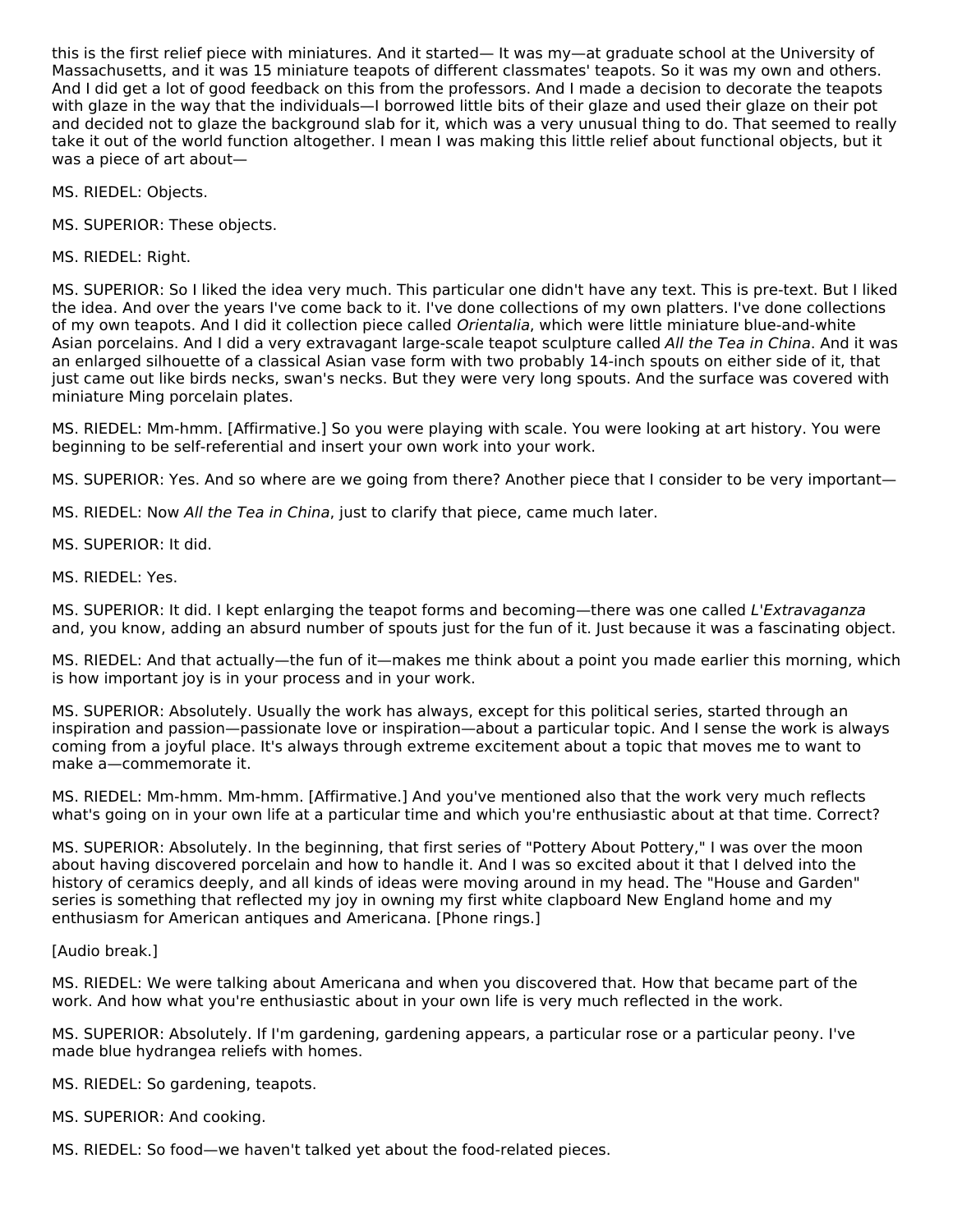this is the first relief piece with miniatures. And it started— It was my—at graduate school at the University of Massachusetts, and it was 15 miniature teapots of different classmates' teapots. So it was my own and others. And I did get a lot of good feedback on this from the professors. And I made a decision to decorate the teapots with glaze in the way that the individuals—I borrowed little bits of their glaze and used their glaze on their pot and decided not to glaze the background slab for it, which was a very unusual thing to do. That seemed to really take it out of the world function altogether. I mean I was making this little relief about functional objects, but it was a piece of art about—

MS. RIEDEL: Objects.

MS. SUPERIOR: These objects.

MS. RIEDEL: Right.

MS. SUPERIOR: So I liked the idea very much. This particular one didn't have any text. This is pre-text. But I liked the idea. And over the years I've come back to it. I've done collections of my own platters. I've done collections of my own teapots. And I did it collection piece called *Orientalia*, which were little miniature blue-and-white Asian porcelains. And I did a very extravagant large-scale teapot sculpture called *All the Tea in China*. And it was an enlarged silhouette of a classical Asian vase form with two probably 14-inch spouts on either side of it, that just came out like birds necks, swan's necks. But they were very long spouts. And the surface was covered with miniature Ming porcelain plates.

MS. RIEDEL: Mm-hmm. [Affirmative.] So you were playing with scale. You were looking at art history. You were beginning to be self-referential and insert your own work into your work.

MS. SUPERIOR: Yes. And so where are we going from there? Another piece that I consider to be very important—

MS. RIEDEL: Now *All the Tea in China*, just to clarify that piece, came much later.

MS. SUPERIOR: It did.

MS. RIEDEL: Yes.

MS. SUPERIOR: It did. I kept enlarging the teapot forms and becoming—there was one called *L'Extravaganza* and, you know, adding an absurd number of spouts just for the fun of it. Just because it was a fascinating object.

MS. RIEDEL: And that actually—the fun of it—makes me think about a point you made earlier this morning, which is how important joy is in your process and in your work.

MS. SUPERIOR: Absolutely. Usually the work has always, except for this political series, started through an inspiration and passion—passionate love or inspiration—about a particular topic. And I sense the work is always coming from a joyful place. It's always through extreme excitement about a topic that moves me to want to make a—commemorate it.

MS. RIEDEL: Mm-hmm. Mm-hmm. [Affirmative.] And you've mentioned also that the work very much reflects what's going on in your own life at a particular time and which you're enthusiastic about at that time. Correct?

MS. SUPERIOR: Absolutely. In the beginning, that first series of "Pottery About Pottery," I was over the moon about having discovered porcelain and how to handle it. And I was so excited about it that I delved into the history of ceramics deeply, and all kinds of ideas were moving around in my head. The "House and Garden" series is something that reflected my joy in owning my first white clapboard New England home and my enthusiasm for American antiques and Americana. [Phone rings.]

[Audio break.]

MS. RIEDEL: We were talking about Americana and when you discovered that. How that became part of the work. And how what you're enthusiastic about in your own life is very much reflected in the work.

MS. SUPERIOR: Absolutely. If I'm gardening, gardening appears, a particular rose or a particular peony. I've made blue hydrangea reliefs with homes.

MS. RIEDEL: So gardening, teapots.

MS. SUPERIOR: And cooking.

MS. RIEDEL: So food—we haven't talked yet about the food-related pieces.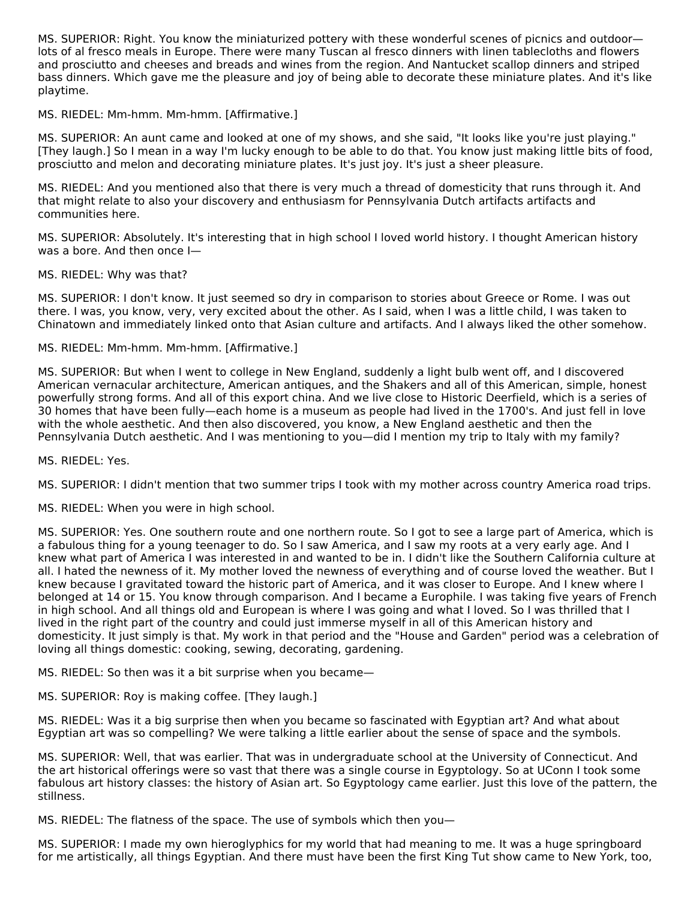MS. SUPERIOR: Right. You know the miniaturized pottery with these wonderful scenes of picnics and outdoor—lots of al fresco meals in Europe. There were many Tuscan al fresco dinners with linen tablecloths and flowers and prosciutto and cheeses and breads and wines from the region. And Nantucket scallop dinners and striped bass dinners. Which gave me the pleasure and joy of being able to decorate these miniature plates. And it's like playtime.

MS. RIEDEL: Mm-hmm. Mm-hmm. [Affirmative.]

MS. SUPERIOR: An aunt came and looked at one of my shows, and she said, "It looks like you're just playing." [They laugh.] So I mean in a way I'm lucky enough to be able to do that. You know just making little bits of food, prosciutto and melon and decorating miniature plates. It's just joy. It's just a sheer pleasure.

MS. RIEDEL: And you mentioned also that there is very much a thread of domesticity that runs through it. And that might relate to also your discovery and enthusiasm for Pennsylvania Dutch artifacts artifacts and communities here.

MS. SUPERIOR: Absolutely. It's interesting that in high school I loved world history. I thought American history was a bore. And then once I—

MS. RIEDEL: Why was that?

MS. SUPERIOR: I don't know. It just seemed so dry in comparison to stories about Greece or Rome. I was out there. I was, you know, very, very excited about the other. As I said, when I was a little child, I was taken to Chinatown and immediately linked onto that Asian culture and artifacts. And I always liked the other somehow.

MS. RIEDEL: Mm-hmm. Mm-hmm. [Affirmative.]

MS. SUPERIOR: But when I went to college in New England, suddenly a light bulb went off, and I discovered American vernacular architecture, American antiques, and the Shakers and all of this American, simple, honest powerfully strong forms. And all of this export china. And we live close to Historic Deerfield, which is a series of 30 homes that have been fully—each home is a museum as people had lived in the 1700's. And just fell in love with the whole aesthetic. And then also discovered, you know, a New England aesthetic and then the Pennsylvania Dutch aesthetic. And I was mentioning to you—did I mention my trip to Italy with my family?

MS. RIEDEL: Yes.

MS. SUPERIOR: I didn't mention that two summer trips I took with my mother across country America road trips.

MS. RIEDEL: When you were in high school.

MS. SUPERIOR: Yes. One southern route and one northern route. So I got to see a large part of America, which is a fabulous thing for a young teenager to do. So I saw America, and I saw my roots at a very early age. And I knew what part of America I was interested in and wanted to be in. I didn't like the Southern California culture at all. I hated the newness of it. My mother loved the newness of everything and of course loved the weather. But I knew because I gravitated toward the historic part of America, and it was closer to Europe. And I knew where I belonged at 14 or 15. You know through comparison. And I became a Europhile. I was taking five years of French in high school. And all things old and European is where I was going and what I loved. So I was thrilled that I lived in the right part of the country and could just immerse myself in all of this American history and domesticity. It just simply is that. My work in that period and the "House and Garden" period was a celebration of loving all things domestic: cooking, sewing, decorating, gardening.

MS. RIEDEL: So then was it a bit surprise when you became—

MS. SUPERIOR: Roy is making coffee. [They laugh.]

MS. RIEDEL: Was it a big surprise then when you became so fascinated with Egyptian art? And what about Egyptian art was so compelling? We were talking a little earlier about the sense of space and the symbols.

MS. SUPERIOR: Well, that was earlier. That was in undergraduate school at the University of Connecticut. And the art historical offerings were so vast that there was a single course in Egyptology. So at UConn I took some fabulous art history classes: the history of Asian art. So Egyptology came earlier. Just this love of the pattern, the stillness.

MS. RIEDEL: The flatness of the space. The use of symbols which then you—

MS. SUPERIOR: I made my own hieroglyphics for my world that had meaning to me. It was a huge springboard for me artistically, all things Egyptian. And there must have been the first King Tut show came to New York, too,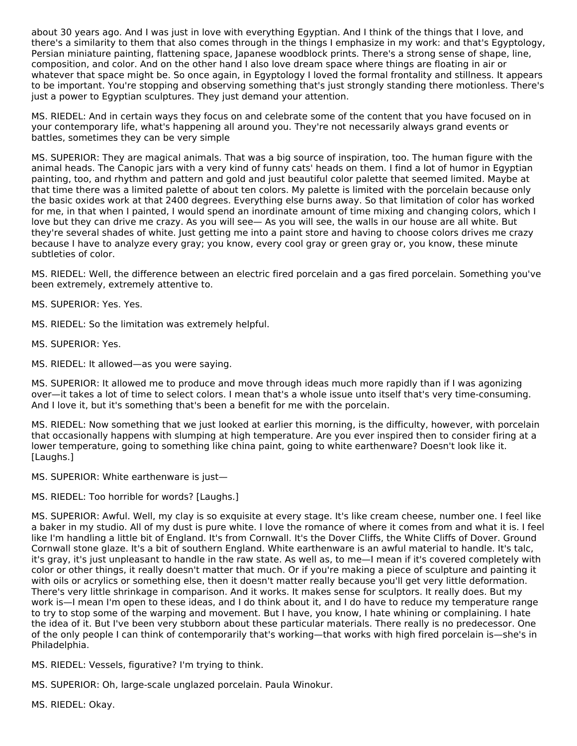about 30 years ago. And I was just in love with everything Egyptian. And I think of the things that I love, and there's a similarity to them that also comes through in the things I emphasize in my work: and that's Egyptology, Persian miniature painting, flattening space, Japanese woodblock prints. There's a strong sense of shape, line, composition, and color. And on the other hand I also love dream space where things are floating in air or whatever that space might be. So once again, in Egyptology I loved the formal frontality and stillness. It appears to be important. You're stopping and observing something that's just strongly standing there motionless. There's just a power to Egyptian sculptures. They just demand your attention.

MS. RIEDEL: And in certain ways they focus on and celebrate some of the content that you have focused on in your contemporary life, what's happening all around you. They're not necessarily always grand events or battles, sometimes they can be very simple

MS. SUPERIOR: They are magical animals. That was a big source of inspiration, too. The human figure with the animal heads. The Canopic jars with a very kind of funny cats' heads on them. I find a lot of humor in Egyptian painting, too, and rhythm and pattern and gold and just beautiful color palette that seemed limited. Maybe at that time there was a limited palette of about ten colors. My palette is limited with the porcelain because only the basic oxides work at that 2400 degrees. Everything else burns away. So that limitation of color has worked for me, in that when I painted, I would spend an inordinate amount of time mixing and changing colors, which I love but they can drive me crazy. As you will see— As you will see, the walls in our house are all white. But they're several shades of white. Just getting me into a paint store and having to choose colors drives me crazy because I have to analyze every gray; you know, every cool gray or green gray or, you know, these minute subtleties of color.

MS. RIEDEL: Well, the difference between an electric fired porcelain and a gas fired porcelain. Something you've been extremely, extremely attentive to.

MS. SUPERIOR: Yes. Yes.

MS. RIEDEL: So the limitation was extremely helpful.

MS. SUPERIOR: Yes.

MS. RIEDEL: It allowed—as you were saying.

MS. SUPERIOR: It allowed me to produce and move through ideas much more rapidly than if I was agonizing over—it takes a lot of time to select colors. I mean that's a whole issue unto itself that's very time-consuming. And I love it, but it's something that's been a benefit for me with the porcelain.

MS. RIEDEL: Now something that we just looked at earlier this morning, is the difficulty, however, with porcelain that occasionally happens with slumping at high temperature. Are you ever inspired then to consider firing at a lower temperature, going to something like china paint, going to white earthenware? Doesn't look like it. [Laughs.]

MS. SUPERIOR: White earthenware is just—

MS. RIEDEL: Too horrible for words? [Laughs.]

MS. SUPERIOR: Awful. Well, my clay is so exquisite at every stage. It's like cream cheese, number one. I feel like a baker in my studio. All of my dust is pure white. I love the romance of where it comes from and what it is. I feel like I'm handling a little bit of England. It's from Cornwall. It's the Dover Cliffs, the White Cliffs of Dover. Ground Cornwall stone glaze. It's a bit of southern England. White earthenware is an awful material to handle. It's talc, it's gray, it's just unpleasant to handle in the raw state. As well as, to me—I mean if it's covered completely with color or other things, it really doesn't matter that much. Or if you're making a piece of sculpture and painting it with oils or acrylics or something else, then it doesn't matter really because you'll get very little deformation. There's very little shrinkage in comparison. And it works. It makes sense for sculptors. It really does. But my work is—I mean I'm open to these ideas, and I do think about it, and I do have to reduce my temperature range to try to stop some of the warping and movement. But I have, you know, I hate whining or complaining. I hate the idea of it. But I've been very stubborn about these particular materials. There really is no predecessor. One of the only people I can think of contemporarily that's working—that works with high fired porcelain is—she's in Philadelphia.

MS. RIEDEL: Vessels, figurative? I'm trying to think.

MS. SUPERIOR: Oh, large-scale unglazed porcelain. Paula Winokur.

MS. RIEDEL: Okay.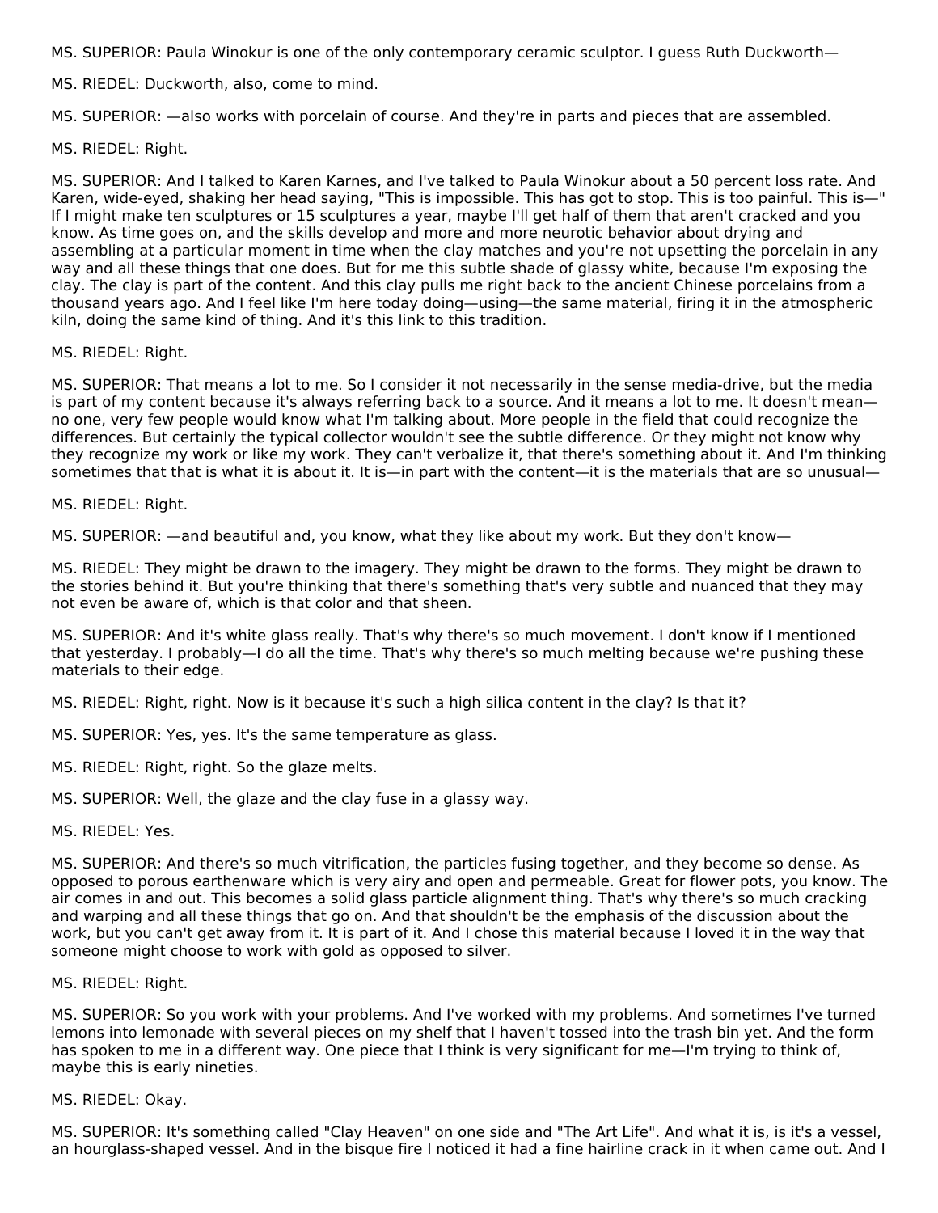MS. SUPERIOR: Paula Winokur is one of the only contemporary ceramic sculptor. I guess Ruth Duckworth—

MS. RIEDEL: Duckworth, also, come to mind.

MS. SUPERIOR: —also works with porcelain of course. And they're in parts and pieces that are assembled.

MS. RIEDEL: Right.

MS. SUPERIOR: And I talked to Karen Karnes, and I've talked to Paula Winokur about a 50 percent loss rate. And Karen, wide-eyed, shaking her head saying, "This is impossible. This has got to stop. This is too painful. This is—" If I might make ten sculptures or 15 sculptures a year, maybe I'll get half of them that aren't cracked and you know. As time goes on, and the skills develop and more and more neurotic behavior about drying and assembling at a particular moment in time when the clay matches and you're not upsetting the porcelain in any way and all these things that one does. But for me this subtle shade of glassy white, because I'm exposing the clay. The clay is part of the content. And this clay pulls me right back to the ancient Chinese porcelains from a thousand years ago. And I feel like I'm here today doing—using—the same material, firing it in the atmospheric kiln, doing the same kind of thing. And it's this link to this tradition.

MS. RIEDEL: Right.

MS. SUPERIOR: That means a lot to me. So I consider it not necessarily in the sense media-drive, but the media is part of my content because it's always referring back to a source. And it means a lot to me. It doesn't mean—no one, very few people would know what I'm talking about. More people in the field that could recognize the differences. But certainly the typical collector wouldn't see the subtle difference. Or they might not know why they recognize my work or like my work. They can't verbalize it, that there's something about it. And I'm thinking sometimes that that is what it is about it. It is—in part with the content—it is the materials that are so unusual—

MS. RIEDEL: Right.

MS. SUPERIOR: —and beautiful and, you know, what they like about my work. But they don't know—

MS. RIEDEL: They might be drawn to the imagery. They might be drawn to the forms. They might be drawn to the stories behind it. But you're thinking that there's something that's very subtle and nuanced that they may not even be aware of, which is that color and that sheen.

MS. SUPERIOR: And it's white glass really. That's why there's so much movement. I don't know if I mentioned that yesterday. I probably—I do all the time. That's why there's so much melting because we're pushing these materials to their edge.

MS. RIEDEL: Right, right. Now is it because it's such a high silica content in the clay? Is that it?

MS. SUPERIOR: Yes, yes. It's the same temperature as glass.

MS. RIEDEL: Right, right. So the glaze melts.

MS. SUPERIOR: Well, the glaze and the clay fuse in a glassy way.

MS. RIEDEL: Yes.

MS. SUPERIOR: And there's so much vitrification, the particles fusing together, and they become so dense. As opposed to porous earthenware which is very airy and open and permeable. Great for flower pots, you know. The air comes in and out. This becomes a solid glass particle alignment thing. That's why there's so much cracking and warping and all these things that go on. And that shouldn't be the emphasis of the discussion about the work, but you can't get away from it. It is part of it. And I chose this material because I loved it in the way that someone might choose to work with gold as opposed to silver.

MS. RIEDEL: Right.

MS. SUPERIOR: So you work with your problems. And I've worked with my problems. And sometimes I've turned lemons into lemonade with several pieces on my shelf that I haven't tossed into the trash bin yet. And the form has spoken to me in a different way. One piece that I think is very significant for me—I'm trying to think of, maybe this is early nineties.

MS. RIEDEL: Okay.

MS. SUPERIOR: It's something called "Clay Heaven" on one side and "The Art Life". And what it is, is it's a vessel, an hourglass-shaped vessel. And in the bisque fire I noticed it had a fine hairline crack in it when came out. And I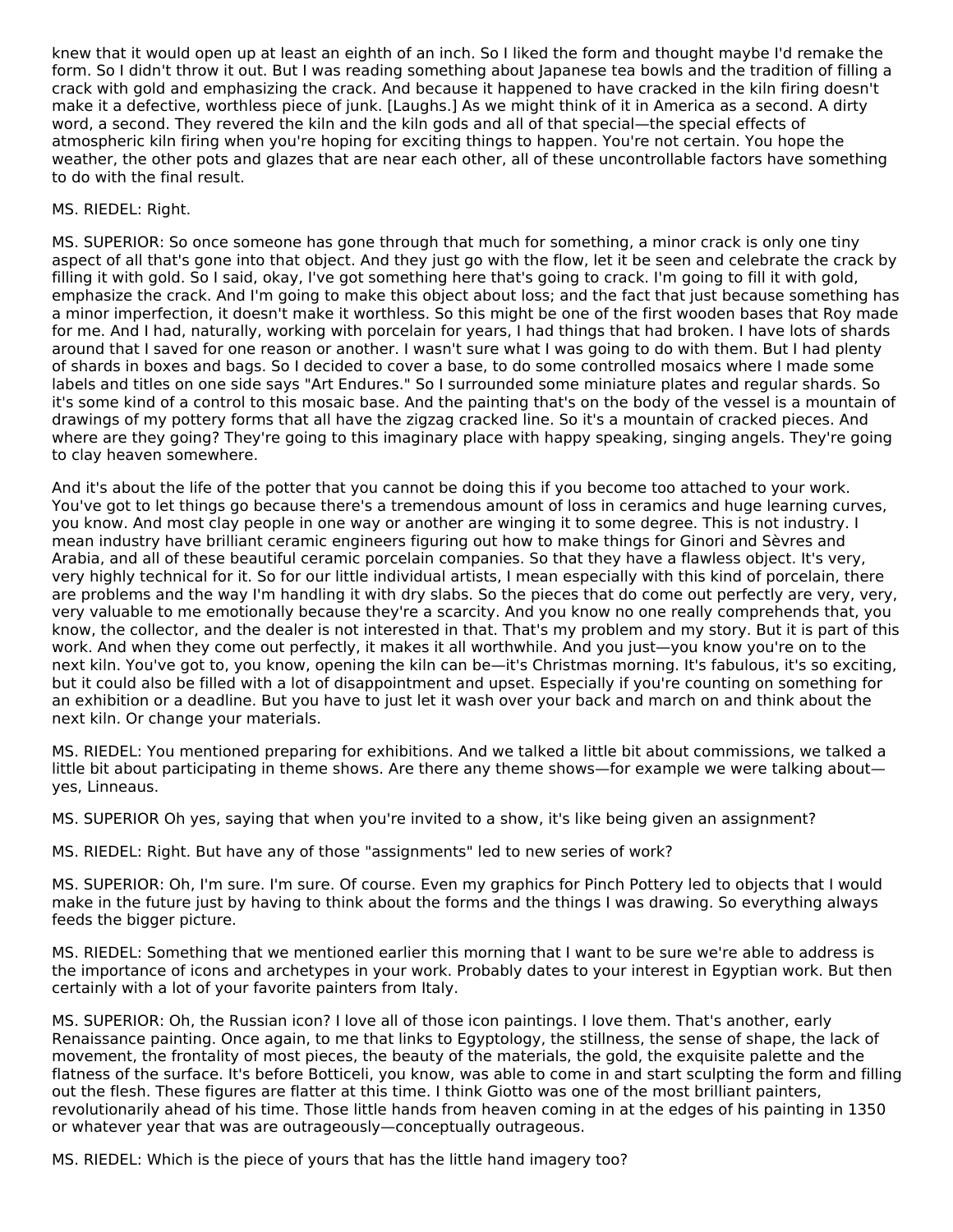knew that it would open up at least an eighth of an inch. So I liked the form and thought maybe I'd remake the form. So I didn't throw it out. But I was reading something about Japanese tea bowls and the tradition of filling a crack with gold and emphasizing the crack. And because it happened to have cracked in the kiln firing doesn't make it a defective, worthless piece of junk. [Laughs.] As we might think of it in America as a second. A dirty word, a second. They revered the kiln and the kiln gods and all of that special—the special effects of atmospheric kiln firing when you're hoping for exciting things to happen. You're not certain. You hope the weather, the other pots and glazes that are near each other, all of these uncontrollable factors have something to do with the final result.

MS. RIEDEL: Right.

MS. SUPERIOR: So once someone has gone through that much for something, a minor crack is only one tiny aspect of all that's gone into that object. And they just go with the flow, let it be seen and celebrate the crack by filling it with gold. So I said, okay, I've got something here that's going to crack. I'm going to fill it with gold, emphasize the crack. And I'm going to make this object about loss; and the fact that just because something has a minor imperfection, it doesn't make it worthless. So this might be one of the first wooden bases that Roy made for me. And I had, naturally, working with porcelain for years, I had things that had broken. I have lots of shards around that I saved for one reason or another. I wasn't sure what I was going to do with them. But I had plenty of shards in boxes and bags. So I decided to cover a base, to do some controlled mosaics where I made some labels and titles on one side says "Art Endures." So I surrounded some miniature plates and regular shards. So it's some kind of a control to this mosaic base. And the painting that's on the body of the vessel is a mountain of drawings of my pottery forms that all have the zigzag cracked line. So it's a mountain of cracked pieces. And where are they going? They're going to this imaginary place with happy speaking, singing angels. They're going to clay heaven somewhere.

And it's about the life of the potter that you cannot be doing this if you become too attached to your work. You've got to let things go because there's a tremendous amount of loss in ceramics and huge learning curves, you know. And most clay people in one way or another are winging it to some degree. This is not industry. I mean industry have brilliant ceramic engineers figuring out how to make things for Ginori and Sèvres and Arabia, and all of these beautiful ceramic porcelain companies. So that they have a flawless object. It's very, very highly technical for it. So for our little individual artists, I mean especially with this kind of porcelain, there are problems and the way I'm handling it with dry slabs. So the pieces that do come out perfectly are very, very, very valuable to me emotionally because they're a scarcity. And you know no one really comprehends that, you know, the collector, and the dealer is not interested in that. That's my problem and my story. But it is part of this work. And when they come out perfectly, it makes it all worthwhile. And you just—you know you're on to the next kiln. You've got to, you know, opening the kiln can be—it's Christmas morning. It's fabulous, it's so exciting, but it could also be filled with a lot of disappointment and upset. Especially if you're counting on something for an exhibition or a deadline. But you have to just let it wash over your back and march on and think about the next kiln. Or change your materials.

MS. RIEDEL: You mentioned preparing for exhibitions. And we talked a little bit about commissions, we talked a little bit about participating in theme shows. Are there any theme shows—for example we were talking about—yes, Linneaus.

MS. SUPERIOR Oh yes, saying that when you're invited to a show, it's like being given an assignment?

MS. RIEDEL: Right. But have any of those "assignments" led to new series of work?

MS. SUPERIOR: Oh, I'm sure. I'm sure. Of course. Even my graphics for Pinch Pottery led to objects that I would make in the future just by having to think about the forms and the things I was drawing. So everything always feeds the bigger picture.

MS. RIEDEL: Something that we mentioned earlier this morning that I want to be sure we're able to address is the importance of icons and archetypes in your work. Probably dates to your interest in Egyptian work. But then certainly with a lot of your favorite painters from Italy.

MS. SUPERIOR: Oh, the Russian icon? I love all of those icon paintings. I love them. That's another, early Renaissance painting. Once again, to me that links to Egyptology, the stillness, the sense of shape, the lack of movement, the frontality of most pieces, the beauty of the materials, the gold, the exquisite palette and the flatness of the surface. It's before Botticeli, you know, was able to come in and start sculpting the form and filling out the flesh. These figures are flatter at this time. I think Giotto was one of the most brilliant painters, revolutionarily ahead of his time. Those little hands from heaven coming in at the edges of his painting in 1350 or whatever year that was are outrageously—conceptually outrageous.

MS. RIEDEL: Which is the piece of yours that has the little hand imagery too?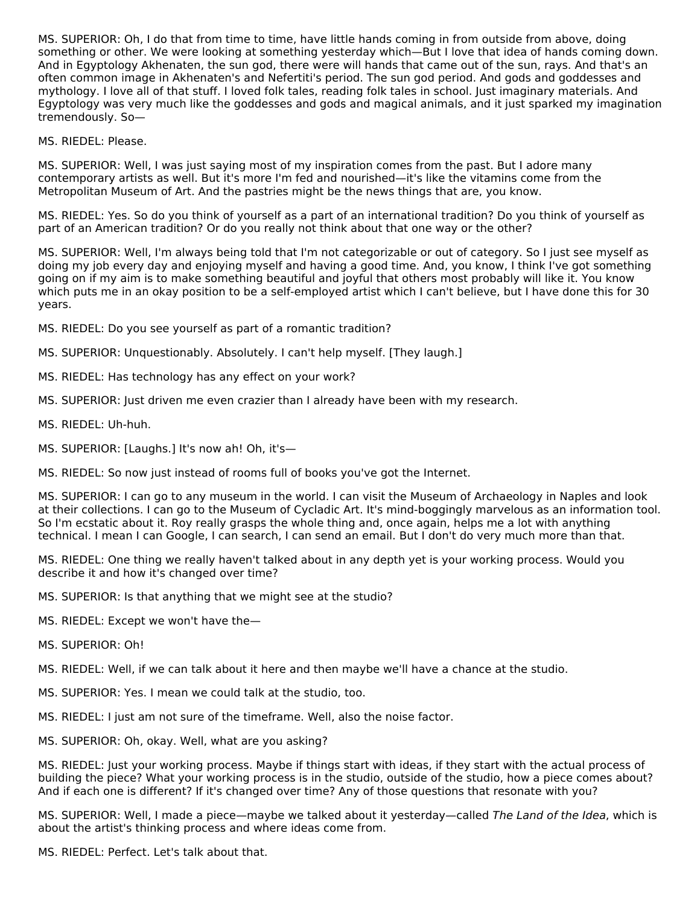MS. SUPERIOR: Oh, I do that from time to time, have little hands coming in from outside from above, doing something or other. We were looking at something yesterday which—But I love that idea of hands coming down. And in Egyptology Akhenaten, the sun god, there were will hands that came out of the sun, rays. And that's an often common image in Akhenaten's and Nefertiti's period. The sun god period. And gods and goddesses and mythology. I love all of that stuff. I loved folk tales, reading folk tales in school. Just imaginary materials. And Egyptology was very much like the goddesses and gods and magical animals, and it just sparked my imagination tremendously. So—

MS. RIEDEL: Please.

MS. SUPERIOR: Well, I was just saying most of my inspiration comes from the past. But I adore many contemporary artists as well. But it's more I'm fed and nourished—it's like the vitamins come from the Metropolitan Museum of Art. And the pastries might be the news things that are, you know.

MS. RIEDEL: Yes. So do you think of yourself as a part of an international tradition? Do you think of yourself as part of an American tradition? Or do you really not think about that one way or the other?

MS. SUPERIOR: Well, I'm always being told that I'm not categorizable or out of category. So I just see myself as doing my job every day and enjoying myself and having a good time. And, you know, I think I've got something going on if my aim is to make something beautiful and joyful that others most probably will like it. You know which puts me in an okay position to be a self-employed artist which I can't believe, but I have done this for 30 years.

MS. RIEDEL: Do you see yourself as part of a romantic tradition?

MS. SUPERIOR: Unquestionably. Absolutely. I can't help myself. [They laugh.]

MS. RIEDEL: Has technology has any effect on your work?

MS. SUPERIOR: Just driven me even crazier than I already have been with my research.

MS. RIEDEL: Uh-huh.

MS. SUPERIOR: [Laughs.] It's now ah! Oh, it's—

MS. RIEDEL: So now just instead of rooms full of books you've got the Internet.

MS. SUPERIOR: I can go to any museum in the world. I can visit the Museum of Archaeology in Naples and look at their collections. I can go to the Museum of Cycladic Art. It's mind-bogglingly marvelous as an information tool. So I'm ecstatic about it. Roy really grasps the whole thing and, once again, helps me a lot with anything technical. I mean I can Google, I can search, I can send an email. But I don't do very much more than that.

MS. RIEDEL: One thing we really haven't talked about in any depth yet is your working process. Would you describe it and how it's changed over time?

MS. SUPERIOR: Is that anything that we might see at the studio?

MS. RIEDEL: Except we won't have the—

MS. SUPERIOR: Oh!

MS. RIEDEL: Well, if we can talk about it here and then maybe we'll have a chance at the studio.

MS. SUPERIOR: Yes. I mean we could talk at the studio, too.

MS. RIEDEL: I just am not sure of the timeframe. Well, also the noise factor.

MS. SUPERIOR: Oh, okay. Well, what are you asking?

MS. RIEDEL: Just your working process. Maybe if things start with ideas, if they start with the actual process of building the piece? What your working process is in the studio, outside of the studio, how a piece comes about? And if each one is different? If it's changed over time? Any of those questions that resonate with you?

MS. SUPERIOR: Well, I made a piece—maybe we talked about it yesterday—called *The Land of the Idea*, which is about the artist's thinking process and where ideas come from.

MS. RIEDEL: Perfect. Let's talk about that.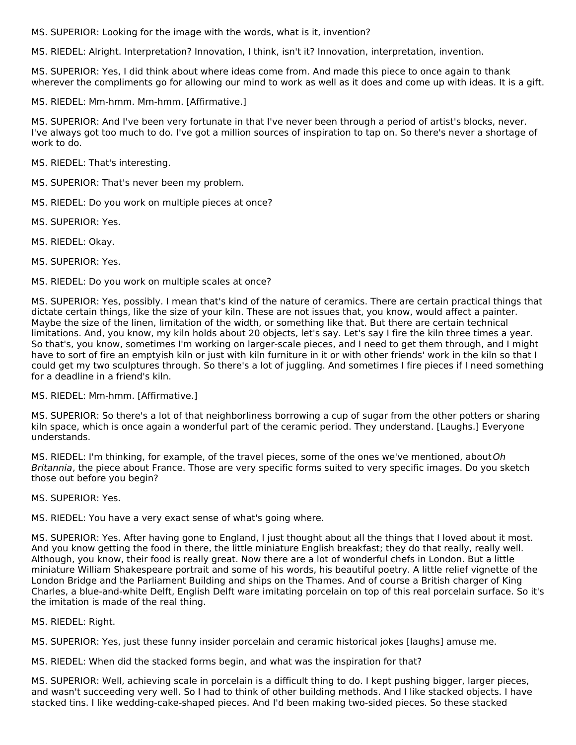MS. SUPERIOR: Looking for the image with the words, what is it, invention?

MS. RIEDEL: Alright. Interpretation? Innovation, I think, isn't it? Innovation, interpretation, invention.

MS. SUPERIOR: Yes, I did think about where ideas come from. And made this piece to once again to thank wherever the compliments go for allowing our mind to work as well as it does and come up with ideas. It is a gift.

MS. RIEDEL: Mm-hmm. Mm-hmm. [Affirmative.]

MS. SUPERIOR: And I've been very fortunate in that I've never been through a period of artist's blocks, never. I've always got too much to do. I've got a million sources of inspiration to tap on. So there's never a shortage of work to do.

MS. RIEDEL: That's interesting.

MS. SUPERIOR: That's never been my problem.

MS. RIEDEL: Do you work on multiple pieces at once?

MS. SUPERIOR: Yes.

MS. RIEDEL: Okay.

MS. SUPERIOR: Yes.

MS. RIEDEL: Do you work on multiple scales at once?

MS. SUPERIOR: Yes, possibly. I mean that's kind of the nature of ceramics. There are certain practical things that dictate certain things, like the size of your kiln. These are not issues that, you know, would affect a painter. Maybe the size of the linen, limitation of the width, or something like that. But there are certain technical limitations. And, you know, my kiln holds about 20 objects, let's say. Let's say I fire the kiln three times a year. So that's, you know, sometimes I'm working on larger-scale pieces, and I need to get them through, and I might have to sort of fire an emptyish kiln or just with kiln furniture in it or with other friends' work in the kiln so that I could get my two sculptures through. So there's a lot of juggling. And sometimes I fire pieces if I need something for a deadline in a friend's kiln.

MS. RIEDEL: Mm-hmm. [Affirmative.]

MS. SUPERIOR: So there's a lot of that neighborliness borrowing a cup of sugar from the other potters or sharing kiln space, which is once again a wonderful part of the ceramic period. They understand. [Laughs.] Everyone understands.

MS. RIEDEL: I'm thinking, for example, of the travel pieces, some of the ones we've mentioned, about *Oh Britannia*, the piece about France. Those are very specific forms suited to very specific images. Do you sketch those out before you begin?

MS. SUPERIOR: Yes.

MS. RIEDEL: You have a very exact sense of what's going where.

MS. SUPERIOR: Yes. After having gone to England, I just thought about all the things that I loved about it most. And you know getting the food in there, the little miniature English breakfast; they do that really, really well. Although, you know, their food is really great. Now there are a lot of wonderful chefs in London. But a little miniature William Shakespeare portrait and some of his words, his beautiful poetry. A little relief vignette of the London Bridge and the Parliament Building and ships on the Thames. And of course a British charger of King Charles, a blue-and-white Delft, English Delft ware imitating porcelain on top of this real porcelain surface. So it's the imitation is made of the real thing.

MS. RIEDEL: Right.

MS. SUPERIOR: Yes, just these funny insider porcelain and ceramic historical jokes [laughs] amuse me.

MS. RIEDEL: When did the stacked forms begin, and what was the inspiration for that?

MS. SUPERIOR: Well, achieving scale in porcelain is a difficult thing to do. I kept pushing bigger, larger pieces, and wasn't succeeding very well. So I had to think of other building methods. And I like stacked objects. I have stacked tins. I like wedding-cake-shaped pieces. And I'd been making two-sided pieces. So these stacked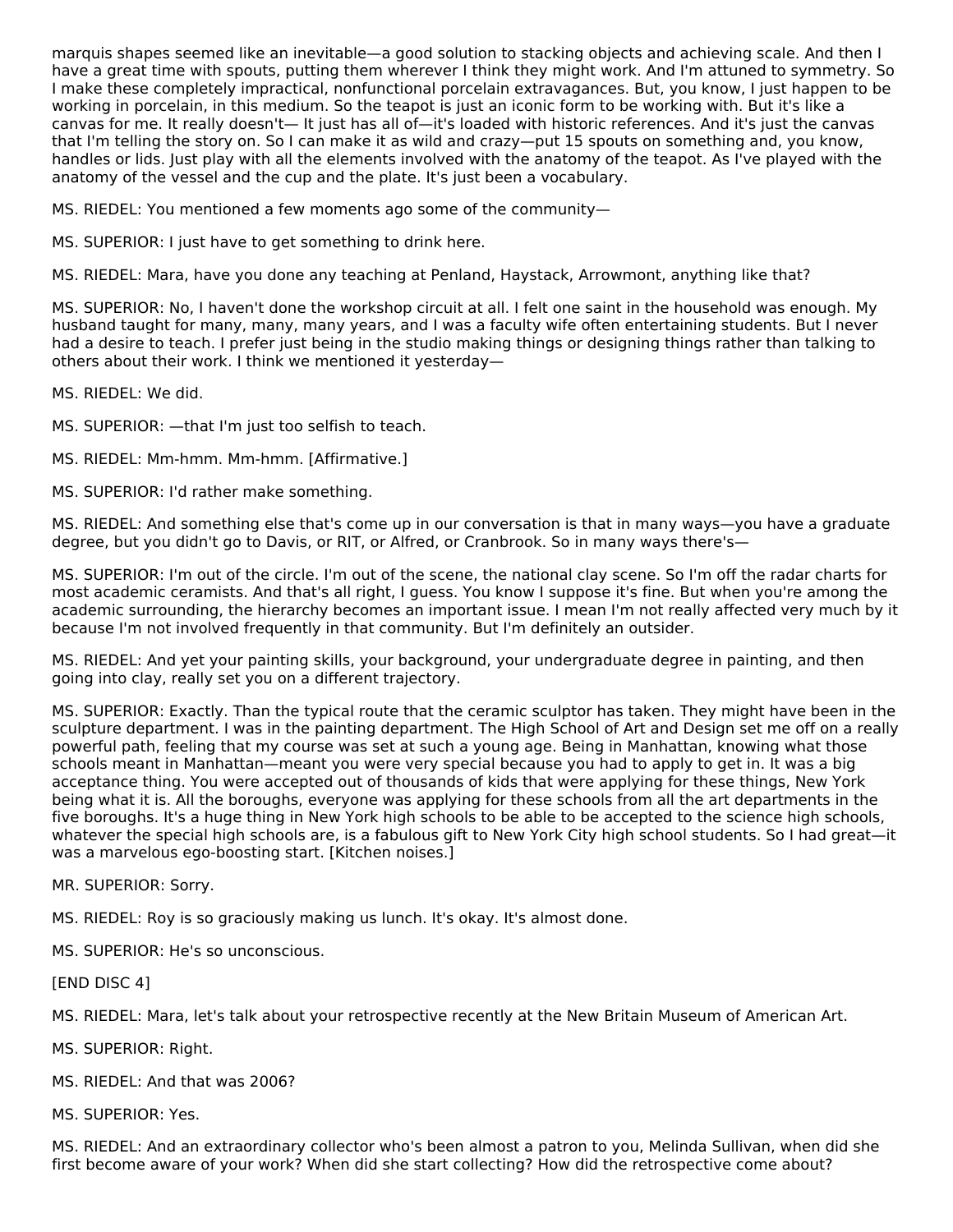marquis shapes seemed like an inevitable—a good solution to stacking objects and achieving scale. And then I have a great time with spouts, putting them wherever I think they might work. And I'm attuned to symmetry. So I make these completely impractical, nonfunctional porcelain extravagances. But, you know, I just happen to be working in porcelain, in this medium. So the teapot is just an iconic form to be working with. But it's like a canvas for me. It really doesn't— It just has all of—it's loaded with historic references. And it's just the canvas that I'm telling the story on. So I can make it as wild and crazy—put 15 spouts on something and, you know, handles or lids. Just play with all the elements involved with the anatomy of the teapot. As I've played with the anatomy of the vessel and the cup and the plate. It's just been a vocabulary.

MS. RIEDEL: You mentioned a few moments ago some of the community—

MS. SUPERIOR: I just have to get something to drink here.

MS. RIEDEL: Mara, have you done any teaching at Penland, Haystack, Arrowmont, anything like that?

MS. SUPERIOR: No, I haven't done the workshop circuit at all. I felt one saint in the household was enough. My husband taught for many, many, many years, and I was a faculty wife often entertaining students. But I never had a desire to teach. I prefer just being in the studio making things or designing things rather than talking to others about their work. I think we mentioned it yesterday—

MS. RIEDEL: We did.

MS. SUPERIOR: —that I'm just too selfish to teach.

MS. RIEDEL: Mm-hmm. Mm-hmm. [Affirmative.]

MS. SUPERIOR: I'd rather make something.

MS. RIEDEL: And something else that's come up in our conversation is that in many ways—you have a graduate degree, but you didn't go to Davis, or RIT, or Alfred, or Cranbrook. So in many ways there's—

MS. SUPERIOR: I'm out of the circle. I'm out of the scene, the national clay scene. So I'm off the radar charts for most academic ceramists. And that's all right, I guess. You know I suppose it's fine. But when you're among the academic surrounding, the hierarchy becomes an important issue. I mean I'm not really affected very much by it because I'm not involved frequently in that community. But I'm definitely an outsider.

MS. RIEDEL: And yet your painting skills, your background, your undergraduate degree in painting, and then going into clay, really set you on a different trajectory.

MS. SUPERIOR: Exactly. Than the typical route that the ceramic sculptor has taken. They might have been in the sculpture department. I was in the painting department. The High School of Art and Design set me off on a really powerful path, feeling that my course was set at such a young age. Being in Manhattan, knowing what those schools meant in Manhattan—meant you were very special because you had to apply to get in. It was a big acceptance thing. You were accepted out of thousands of kids that were applying for these things, New York being what it is. All the boroughs, everyone was applying for these schools from all the art departments in the five boroughs. It's a huge thing in New York high schools to be able to be accepted to the science high schools, whatever the special high schools are, is a fabulous gift to New York City high school students. So I had great—it was a marvelous ego-boosting start. [Kitchen noises.]

MR. SUPERIOR: Sorry.

MS. RIEDEL: Roy is so graciously making us lunch. It's okay. It's almost done.

MS. SUPERIOR: He's so unconscious.

[END DISC 4]

MS. RIEDEL: Mara, let's talk about your retrospective recently at the New Britain Museum of American Art.

MS. SUPERIOR: Right.

MS. RIEDEL: And that was 2006?

MS. SUPERIOR: Yes.

MS. RIEDEL: And an extraordinary collector who's been almost a patron to you, Melinda Sullivan, when did she first become aware of your work? When did she start collecting? How did the retrospective come about?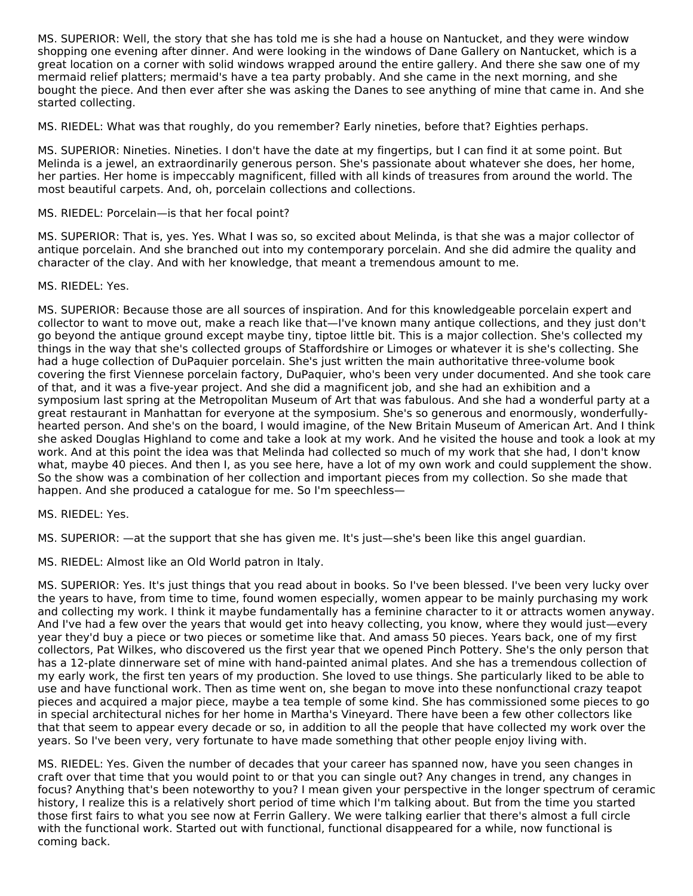MS. SUPERIOR: Well, the story that she has told me is she had a house on Nantucket, and they were window shopping one evening after dinner. And were looking in the windows of Dane Gallery on Nantucket, which is a great location on a corner with solid windows wrapped around the entire gallery. And there she saw one of my mermaid relief platters; mermaid's have a tea party probably. And she came in the next morning, and she bought the piece. And then ever after she was asking the Danes to see anything of mine that came in. And she started collecting.

MS. RIEDEL: What was that roughly, do you remember? Early nineties, before that? Eighties perhaps.

MS. SUPERIOR: Nineties. Nineties. I don't have the date at my fingertips, but I can find it at some point. But Melinda is a jewel, an extraordinarily generous person. She's passionate about whatever she does, her home, her parties. Her home is impeccably magnificent, filled with all kinds of treasures from around the world. The most beautiful carpets. And, oh, porcelain collections and collections.

MS. RIEDEL: Porcelain—is that her focal point?

MS. SUPERIOR: That is, yes. Yes. What I was so, so excited about Melinda, is that she was a major collector of antique porcelain. And she branched out into my contemporary porcelain. And she did admire the quality and character of the clay. And with her knowledge, that meant a tremendous amount to me.

MS. RIEDEL: Yes.

MS. SUPERIOR: Because those are all sources of inspiration. And for this knowledgeable porcelain expert and collector to want to move out, make a reach like that—I've known many antique collections, and they just don't go beyond the antique ground except maybe tiny, tiptoe little bit. This is a major collection. She's collected my things in the way that she's collected groups of Staffordshire or Limoges or whatever it is she's collecting. She had a huge collection of DuPaquier porcelain. She's just written the main authoritative three-volume book covering the first Viennese porcelain factory, DuPaquier, who's been very under documented. And she took care of that, and it was a five-year project. And she did a magnificent job, and she had an exhibition and a symposium last spring at the Metropolitan Museum of Art that was fabulous. And she had a wonderful party at a great restaurant in Manhattan for everyone at the symposium. She's so generous and enormously, wonderfully-hearted person. And she's on the board, I would imagine, of the New Britain Museum of American Art. And I think she asked Douglas Highland to come and take a look at my work. And he visited the house and took a look at my work. And at this point the idea was that Melinda had collected so much of my work that she had, I don't know what, maybe 40 pieces. And then I, as you see here, have a lot of my own work and could supplement the show. So the show was a combination of her collection and important pieces from my collection. So she made that happen. And she produced a catalogue for me. So I'm speechless—

MS. RIEDEL: Yes.

MS. SUPERIOR: —at the support that she has given me. It's just—she's been like this angel guardian.

MS. RIEDEL: Almost like an Old World patron in Italy.

MS. SUPERIOR: Yes. It's just things that you read about in books. So I've been blessed. I've been very lucky over the years to have, from time to time, found women especially, women appear to be mainly purchasing my work and collecting my work. I think it maybe fundamentally has a feminine character to it or attracts women anyway. And I've had a few over the years that would get into heavy collecting, you know, where they would just—every year they'd buy a piece or two pieces or sometime like that. And amass 50 pieces. Years back, one of my first collectors, Pat Wilkes, who discovered us the first year that we opened Pinch Pottery. She's the only person that has a 12-plate dinnerware set of mine with hand-painted animal plates. And she has a tremendous collection of my early work, the first ten years of my production. She loved to use things. She particularly liked to be able to use and have functional work. Then as time went on, she began to move into these nonfunctional crazy teapot pieces and acquired a major piece, maybe a tea temple of some kind. She has commissioned some pieces to go in special architectural niches for her home in Martha's Vineyard. There have been a few other collectors like that that seem to appear every decade or so, in addition to all the people that have collected my work over the years. So I've been very, very fortunate to have made something that other people enjoy living with.

MS. RIEDEL: Yes. Given the number of decades that your career has spanned now, have you seen changes in craft over that time that you would point to or that you can single out? Any changes in trend, any changes in focus? Anything that's been noteworthy to you? I mean given your perspective in the longer spectrum of ceramic history, I realize this is a relatively short period of time which I'm talking about. But from the time you started those first fairs to what you see now at Ferrin Gallery. We were talking earlier that there's almost a full circle with the functional work. Started out with functional, functional disappeared for a while, now functional is coming back.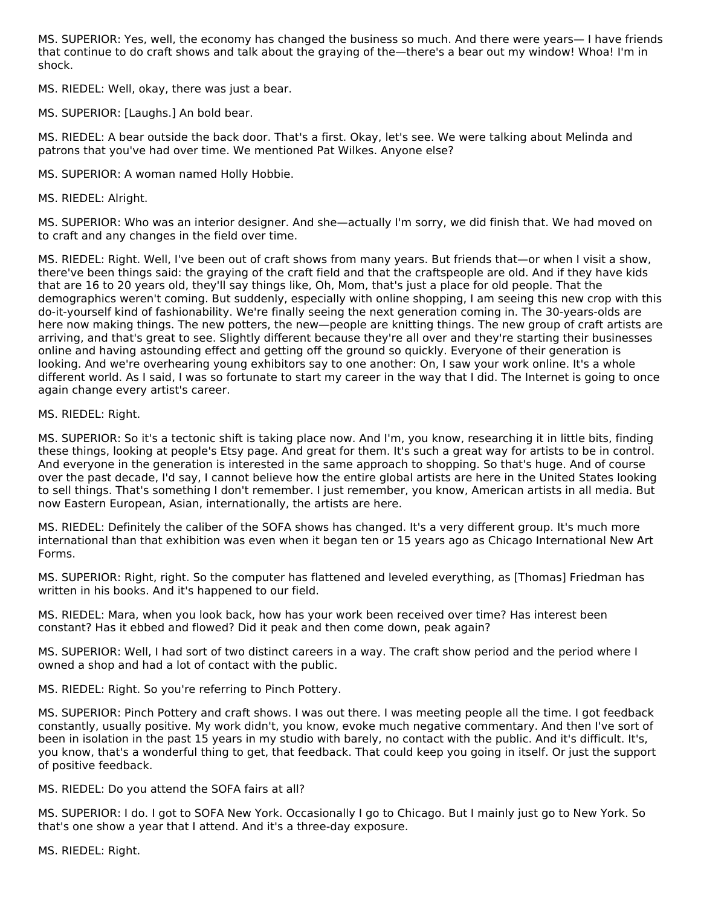MS. SUPERIOR: Yes, well, the economy has changed the business so much. And there were years— I have friends that continue to do craft shows and talk about the graying of the—there's a bear out my window! Whoa! I'm in shock.

MS. RIEDEL: Well, okay, there was just a bear.

MS. SUPERIOR: [Laughs.] An bold bear.

MS. RIEDEL: A bear outside the back door. That's a first. Okay, let's see. We were talking about Melinda and patrons that you've had over time. We mentioned Pat Wilkes. Anyone else?

MS. SUPERIOR: A woman named Holly Hobbie.

MS. RIEDEL: Alright.

MS. SUPERIOR: Who was an interior designer. And she—actually I'm sorry, we did finish that. We had moved on to craft and any changes in the field over time.

MS. RIEDEL: Right. Well, I've been out of craft shows from many years. But friends that—or when I visit a show, there've been things said: the graying of the craft field and that the craftspeople are old. And if they have kids that are 16 to 20 years old, they'll say things like, Oh, Mom, that's just a place for old people. That the demographics weren't coming. But suddenly, especially with online shopping, I am seeing this new crop with this do-it-yourself kind of fashionability. We're finally seeing the next generation coming in. The 30-years-olds are here now making things. The new potters, the new—people are knitting things. The new group of craft artists are arriving, and that's great to see. Slightly different because they're all over and they're starting their businesses online and having astounding effect and getting off the ground so quickly. Everyone of their generation is looking. And we're overhearing young exhibitors say to one another: On, I saw your work online. It's a whole different world. As I said, I was so fortunate to start my career in the way that I did. The Internet is going to once again change every artist's career.

MS. RIEDEL: Right.

MS. SUPERIOR: So it's a tectonic shift is taking place now. And I'm, you know, researching it in little bits, finding these things, looking at people's Etsy page. And great for them. It's such a great way for artists to be in control. And everyone in the generation is interested in the same approach to shopping. So that's huge. And of course over the past decade, I'd say, I cannot believe how the entire global artists are here in the United States looking to sell things. That's something I don't remember. I just remember, you know, American artists in all media. But now Eastern European, Asian, internationally, the artists are here.

MS. RIEDEL: Definitely the caliber of the SOFA shows has changed. It's a very different group. It's much more international than that exhibition was even when it began ten or 15 years ago as Chicago International New Art Forms.

MS. SUPERIOR: Right, right. So the computer has flattened and leveled everything, as [Thomas] Friedman has written in his books. And it's happened to our field.

MS. RIEDEL: Mara, when you look back, how has your work been received over time? Has interest been constant? Has it ebbed and flowed? Did it peak and then come down, peak again?

MS. SUPERIOR: Well, I had sort of two distinct careers in a way. The craft show period and the period where I owned a shop and had a lot of contact with the public.

MS. RIEDEL: Right. So you're referring to Pinch Pottery.

MS. SUPERIOR: Pinch Pottery and craft shows. I was out there. I was meeting people all the time. I got feedback constantly, usually positive. My work didn't, you know, evoke much negative commentary. And then I've sort of been in isolation in the past 15 years in my studio with barely, no contact with the public. And it's difficult. It's, you know, that's a wonderful thing to get, that feedback. That could keep you going in itself. Or just the support of positive feedback.

MS. RIEDEL: Do you attend the SOFA fairs at all?

MS. SUPERIOR: I do. I got to SOFA New York. Occasionally I go to Chicago. But I mainly just go to New York. So that's one show a year that I attend. And it's a three-day exposure.

MS. RIEDEL: Right.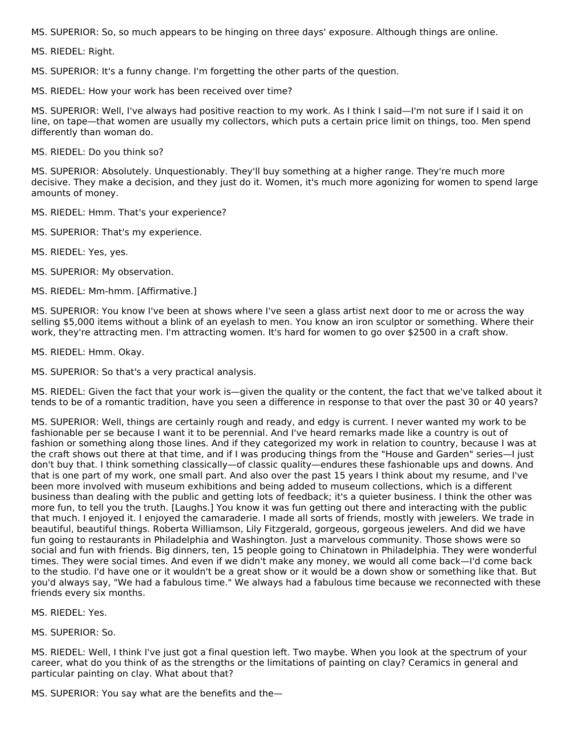MS. SUPERIOR: So, so much appears to be hinging on three days' exposure. Although things are online.

MS. RIEDEL: Right.

MS. SUPERIOR: It's a funny change. I'm forgetting the other parts of the question.

MS. RIEDEL: How your work has been received over time?

MS. SUPERIOR: Well, I've always had positive reaction to my work. As I think I said—I'm not sure if I said it on line, on tape—that women are usually my collectors, which puts a certain price limit on things, too. Men spend differently than woman do.

MS. RIEDEL: Do you think so?

MS. SUPERIOR: Absolutely. Unquestionably. They'll buy something at a higher range. They're much more decisive. They make a decision, and they just do it. Women, it's much more agonizing for women to spend large amounts of money.

MS. RIEDEL: Hmm. That's your experience?

MS. SUPERIOR: That's my experience.

MS. RIEDEL: Yes, yes.

MS. SUPERIOR: My observation.

MS. RIEDEL: Mm-hmm. [Affirmative.]

MS. SUPERIOR: You know I've been at shows where I've seen a glass artist next door to me or across the way selling $5,000 items without a blink of an eyelash to men. You know an iron sculptor or something. Where their work, they're attracting men. I'm attracting women. It's hard for women to go over $2500 in a craft show.

MS. RIEDEL: Hmm. Okay.

MS. SUPERIOR: So that's a very practical analysis.

MS. RIEDEL: Given the fact that your work is—given the quality or the content, the fact that we've talked about it tends to be of a romantic tradition, have you seen a difference in response to that over the past 30 or 40 years?

MS. SUPERIOR: Well, things are certainly rough and ready, and edgy is current. I never wanted my work to be fashionable per se because I want it to be perennial. And I've heard remarks made like a country is out of fashion or something along those lines. And if they categorized my work in relation to country, because I was at the craft shows out there at that time, and if I was producing things from the "House and Garden" series—I just don't buy that. I think something classically—of classic quality—endures these fashionable ups and downs. And that is one part of my work, one small part. And also over the past 15 years I think about my resume, and I've been more involved with museum exhibitions and being added to museum collections, which is a different business than dealing with the public and getting lots of feedback; it's a quieter business. I think the other was more fun, to tell you the truth. [Laughs.] You know it was fun getting out there and interacting with the public that much. I enjoyed it. I enjoyed the camaraderie. I made all sorts of friends, mostly with jewelers. We trade in beautiful, beautiful things. Roberta Williamson, Lily Fitzgerald, gorgeous, gorgeous jewelers. And did we have fun going to restaurants in Philadelphia and Washington. Just a marvelous community. Those shows were so social and fun with friends. Big dinners, ten, 15 people going to Chinatown in Philadelphia. They were wonderful times. They were social times. And even if we didn't make any money, we would all come back—I'd come back to the studio. I'd have one or it wouldn't be a great show or it would be a down show or something like that. But you'd always say, "We had a fabulous time." We always had a fabulous time because we reconnected with these friends every six months.

MS. RIEDEL: Yes.

MS. SUPERIOR: So.

MS. RIEDEL: Well, I think I've just got a final question left. Two maybe. When you look at the spectrum of your career, what do you think of as the strengths or the limitations of painting on clay? Ceramics in general and particular painting on clay. What about that?

MS. SUPERIOR: You say what are the benefits and the—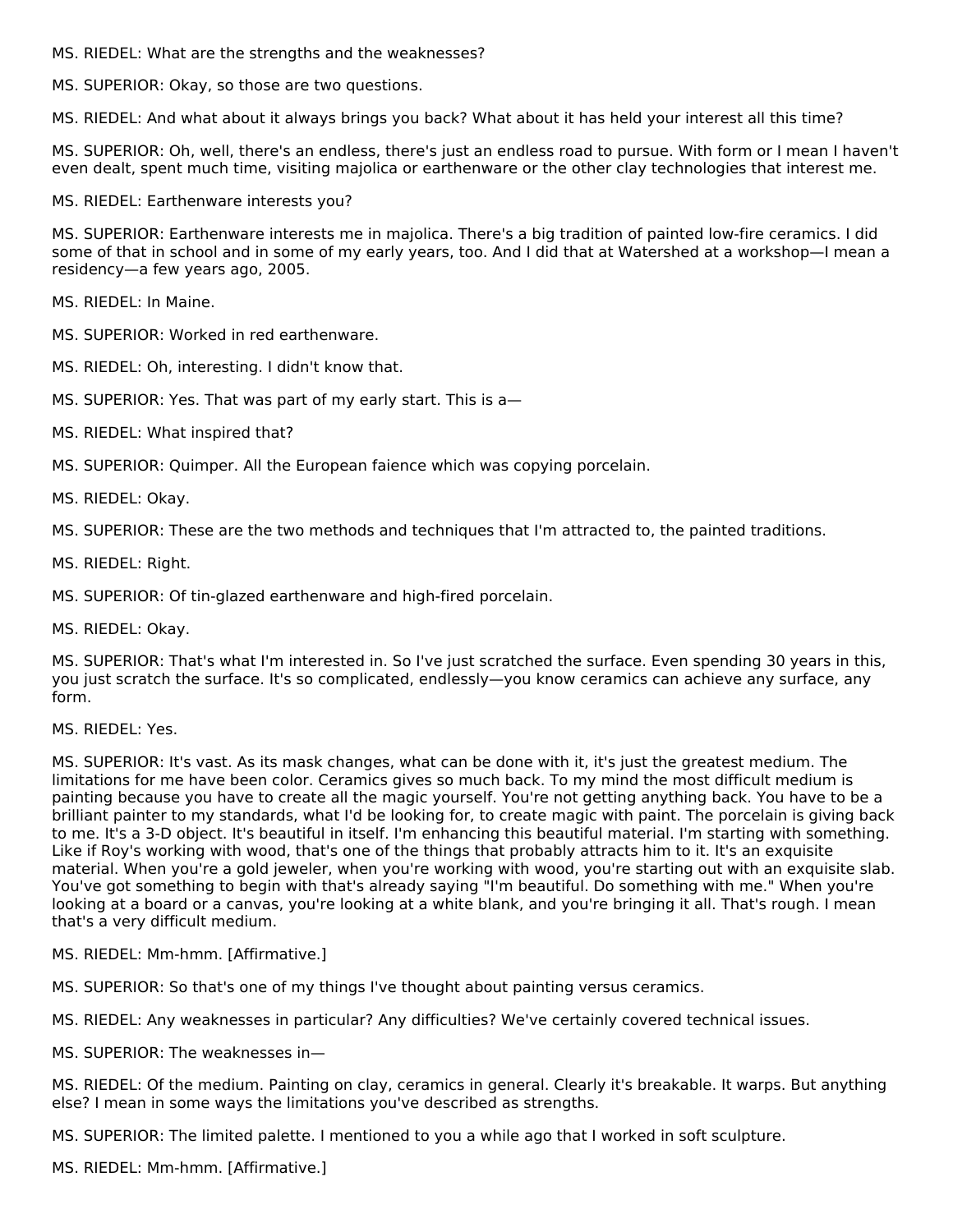MS. RIEDEL: What are the strengths and the weaknesses?

MS. SUPERIOR: Okay, so those are two questions.

MS. RIEDEL: And what about it always brings you back? What about it has held your interest all this time?

MS. SUPERIOR: Oh, well, there's an endless, there's just an endless road to pursue. With form or I mean I haven't even dealt, spent much time, visiting majolica or earthenware or the other clay technologies that interest me.

MS. RIEDEL: Earthenware interests you?

MS. SUPERIOR: Earthenware interests me in majolica. There's a big tradition of painted low-fire ceramics. I did some of that in school and in some of my early years, too. And I did that at Watershed at a workshop—I mean a residency—a few years ago, 2005.

MS. RIEDEL: In Maine.

MS. SUPERIOR: Worked in red earthenware.

MS. RIEDEL: Oh, interesting. I didn't know that.

MS. SUPERIOR: Yes. That was part of my early start. This is a—

MS. RIEDEL: What inspired that?

MS. SUPERIOR: Quimper. All the European faience which was copying porcelain.

MS. RIEDEL: Okay.

MS. SUPERIOR: These are the two methods and techniques that I'm attracted to, the painted traditions.

MS. RIEDEL: Right.

MS. SUPERIOR: Of tin-glazed earthenware and high-fired porcelain.

MS. RIEDEL: Okay.

MS. SUPERIOR: That's what I'm interested in. So I've just scratched the surface. Even spending 30 years in this, you just scratch the surface. It's so complicated, endlessly—you know ceramics can achieve any surface, any form.

MS. RIEDEL: Yes.

MS. SUPERIOR: It's vast. As its mask changes, what can be done with it, it's just the greatest medium. The limitations for me have been color. Ceramics gives so much back. To my mind the most difficult medium is painting because you have to create all the magic yourself. You're not getting anything back. You have to be a brilliant painter to my standards, what I'd be looking for, to create magic with paint. The porcelain is giving back to me. It's a 3-D object. It's beautiful in itself. I'm enhancing this beautiful material. I'm starting with something. Like if Roy's working with wood, that's one of the things that probably attracts him to it. It's an exquisite material. When you're a gold jeweler, when you're working with wood, you're starting out with an exquisite slab. You've got something to begin with that's already saying "I'm beautiful. Do something with me." When you're looking at a board or a canvas, you're looking at a white blank, and you're bringing it all. That's rough. I mean that's a very difficult medium.

MS. RIEDEL: Mm-hmm. [Affirmative.]

MS. SUPERIOR: So that's one of my things I've thought about painting versus ceramics.

MS. RIEDEL: Any weaknesses in particular? Any difficulties? We've certainly covered technical issues.

MS. SUPERIOR: The weaknesses in—

MS. RIEDEL: Of the medium. Painting on clay, ceramics in general. Clearly it's breakable. It warps. But anything else? I mean in some ways the limitations you've described as strengths.

MS. SUPERIOR: The limited palette. I mentioned to you a while ago that I worked in soft sculpture.

MS. RIEDEL: Mm-hmm. [Affirmative.]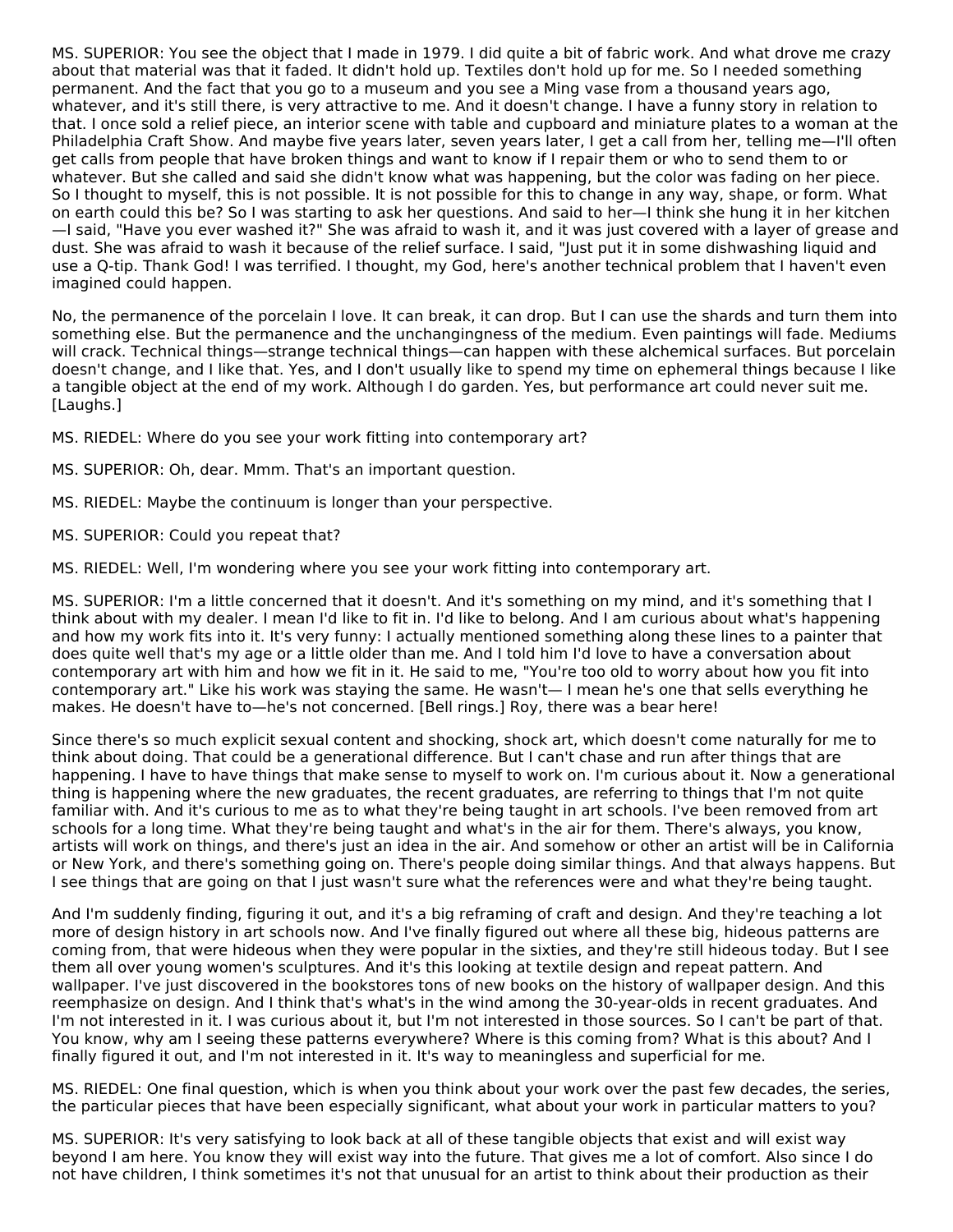MS. SUPERIOR: You see the object that I made in 1979. I did quite a bit of fabric work. And what drove me crazy about that material was that it faded. It didn't hold up. Textiles don't hold up for me. So I needed something permanent. And the fact that you go to a museum and you see a Ming vase from a thousand years ago, whatever, and it's still there, is very attractive to me. And it doesn't change. I have a funny story in relation to that. I once sold a relief piece, an interior scene with table and cupboard and miniature plates to a woman at the Philadelphia Craft Show. And maybe five years later, seven years later, I get a call from her, telling me—I'll often get calls from people that have broken things and want to know if I repair them or who to send them to or whatever. But she called and said she didn't know what was happening, but the color was fading on her piece. So I thought to myself, this is not possible. It is not possible for this to change in any way, shape, or form. What on earth could this be? So I was starting to ask her questions. And said to her—I think she hung it in her kitchen—I said, "Have you ever washed it?" She was afraid to wash it, and it was just covered with a layer of grease and dust. She was afraid to wash it because of the relief surface. I said, "Just put it in some dishwashing liquid and use a Q-tip. Thank God! I was terrified. I thought, my God, here's another technical problem that I haven't even imagined could happen.

No, the permanence of the porcelain I love. It can break, it can drop. But I can use the shards and turn them into something else. But the permanence and the unchangingness of the medium. Even paintings will fade. Mediums will crack. Technical things—strange technical things—can happen with these alchemical surfaces. But porcelain doesn't change, and I like that. Yes, and I don't usually like to spend my time on ephemeral things because I like a tangible object at the end of my work. Although I do garden. Yes, but performance art could never suit me. [Laughs.]

MS. RIEDEL: Where do you see your work fitting into contemporary art?

MS. SUPERIOR: Oh, dear. Mmm. That's an important question.

MS. RIEDEL: Maybe the continuum is longer than your perspective.

MS. SUPERIOR: Could you repeat that?

MS. RIEDEL: Well, I'm wondering where you see your work fitting into contemporary art.

MS. SUPERIOR: I'm a little concerned that it doesn't. And it's something on my mind, and it's something that I think about with my dealer. I mean I'd like to fit in. I'd like to belong. And I am curious about what's happening and how my work fits into it. It's very funny: I actually mentioned something along these lines to a painter that does quite well that's my age or a little older than me. And I told him I'd love to have a conversation about contemporary art with him and how we fit in it. He said to me, "You're too old to worry about how you fit into contemporary art." Like his work was staying the same. He wasn't— I mean he's one that sells everything he makes. He doesn't have to—he's not concerned. [Bell rings.] Roy, there was a bear here!

Since there's so much explicit sexual content and shocking, shock art, which doesn't come naturally for me to think about doing. That could be a generational difference. But I can't chase and run after things that are happening. I have to have things that make sense to myself to work on. I'm curious about it. Now a generational thing is happening where the new graduates, the recent graduates, are referring to things that I'm not quite familiar with. And it's curious to me as to what they're being taught in art schools. I've been removed from art schools for a long time. What they're being taught and what's in the air for them. There's always, you know, artists will work on things, and there's just an idea in the air. And somehow or other an artist will be in California or New York, and there's something going on. There's people doing similar things. And that always happens. But I see things that are going on that I just wasn't sure what the references were and what they're being taught.

And I'm suddenly finding, figuring it out, and it's a big reframing of craft and design. And they're teaching a lot more of design history in art schools now. And I've finally figured out where all these big, hideous patterns are coming from, that were hideous when they were popular in the sixties, and they're still hideous today. But I see them all over young women's sculptures. And it's this looking at textile design and repeat pattern. And wallpaper. I've just discovered in the bookstores tons of new books on the history of wallpaper design. And this reemphasize on design. And I think that's what's in the wind among the 30-year-olds in recent graduates. And I'm not interested in it. I was curious about it, but I'm not interested in those sources. So I can't be part of that. You know, why am I seeing these patterns everywhere? Where is this coming from? What is this about? And I finally figured it out, and I'm not interested in it. It's way to meaningless and superficial for me.

MS. RIEDEL: One final question, which is when you think about your work over the past few decades, the series, the particular pieces that have been especially significant, what about your work in particular matters to you?

MS. SUPERIOR: It's very satisfying to look back at all of these tangible objects that exist and will exist way beyond I am here. You know they will exist way into the future. That gives me a lot of comfort. Also since I do not have children, I think sometimes it's not that unusual for an artist to think about their production as their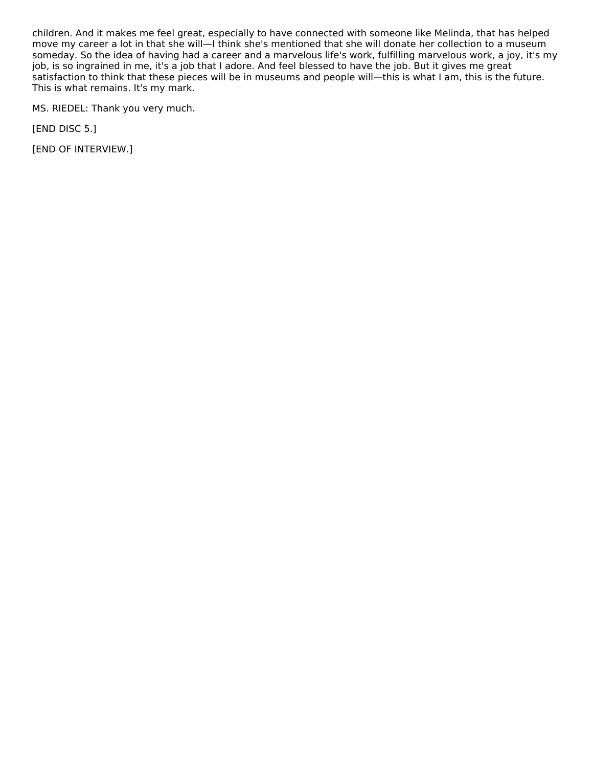children. And it makes me feel great, especially to have connected with someone like Melinda, that has helped move my career a lot in that she will—I think she's mentioned that she will donate her collection to a museum someday. So the idea of having had a career and a marvelous life's work, fulfilling marvelous work, a joy, it's my job, is so ingrained in me, it's a job that I adore. And feel blessed to have the job. But it gives me great satisfaction to think that these pieces will be in museums and people will—this is what I am, this is the future. This is what remains. It's my mark.

MS. RIEDEL: Thank you very much.

[END DISC 5.]

[END OF INTERVIEW.]